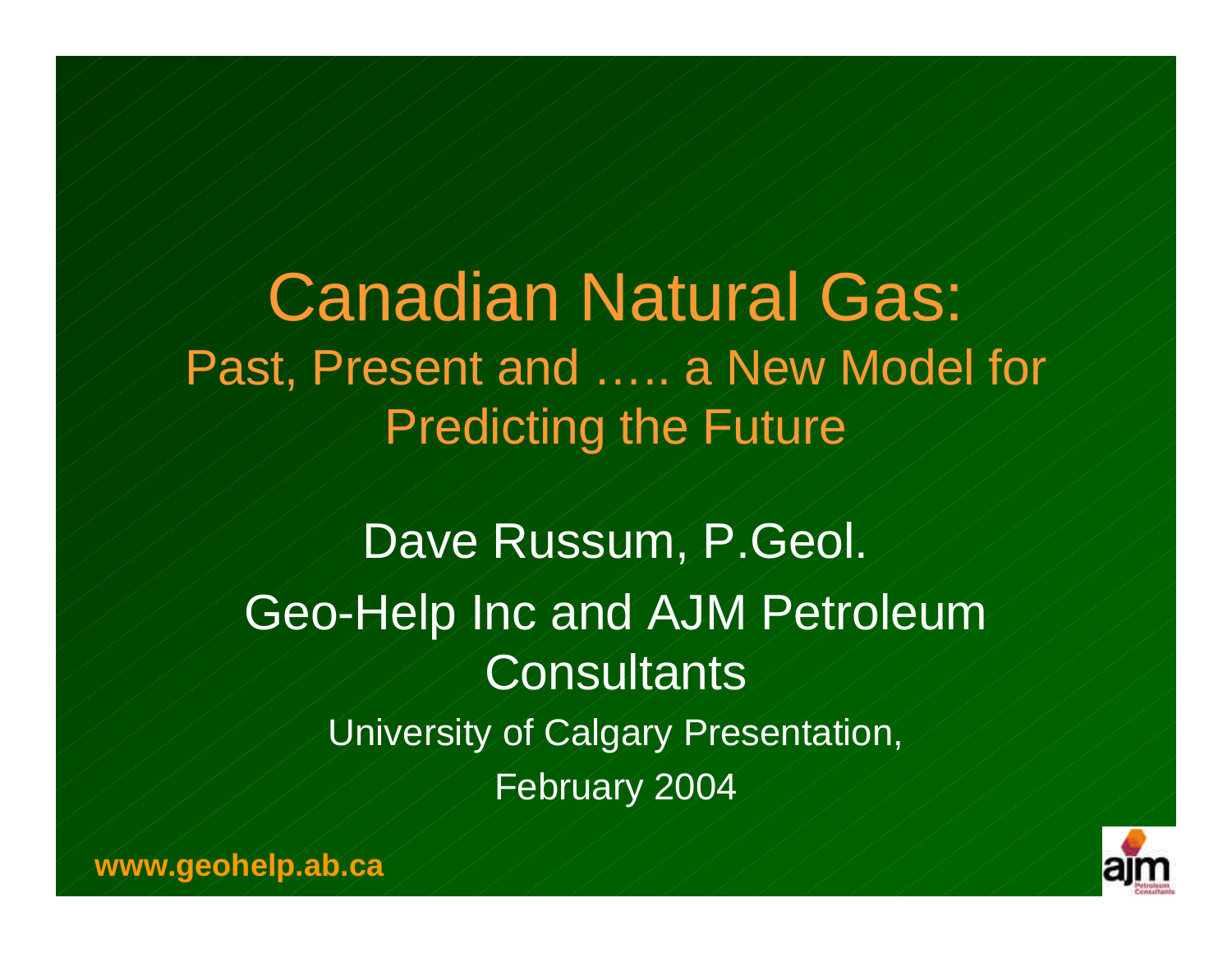# Canadian Natural Gas:

## Past, Present and ….. a New Model for Predicting the Future

Dave Russum, P.Geol.

Geo-Help Inc and AJM Petroleum Consultants

University of Calgary Presentation,

February 2004

**www.geohelp.ab.ca**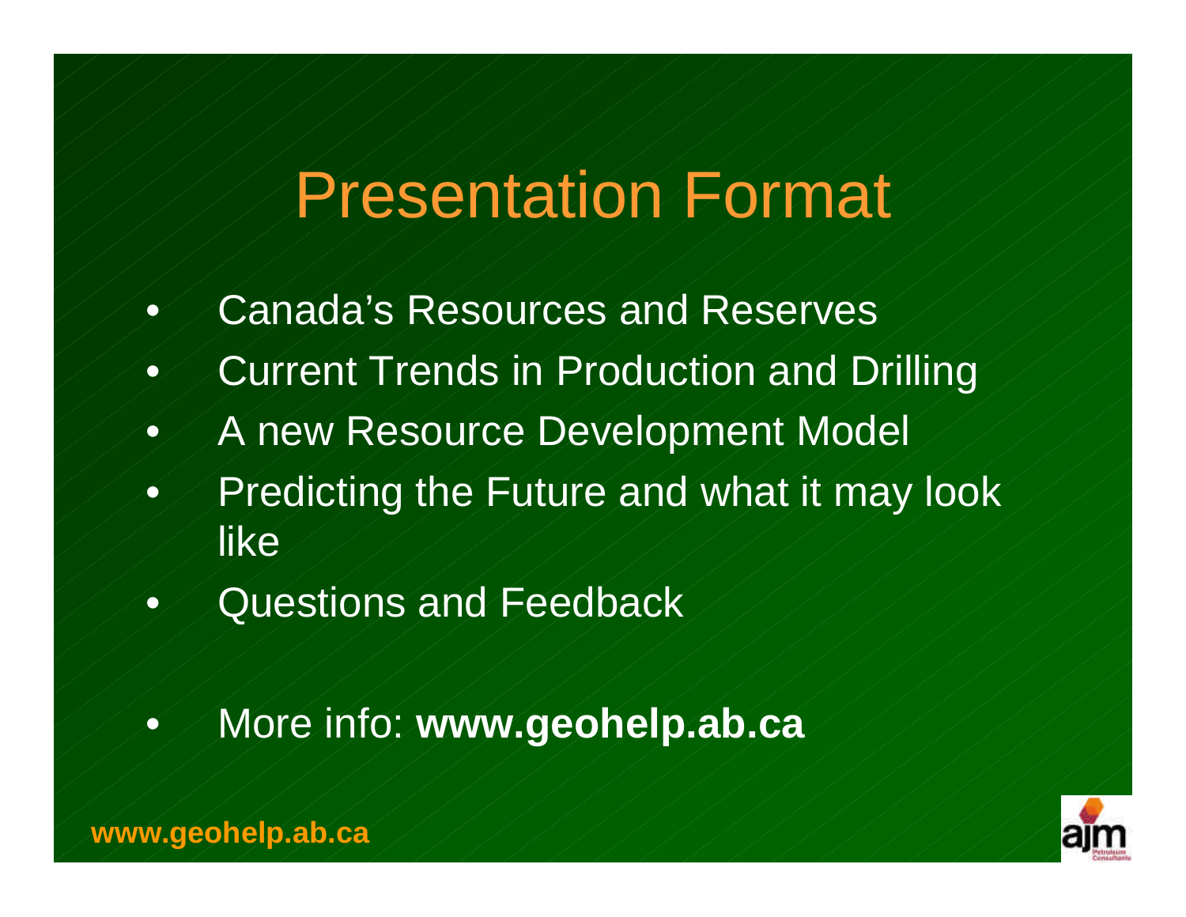# Presentation Format

- Canada's Resources and Reserves
- Current Trends in Production and Drilling
- A new Resource Development Model
- Predicting the Future and what it may look like
- Questions and Feedback

- More info: **www.geohelp.ab.ca**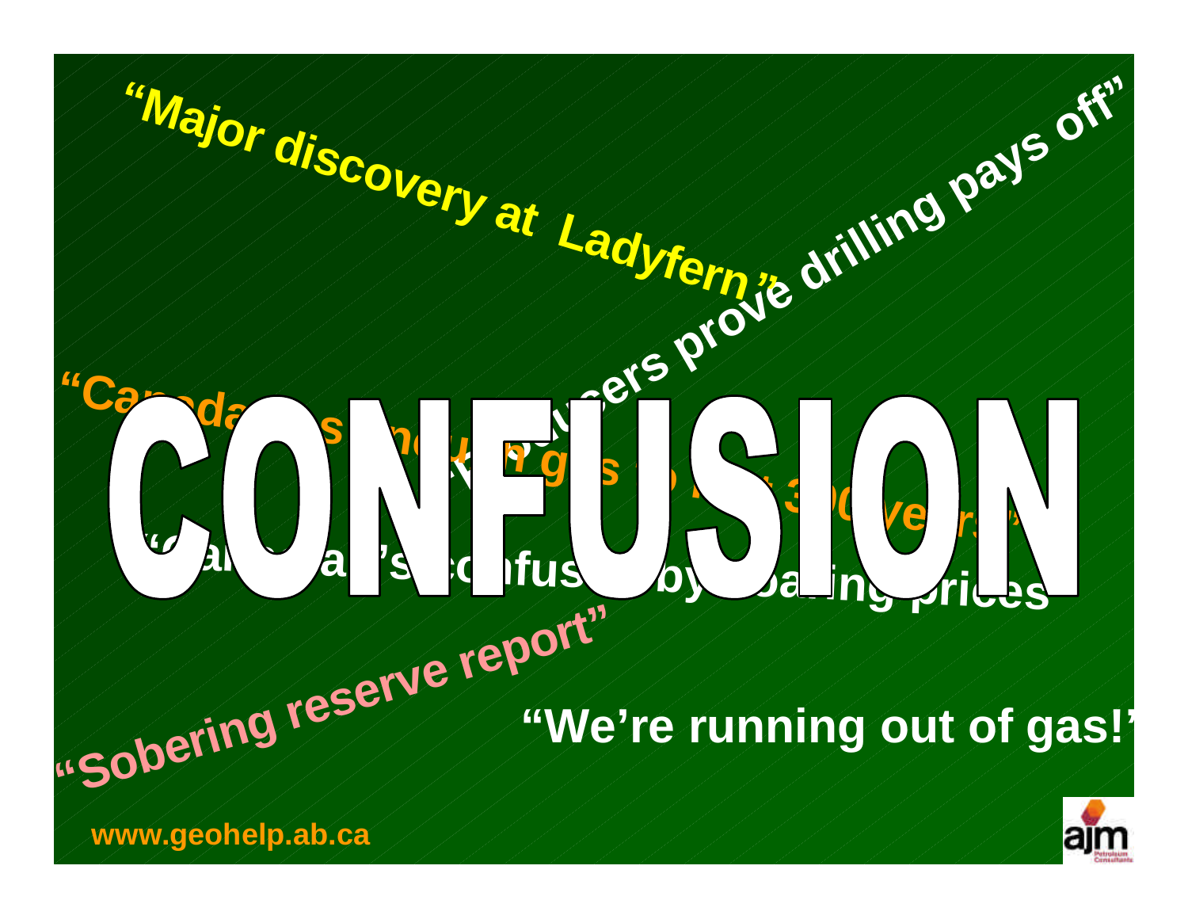"Major discovery at Ladyfern"

"Producers prove drilling pays off"

"Canada has enough gas to last 300 years"

"Canada's confused by soaring prices"

# CONFUSION

"Sobering reserve report"

"We're running out of gas!"

www.geohelp.ab.ca

ajm Petroleum Consultants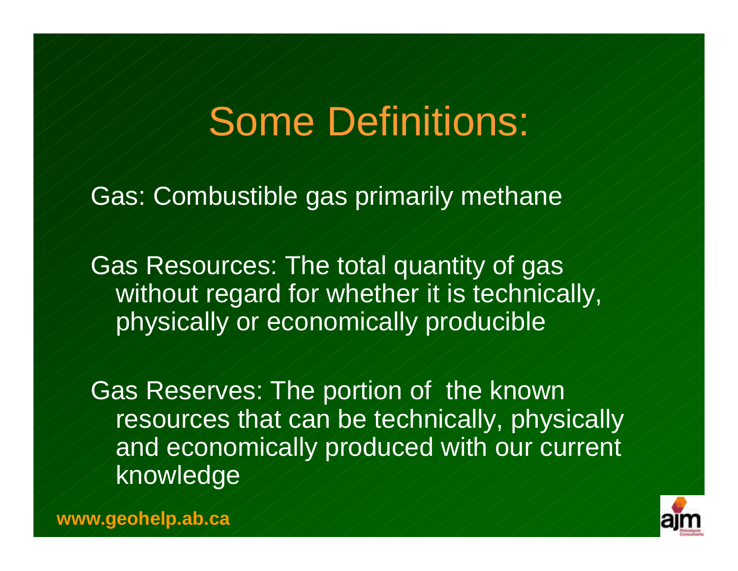# Some Definitions:

Gas: Combustible gas primarily methane

Gas Resources: The total quantity of gas without regard for whether it is technically, physically or economically producible

Gas Reserves: The portion of the known resources that can be technically, physically and economically produced with our current knowledge

www.geohelp.ab.ca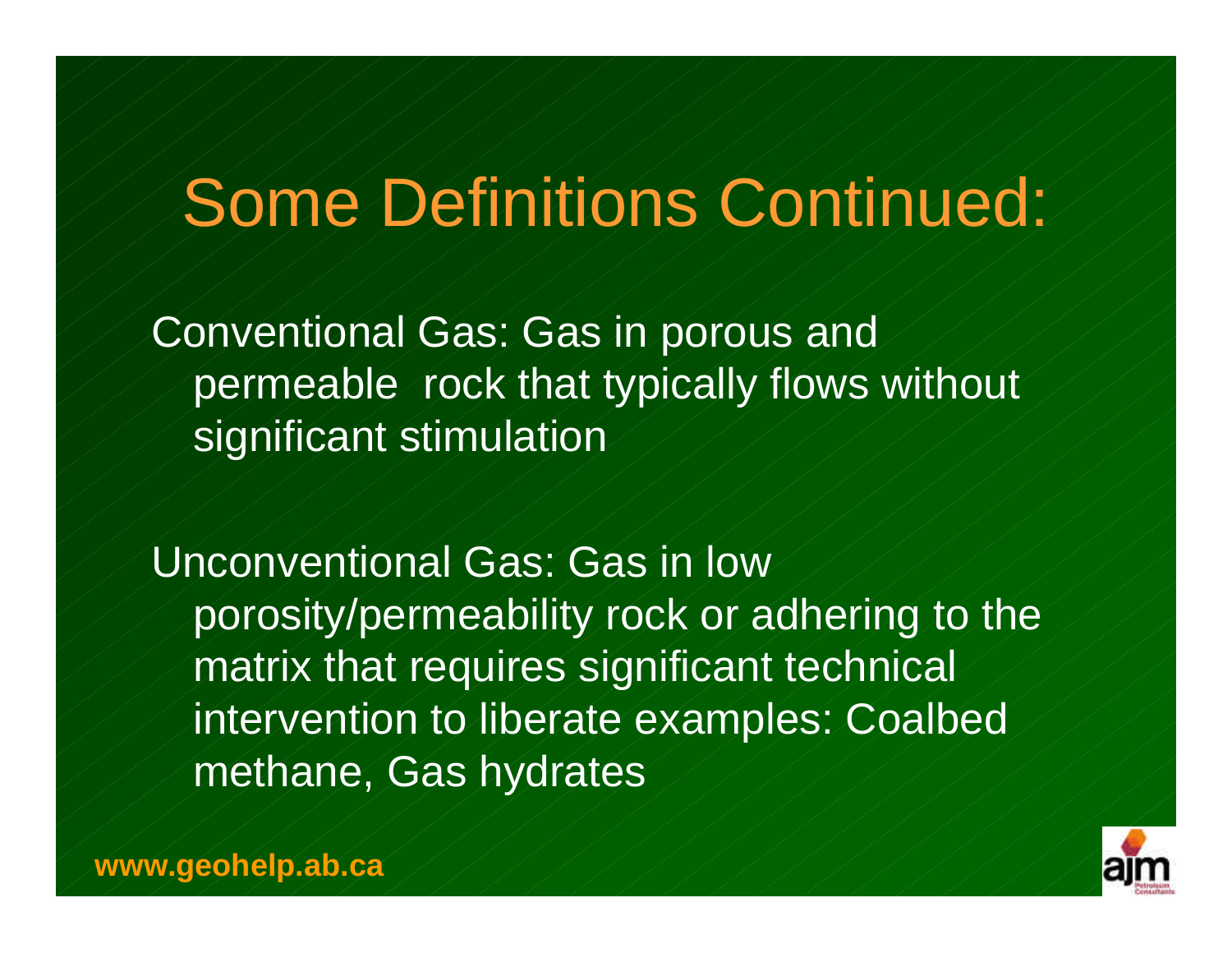# Some Definitions Continued:

Conventional Gas: Gas in porous and permeable rock that typically flows without significant stimulation

Unconventional Gas: Gas in low porosity/permeability rock or adhering to the matrix that requires significant technical intervention to liberate examples: Coalbed methane, Gas hydrates

**www.geohelp.ab.ca**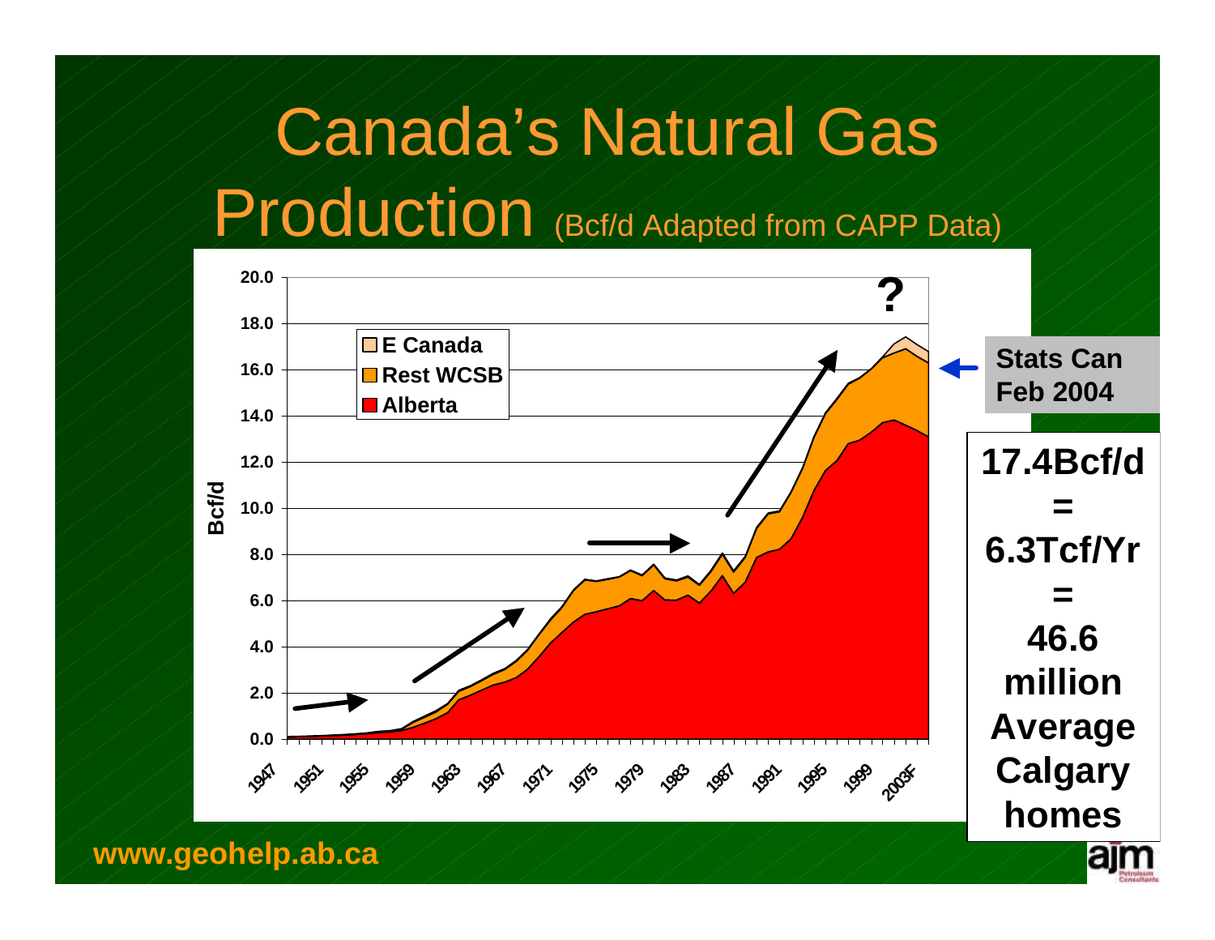# Canada's Natural Gas Production (Bcf/d Adapted from CAPP Data)

Stats Can Feb 2004

**17.4Bcf/d = 6.3Tcf/Yr = 46.6 million Average Calgary homes**

www.geohelp.ab.ca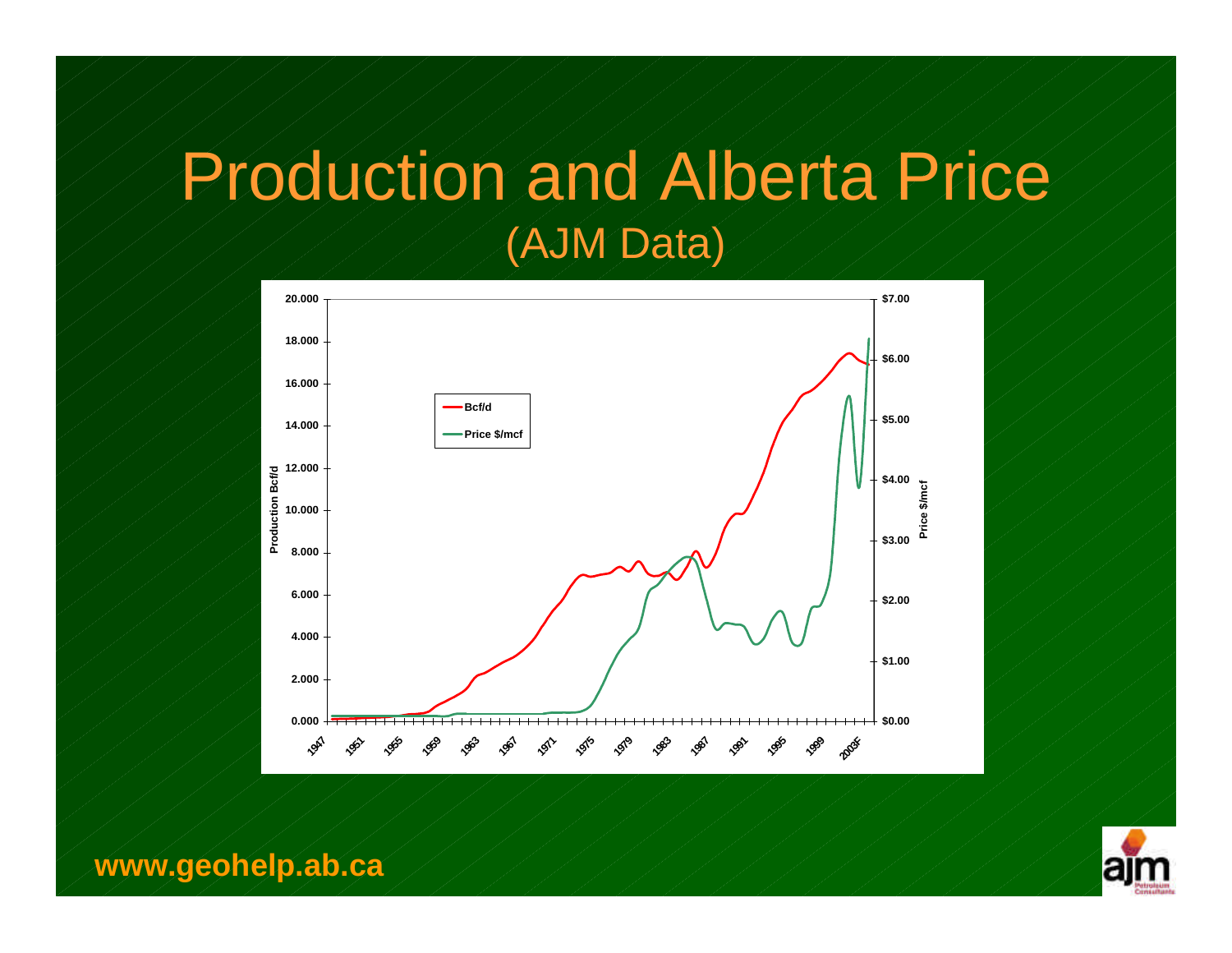# Production and Alberta Price

## (AJM Data)

www.geohelp.ab.ca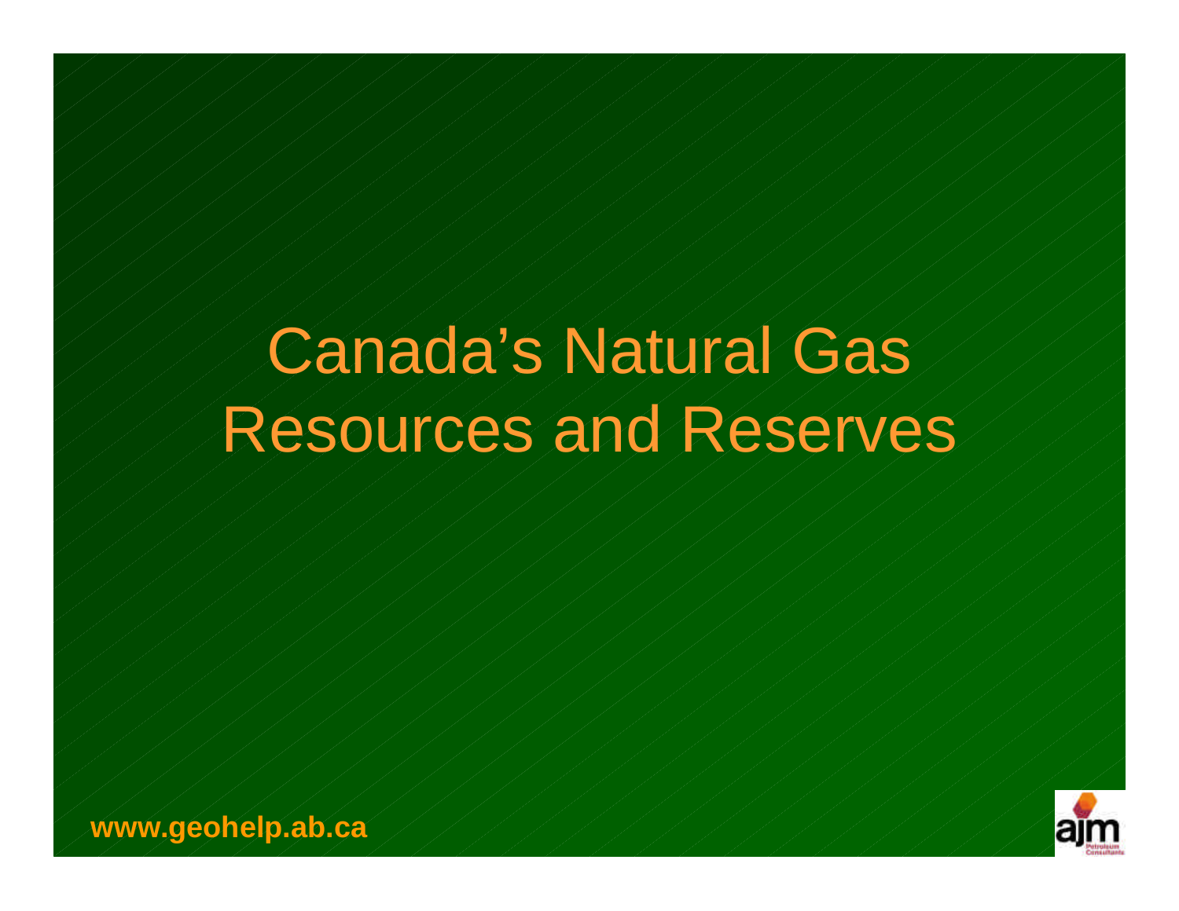# Canada's Natural Gas Resources and Reserves

www.geohelp.ab.ca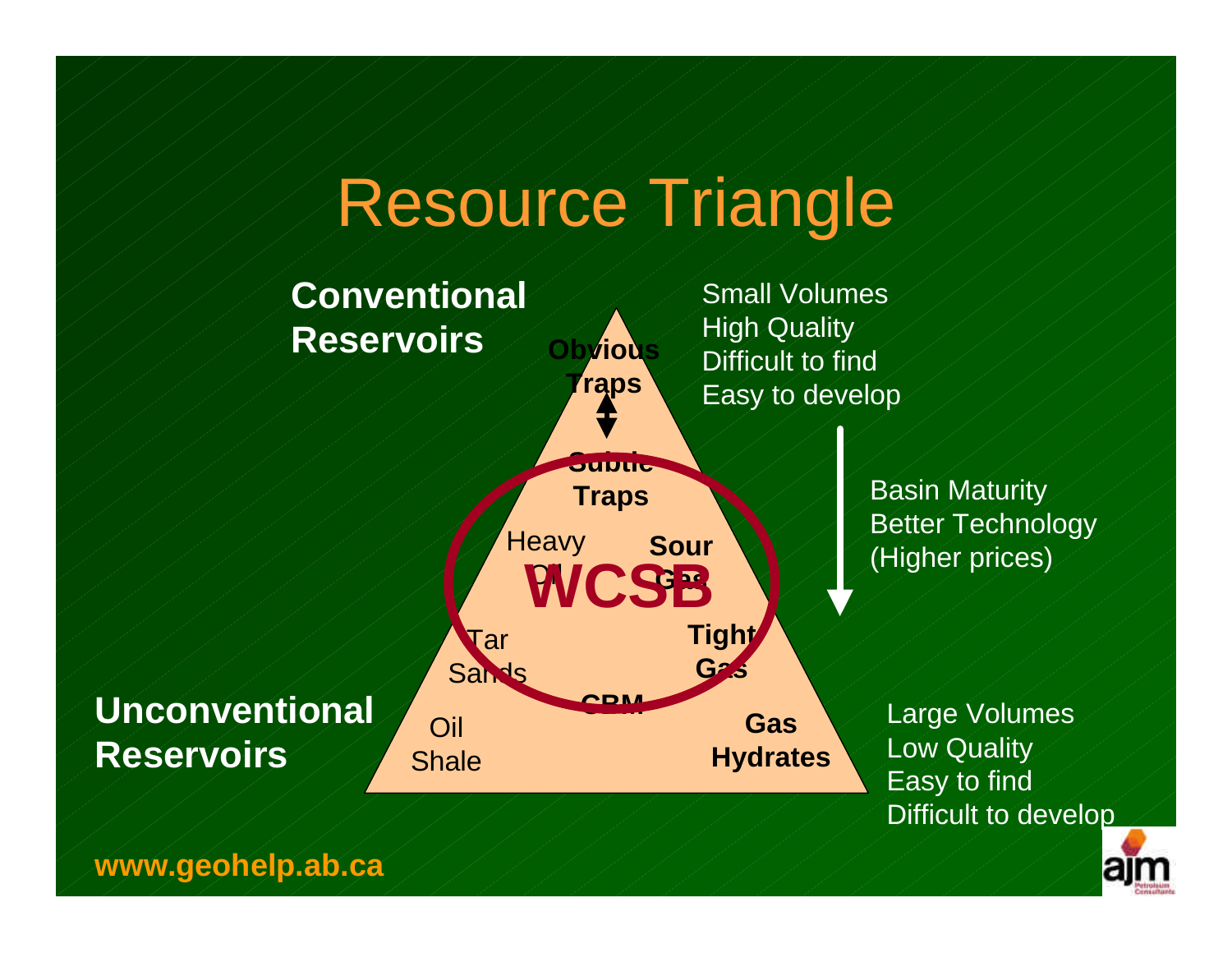# Resource Triangle

**Conventional Reservoirs**

Small Volumes
High Quality
Difficult to find
Easy to develop

**Obvious Traps**

**Subtle Traps**

Heavy Oil

**Sour Gas**

**WCSB**

Tar Sands

**Tight Gas**

**CBM**

Oil Shale

**Gas Hydrates**

Basin Maturity
Better Technology
(Higher prices)

**Unconventional Reservoirs**

Large Volumes
Low Quality
Easy to find
Difficult to develop

**www.geohelp.ab.ca**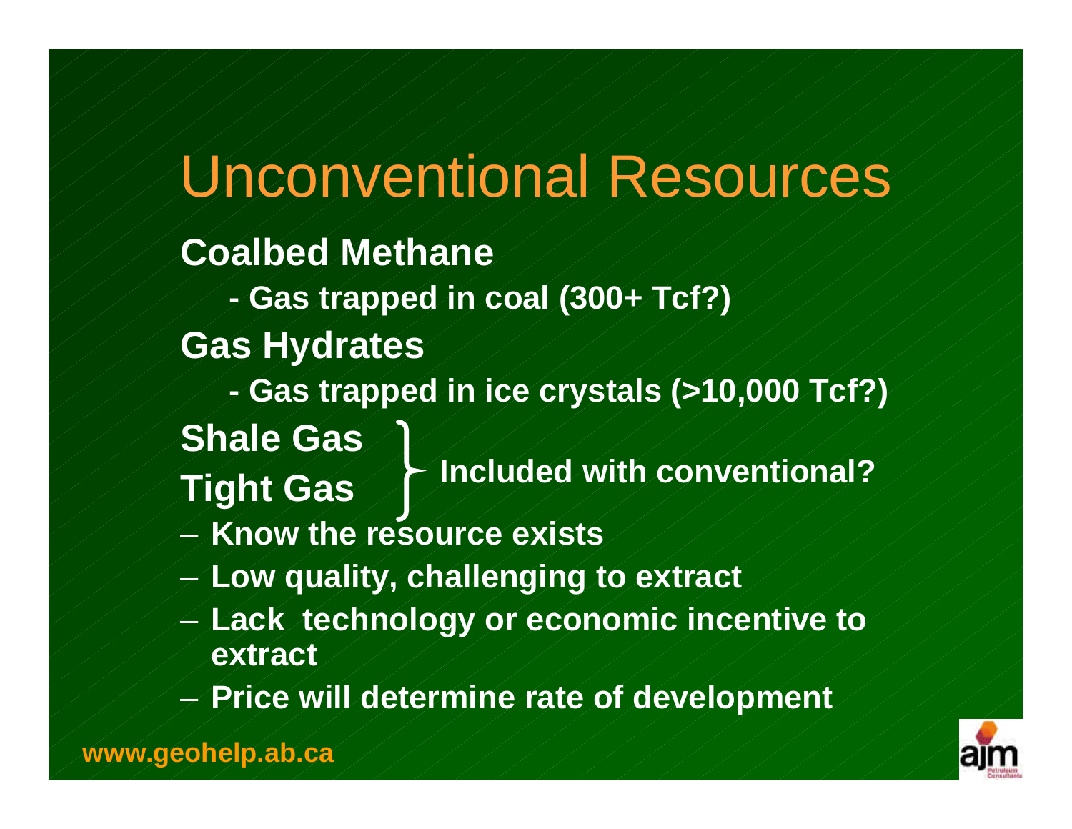# Unconventional Resources

**Coalbed Methane**

- **Gas trapped in coal (300+ Tcf?)**

**Gas Hydrates**

- **Gas trapped in ice crystals (>10,000 Tcf?)**

**Shale Gas**
**Tight Gas**
} **Included with conventional?**

- **Know the resource exists**
- **Low quality, challenging to extract**
- **Lack technology or economic incentive to extract**
- **Price will determine rate of development**

**www.geohelp.ab.ca**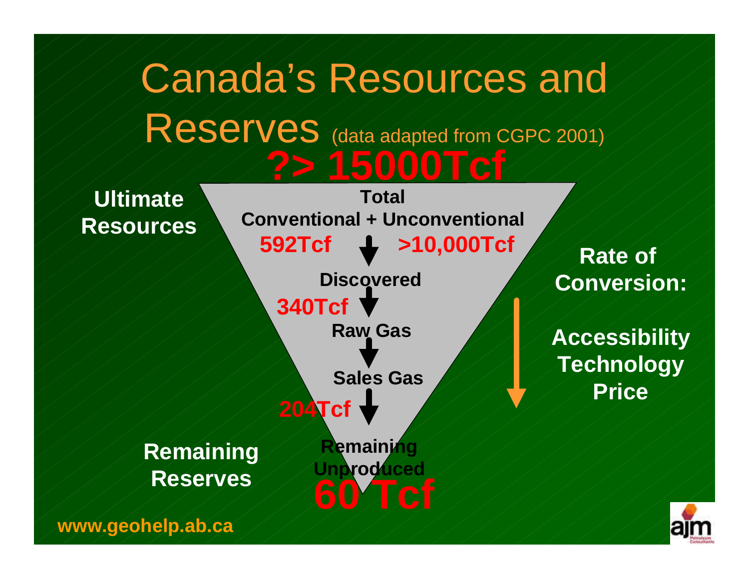# Canada's Resources and Reserves (data adapted from CGPC 2001)

**?> 15000Tcf**

**Ultimate Resources**

**Total**

**Conventional + Unconventional**

**592Tcf** ↓ **>10,000Tcf**

**Discovered**

**340Tcf** ↓

**Raw Gas**

↓

**Sales Gas**

**204Tcf** ↓

**Remaining Unproduced**

**60 Tcf**

**Remaining Reserves**

**Rate of Conversion:**

**Accessibility**
**Technology**
**Price**

**www.geohelp.ab.ca**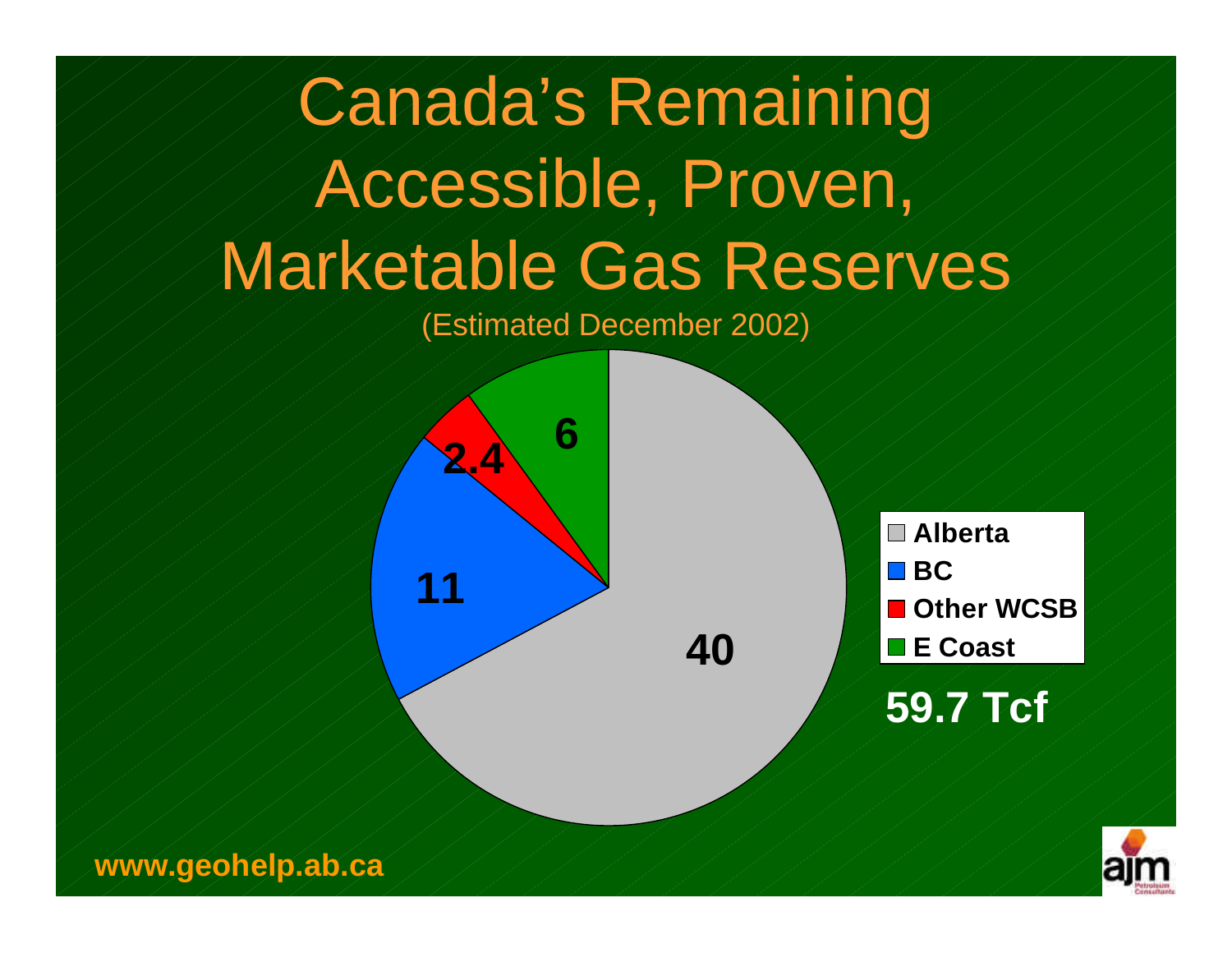# Canada's Remaining Accessible, Proven, Marketable Gas Reserves

(Estimated December 2002)

| Region | Reserves (Tcf) |
|---|---|
| Alberta | 40 |
| BC | 11 |
| Other WCSB | 2.4 |
| E Coast | 6 |

**59.7 Tcf**

**www.geohelp.ab.ca**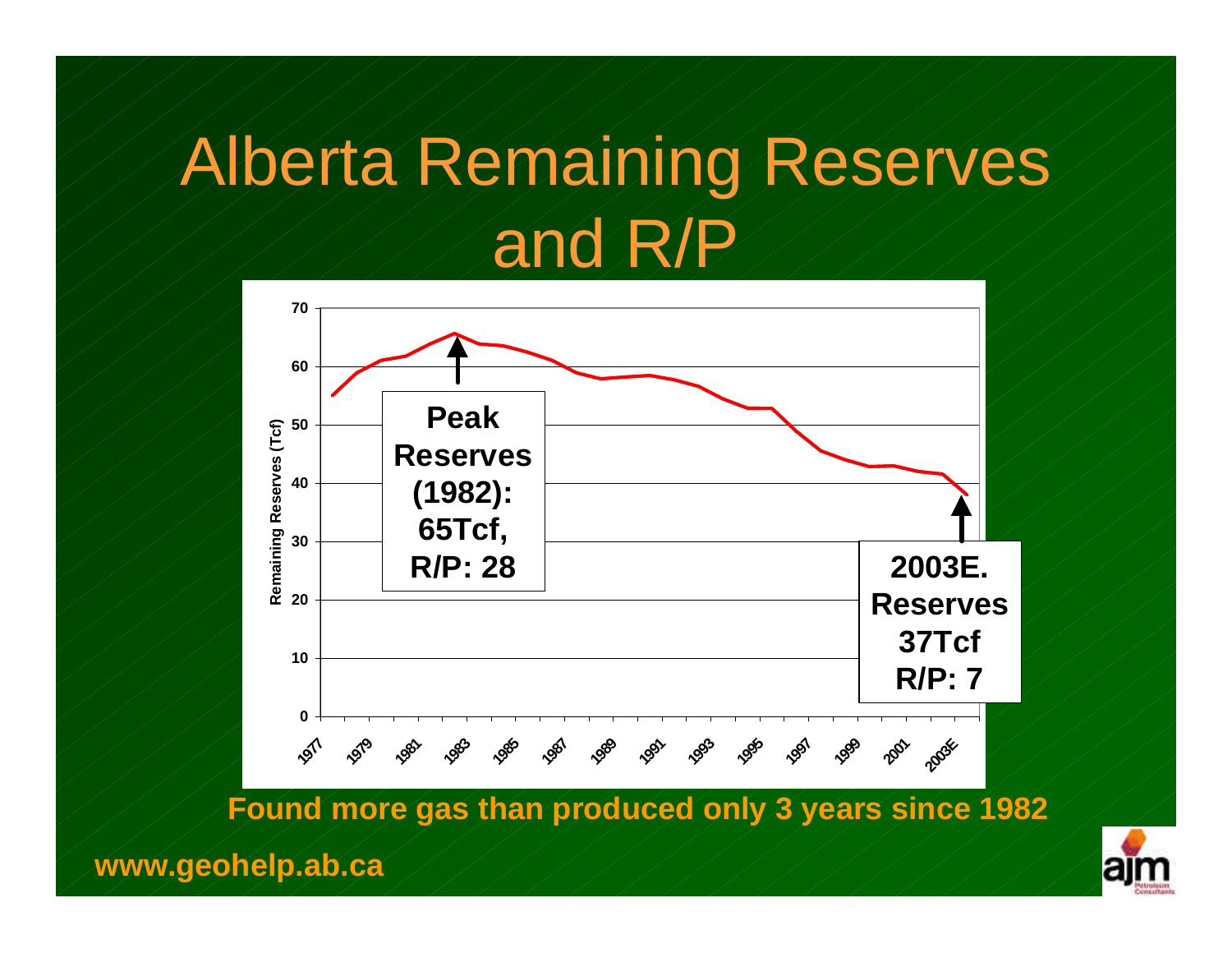# Alberta Remaining Reserves and R/P

**Found more gas than produced only 3 years since 1982**

**www.geohelp.ab.ca**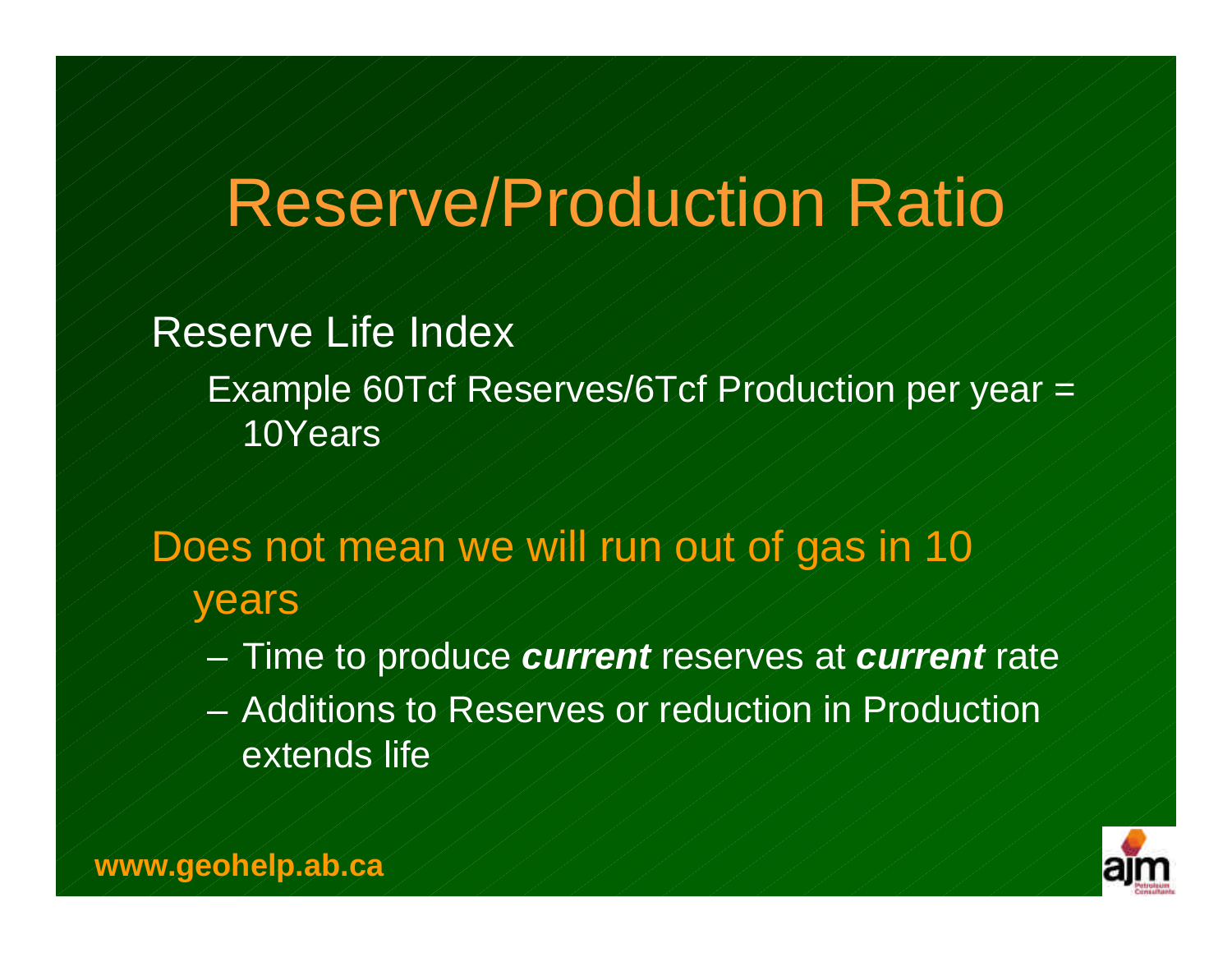# Reserve/Production Ratio

Reserve Life Index

Example 60Tcf Reserves/6Tcf Production per year = 10Years

Does not mean we will run out of gas in 10 years

- Time to produce ***current*** reserves at ***current*** rate
- Additions to Reserves or reduction in Production extends life

**www.geohelp.ab.ca**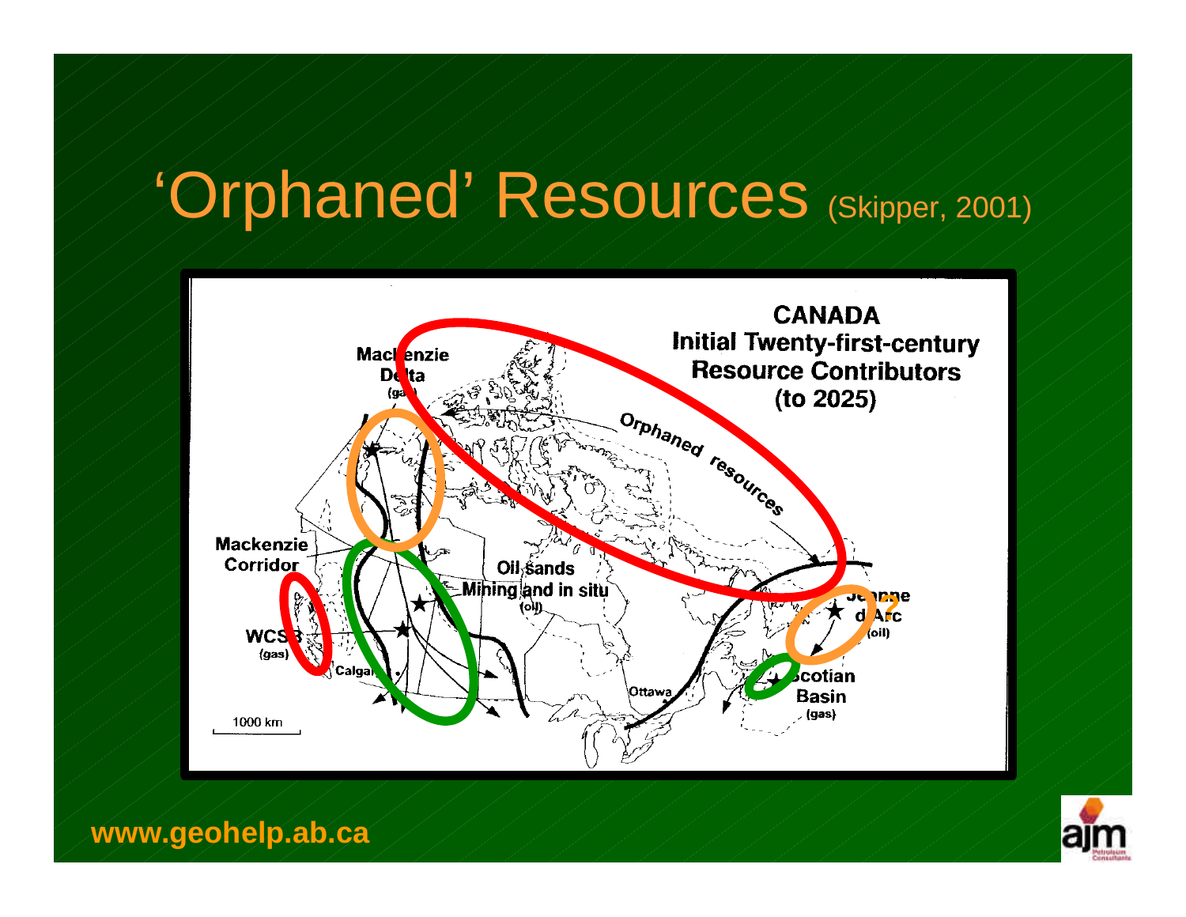# 'Orphaned' Resources (Skipper, 2001)

CANADA
Initial Twenty-first-century
Resource Contributors
(to 2025)

Mackenzie Delta (gas)

Orphaned resources

Mackenzie Corridor

Oil sands
Mining and in situ
(oil)

WCSB (gas)

Calgary

Ottawa

Jeanne d'Arc (oil)

Scotian Basin (gas)

1000 km

www.geohelp.ab.ca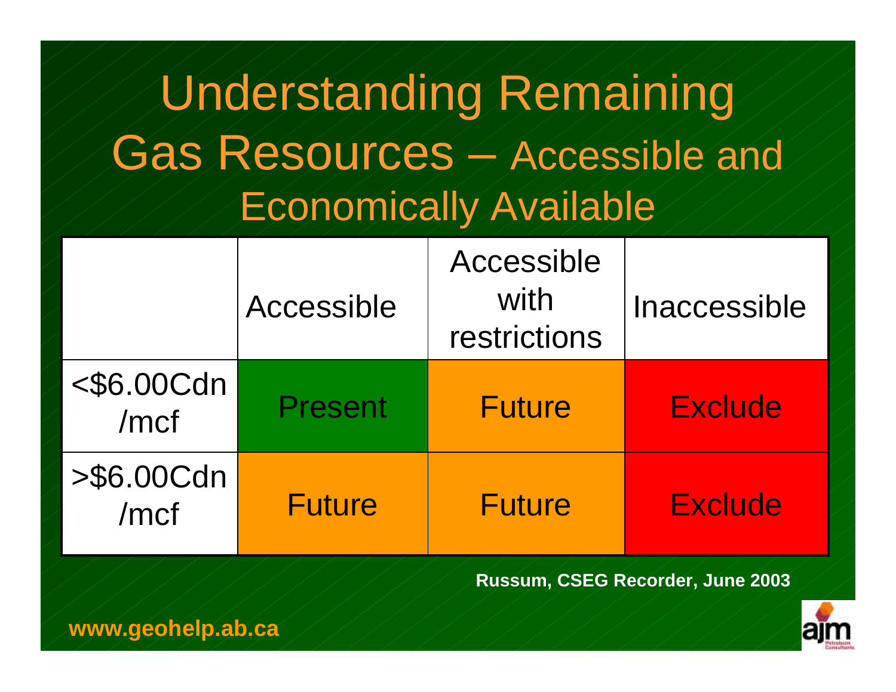# Understanding Remaining Gas Resources – Accessible and Economically Available

| | Accessible | Accessible with restrictions | Inaccessible |
|---|---|---|---|
| <$6.00Cdn /mcf | Present | Future | Exclude |
| >$6.00Cdn /mcf | Future | Future | Exclude |

**Russum, CSEG Recorder, June 2003**

**www.geohelp.ab.ca**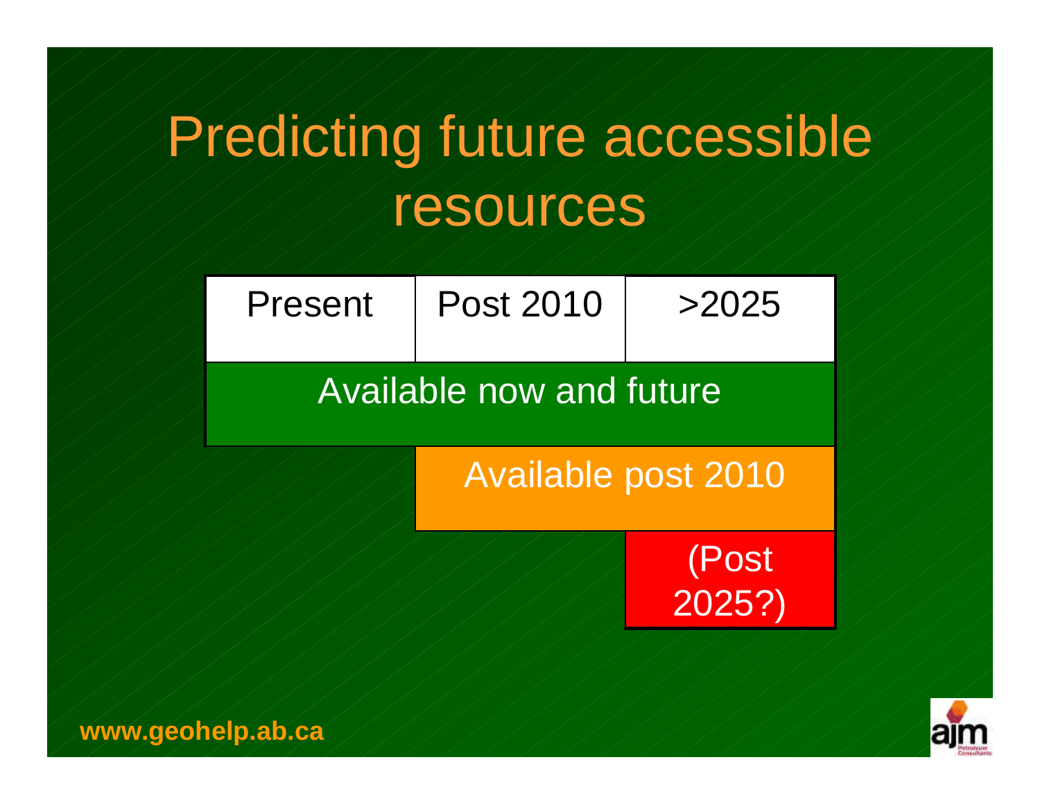# Predicting future accessible resources

| Present | Post 2010 | >2025 |
|---|---|---|
| Available now and future | | |
| | Available post 2010 | |
| | | (Post 2025?) |

**www.geohelp.ab.ca**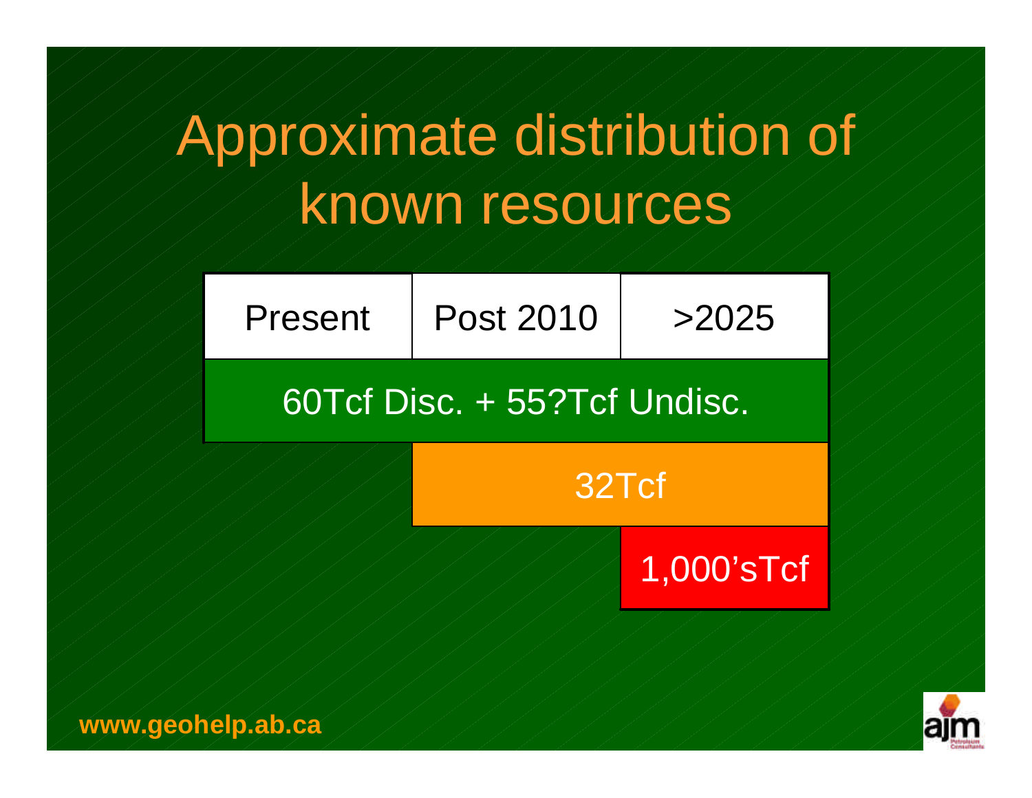# Approximate distribution of known resources

| Present | Post 2010 | >2025 |
|---|---|---|
| 60Tcf Disc. + 55?Tcf Undisc. | | |
| | 32Tcf | |
| | | 1,000'sTcf |

www.geohelp.ab.ca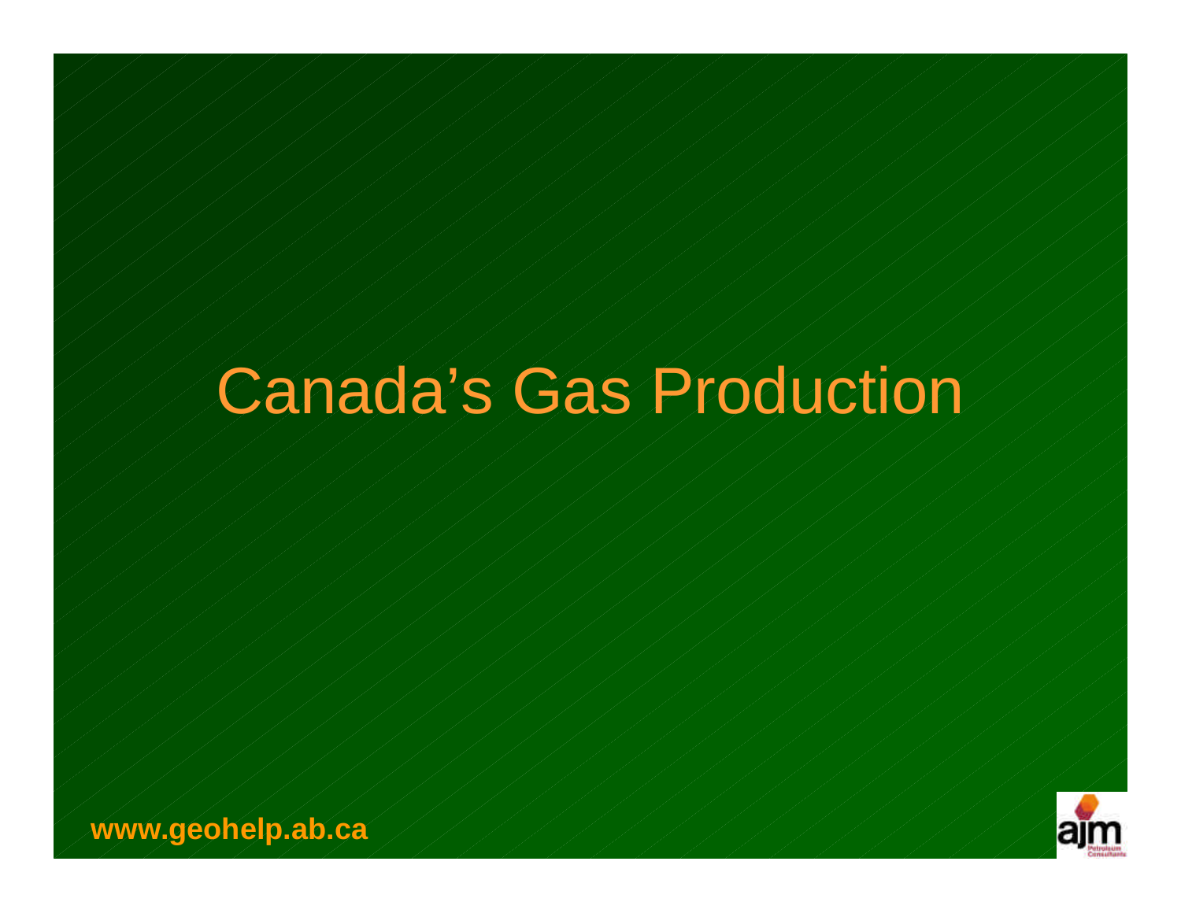# Canada's Gas Production

**www.geohelp.ab.ca**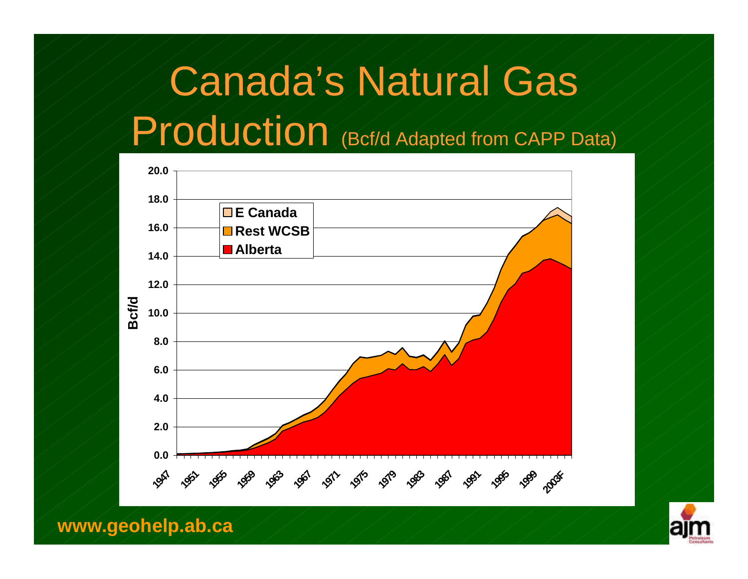# Canada's Natural Gas Production (Bcf/d Adapted from CAPP Data)

www.geohelp.ab.ca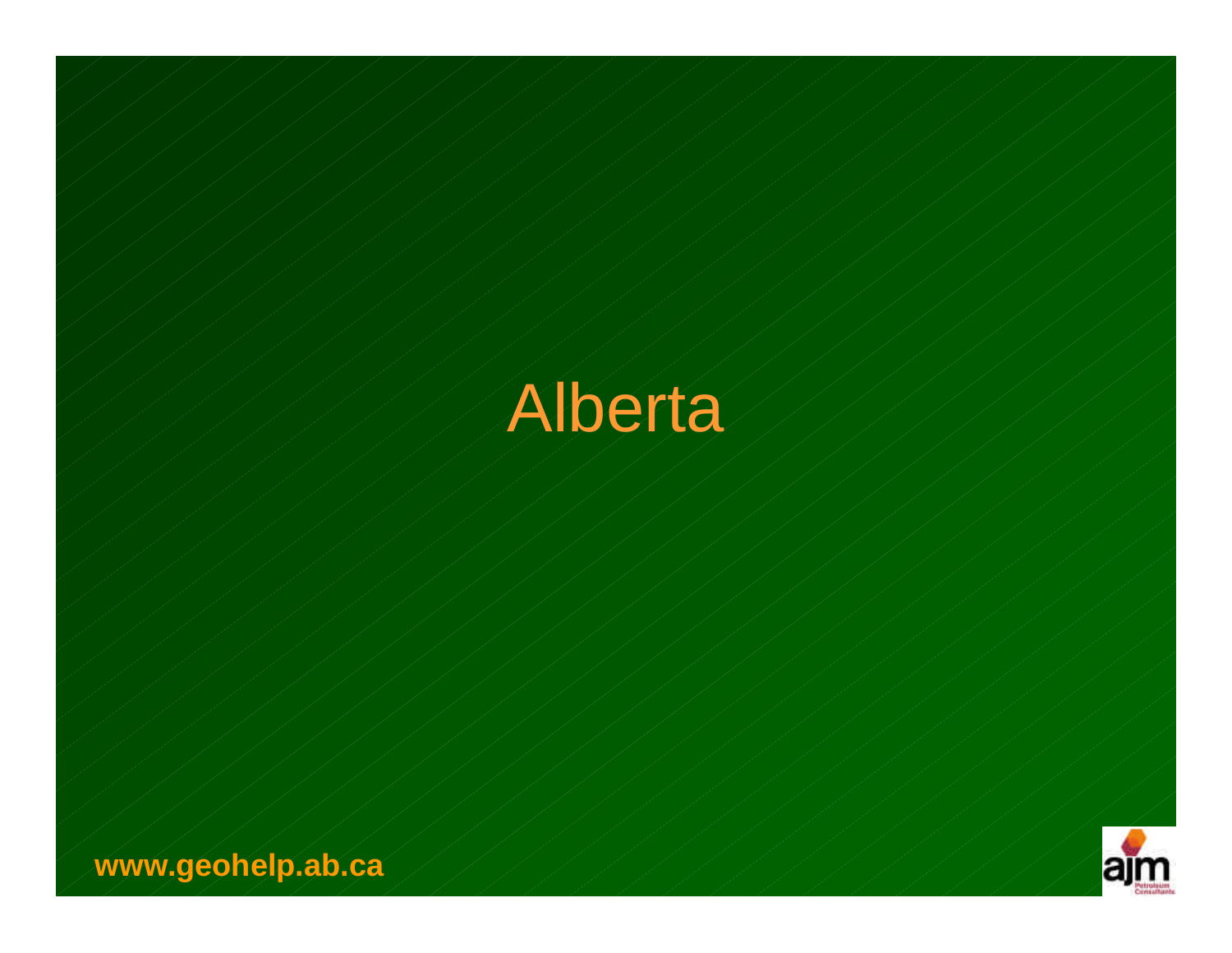# Alberta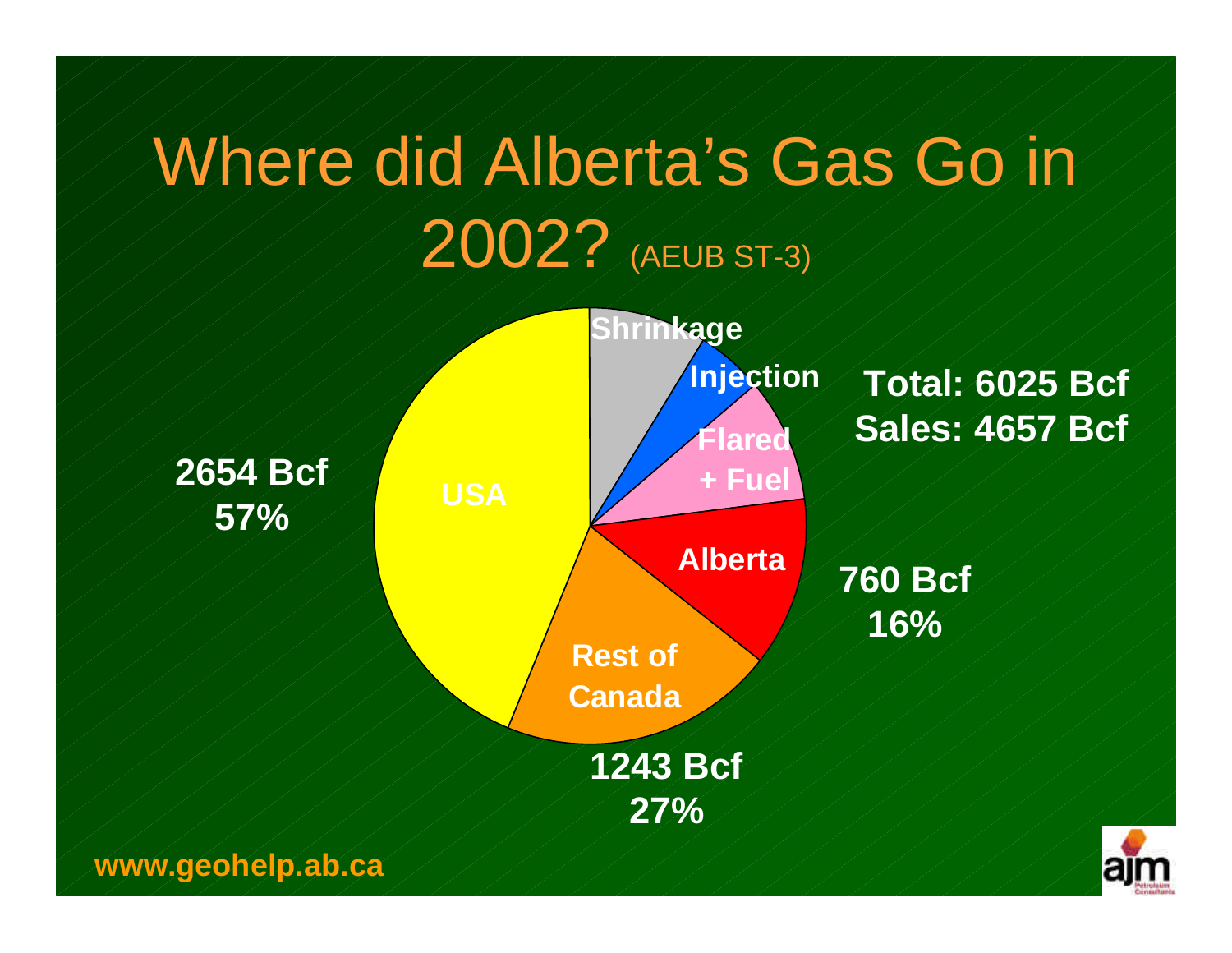# Where did Alberta's Gas Go in 2002? (AEUB ST-3)

Shrinkage

Injection

Flared + Fuel

Alberta

Rest of Canada

USA

**Total: 6025 Bcf**
**Sales: 4657 Bcf**

**2654 Bcf 57%**

**760 Bcf 16%**

**1243 Bcf 27%**

**www.geohelp.ab.ca**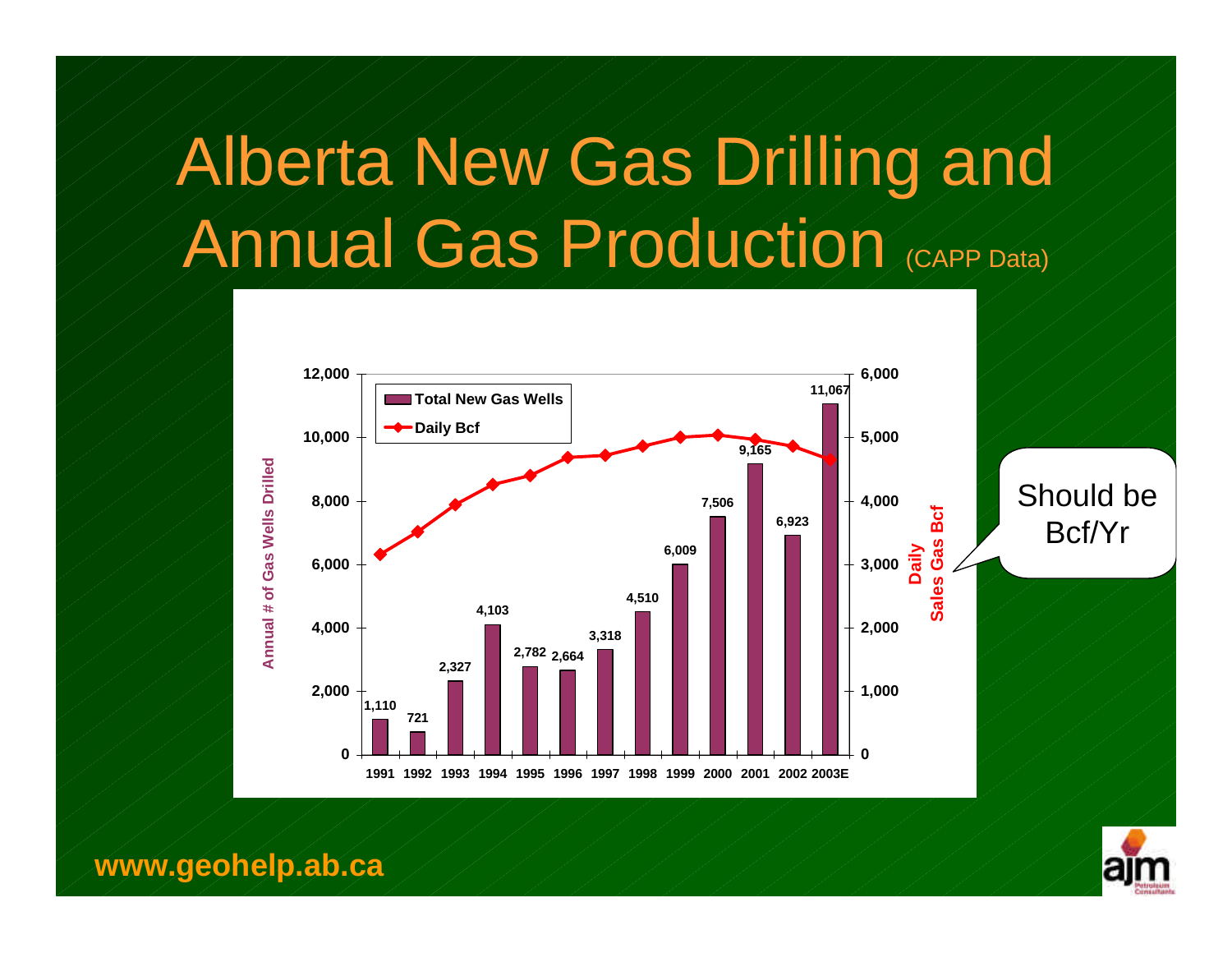# Alberta New Gas Drilling and Annual Gas Production (CAPP Data)

| Year | Total New Gas Wells |
|---|---|
| 1991 | 1,110 |
| 1992 | 721 |
| 1993 | 2,327 |
| 1994 | 4,103 |
| 1995 | 2,782 |
| 1996 | 2,664 |
| 1997 | 3,318 |
| 1998 | 4,510 |
| 1999 | 6,009 |
| 2000 | 7,506 |
| 2001 | 9,165 |
| 2002 | 6,923 |
| 2003E | 11,067 |

Left axis: Annual # of Gas Wells Drilled (0 – 12,000)

Right axis: Daily Sales Gas Bcf (0 – 6,000)

Legend: Total New Gas Wells; Daily Bcf

Should be Bcf/Yr

www.geohelp.ab.ca

ajm Petroleum Consultants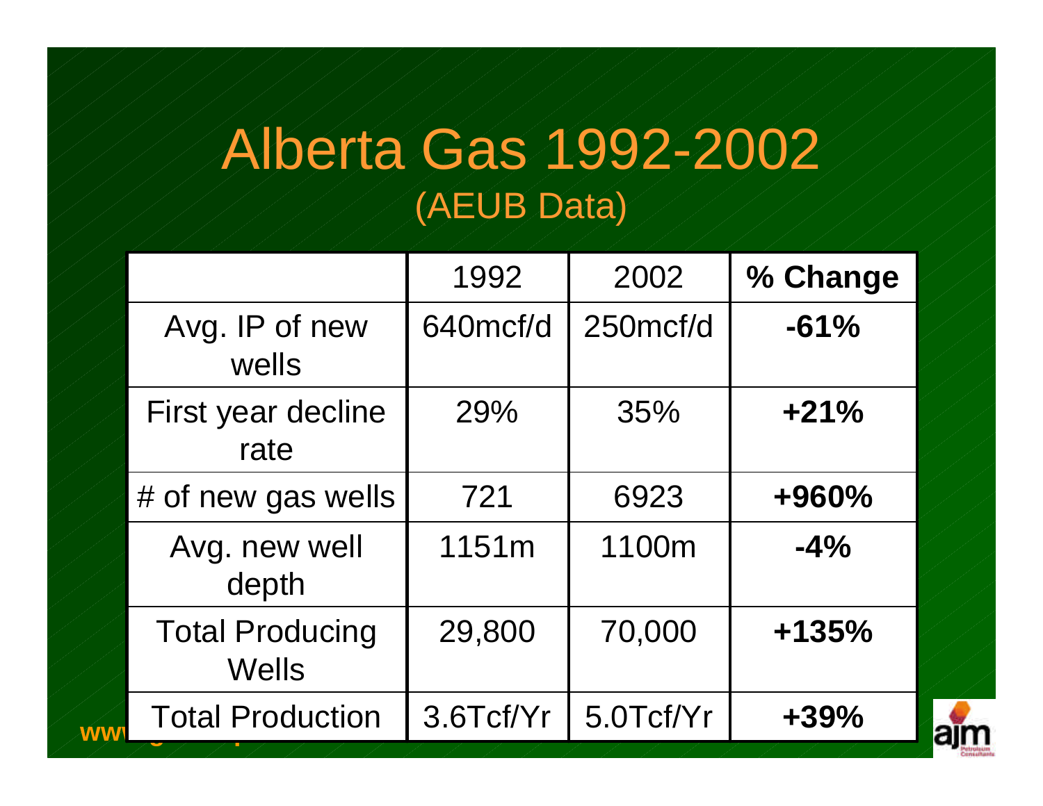# Alberta Gas 1992-2002

## (AEUB Data)

| | 1992 | 2002 | % Change |
|---|---|---|---|
| Avg. IP of new wells | 640mcf/d | 250mcf/d | **-61%** |
| First year decline rate | 29% | 35% | **+21%** |
| # of new gas wells | 721 | 6923 | **+960%** |
| Avg. new well depth | 1151m | 1100m | **-4%** |
| Total Producing Wells | 29,800 | 70,000 | **+135%** |
| Total Production | 3.6Tcf/Yr | 5.0Tcf/Yr | **+39%** |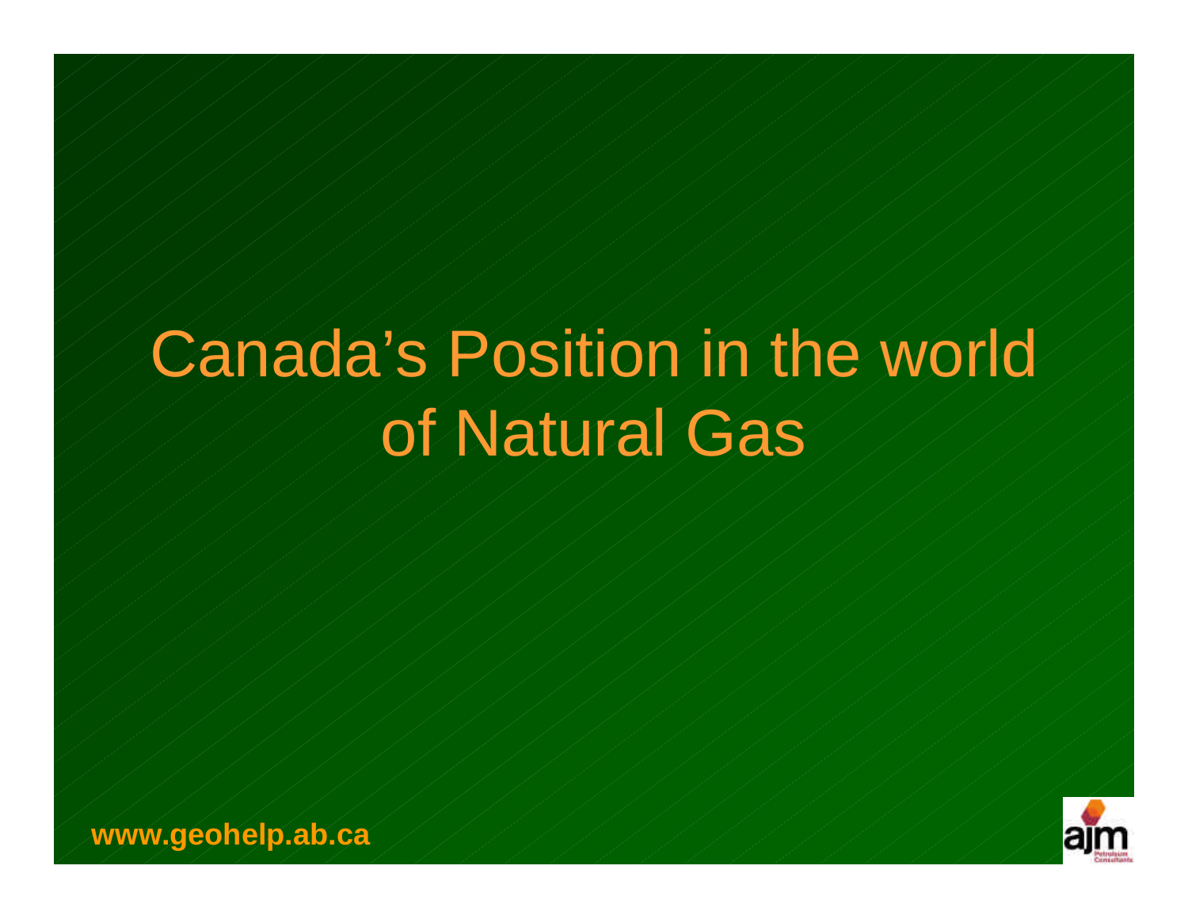# Canada's Position in the world of Natural Gas

www.geohelp.ab.ca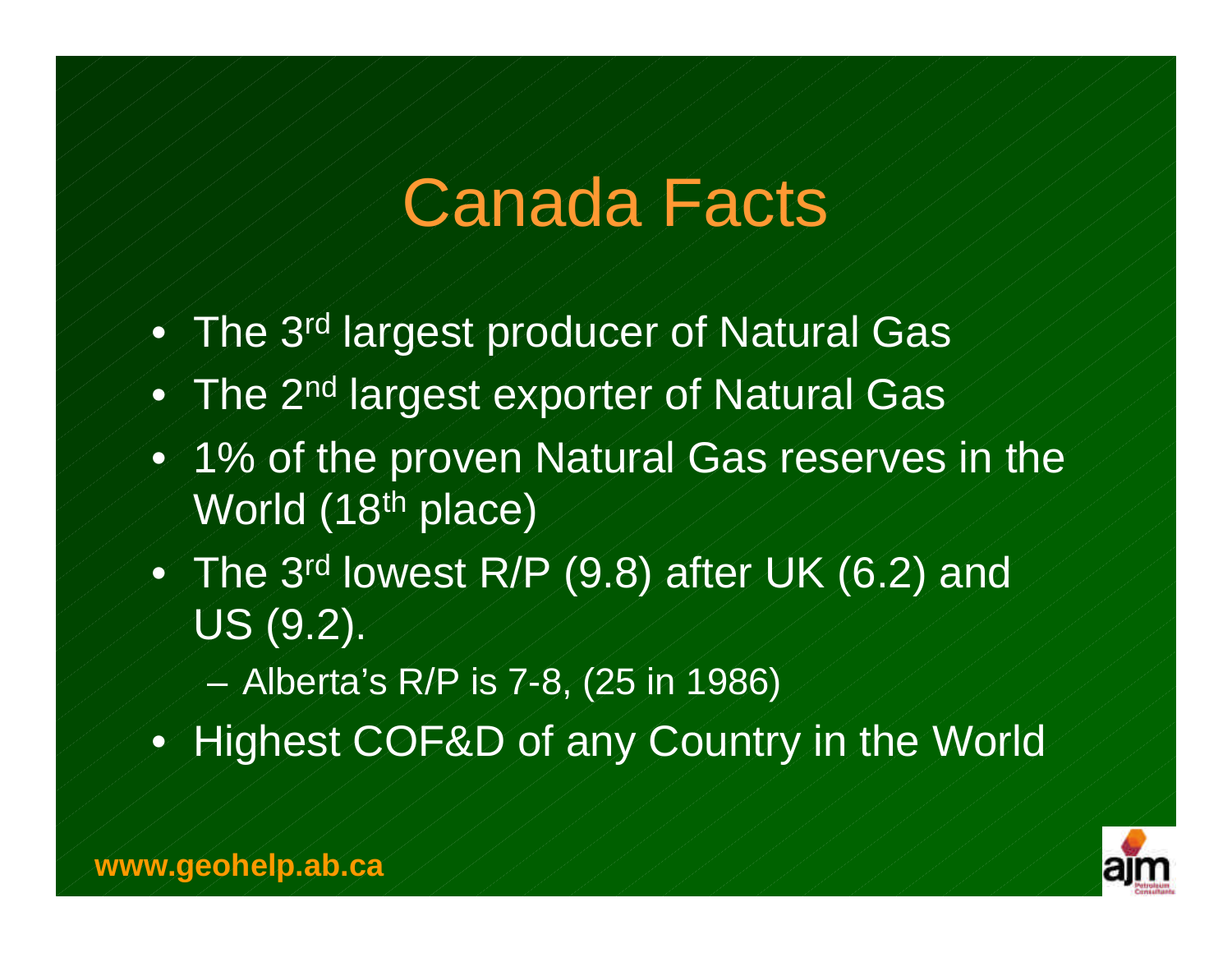# Canada Facts

- The 3rd largest producer of Natural Gas
- The 2nd largest exporter of Natural Gas
- 1% of the proven Natural Gas reserves in the World (18th place)
- The 3rd lowest R/P (9.8) after UK (6.2) and US (9.2).
  - Alberta's R/P is 7-8, (25 in 1986)
- Highest COF&D of any Country in the World

**www.geohelp.ab.ca**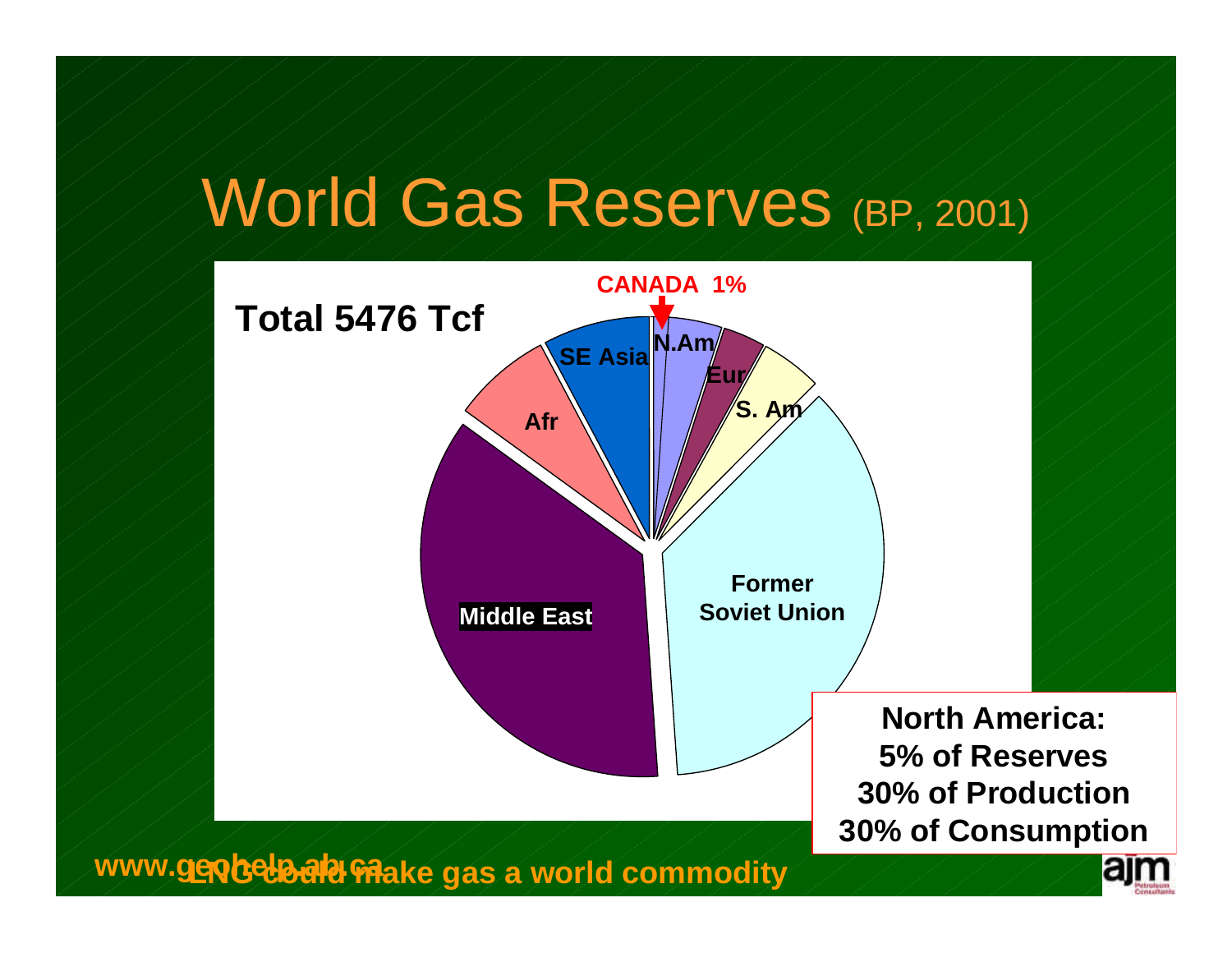# World Gas Reserves (BP, 2001)

**Total 5476 Tcf**

**CANADA 1%**

N.Am

Eur

S. Am

Former Soviet Union

Middle East

Afr

SE Asia

**North America:**
**5% of Reserves**
**30% of Production**
**30% of Consumption**

**LNG could make gas a world commodity**

www.geohelp.ab.ca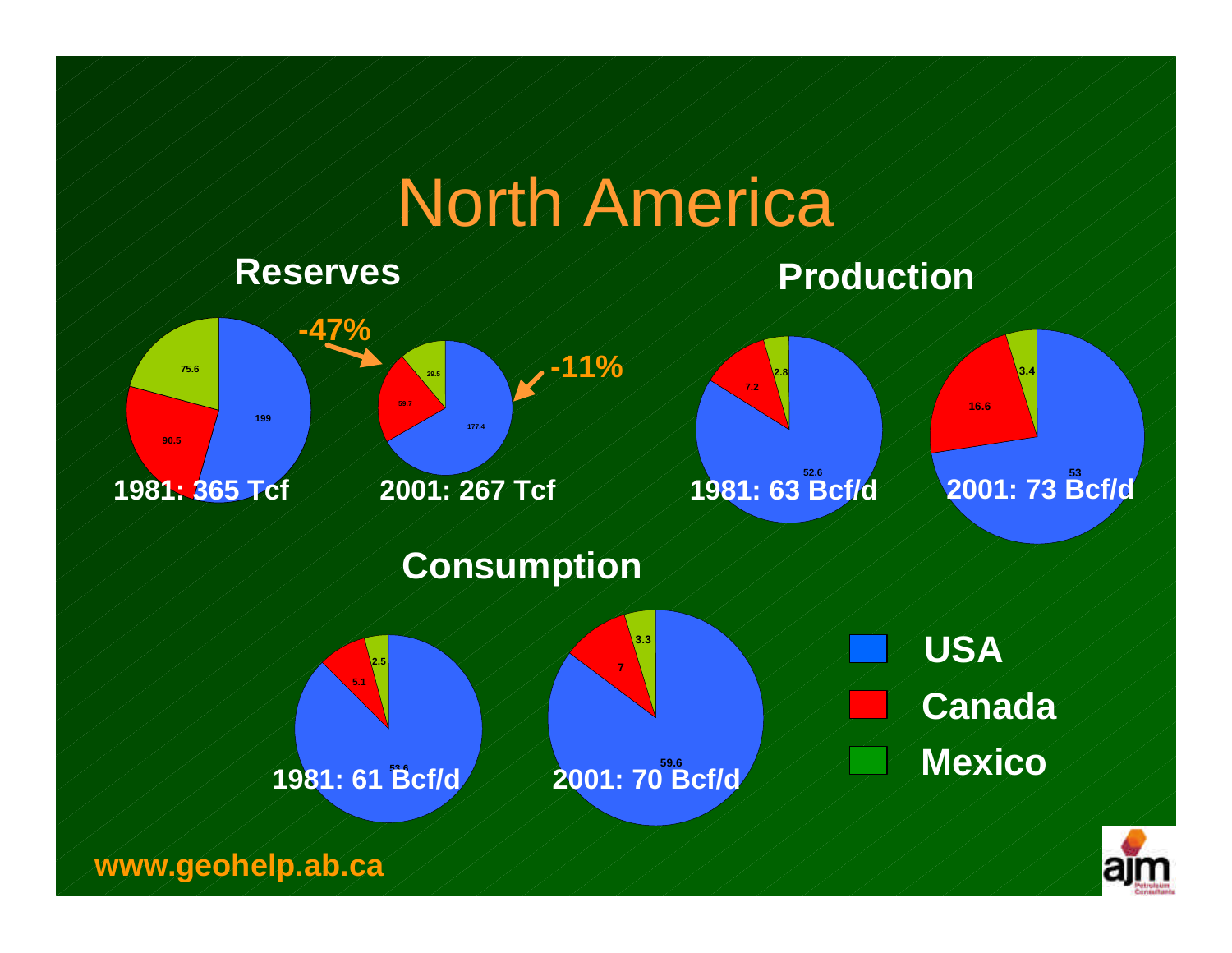# North America

## Reserves

**-47%**

**-11%**

| | USA | Canada | Mexico |
|---|---|---|---|
| 1981: 365 Tcf | 199 | 90.5 | 75.6 |
| 2001: 267 Tcf | 177.4 | 58.7 | 29.5 |

## Production

| | USA | Canada | Mexico |
|---|---|---|---|
| 1981: 63 Bcf/d | 52.6 | 7.2 | 2.8 |
| 2001: 73 Bcf/d | 53 | 16.6 | 3.4 |

## Consumption

| | USA | Canada | Mexico |
|---|---|---|---|
| 1981: 61 Bcf/d | 53.6 | 5.1 | 2.5 |
| 2001: 70 Bcf/d | 59.6 | 7 | 3.3 |

**USA**

**Canada**

**Mexico**

**www.geohelp.ab.ca**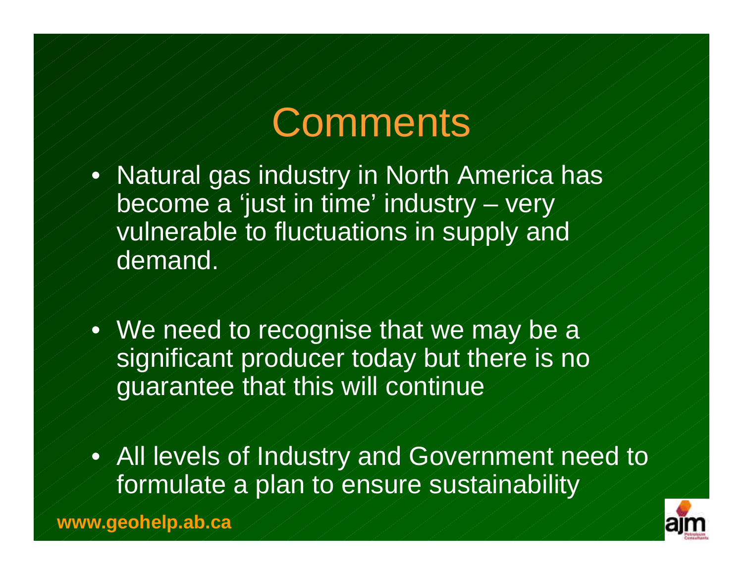# Comments

- Natural gas industry in North America has become a 'just in time' industry – very vulnerable to fluctuations in supply and demand.
- We need to recognise that we may be a significant producer today but there is no guarantee that this will continue
- All levels of Industry and Government need to formulate a plan to ensure sustainability

**www.geohelp.ab.ca**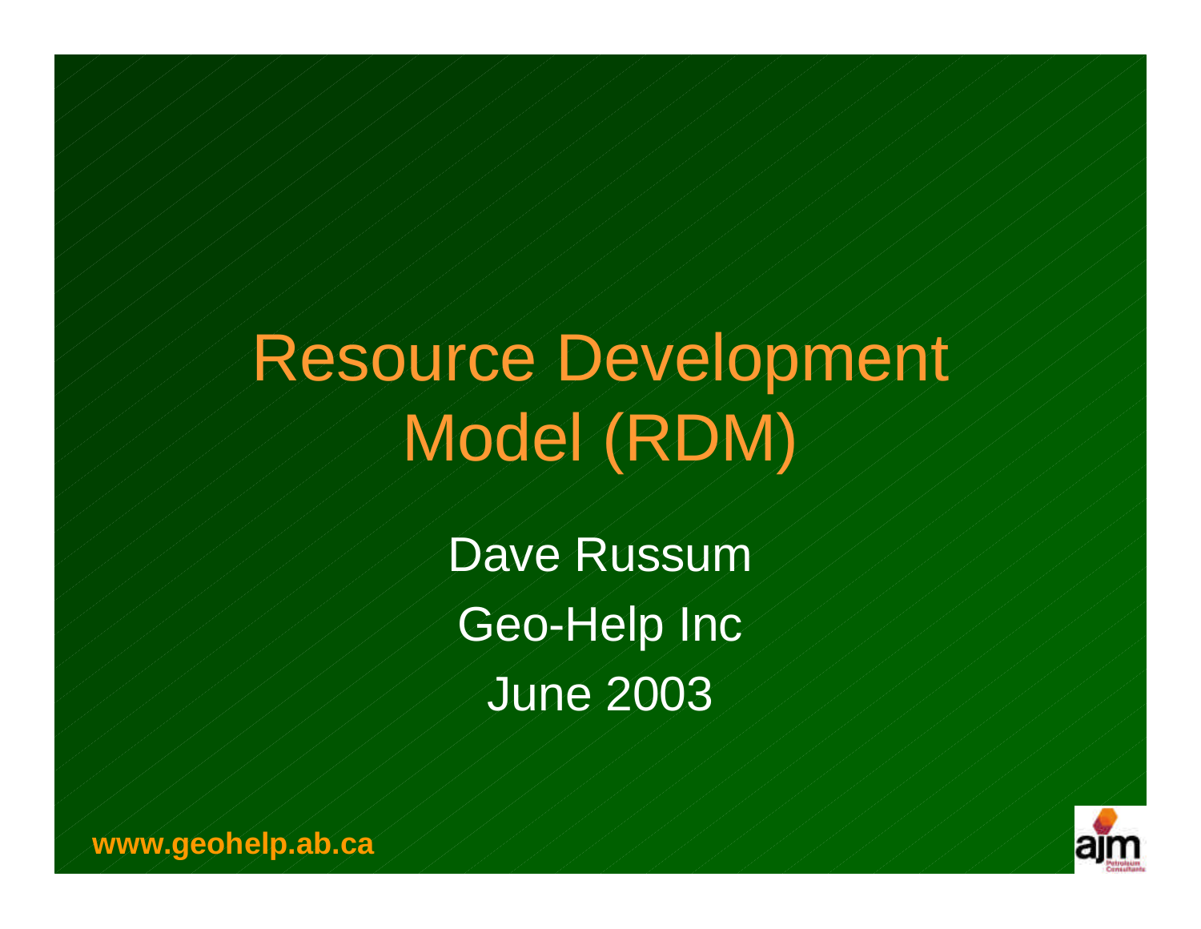# Resource Development Model (RDM)

Dave Russum

Geo-Help Inc

June 2003

**www.geohelp.ab.ca**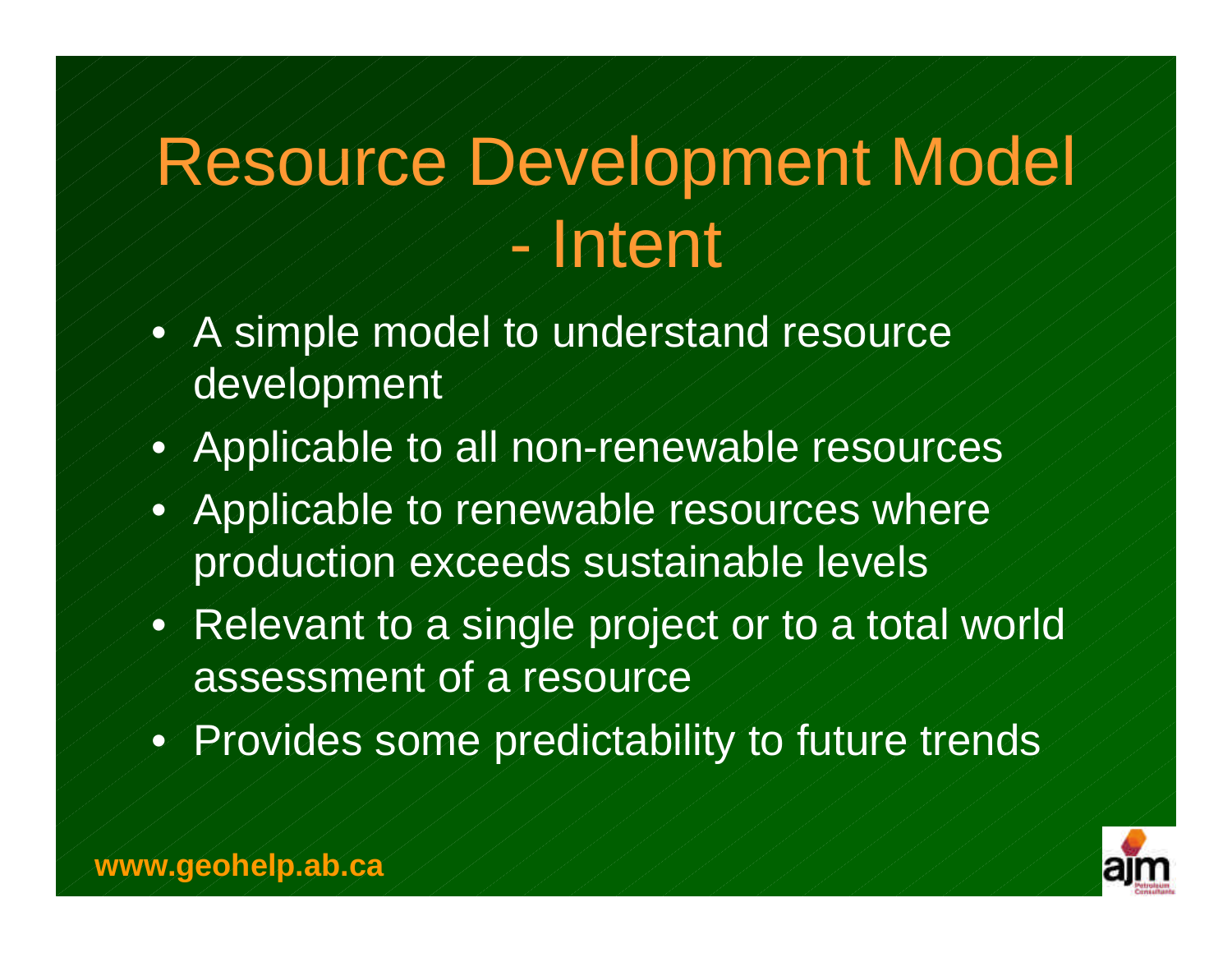# Resource Development Model - Intent

- A simple model to understand resource development
- Applicable to all non-renewable resources
- Applicable to renewable resources where production exceeds sustainable levels
- Relevant to a single project or to a total world assessment of a resource
- Provides some predictability to future trends

www.geohelp.ab.ca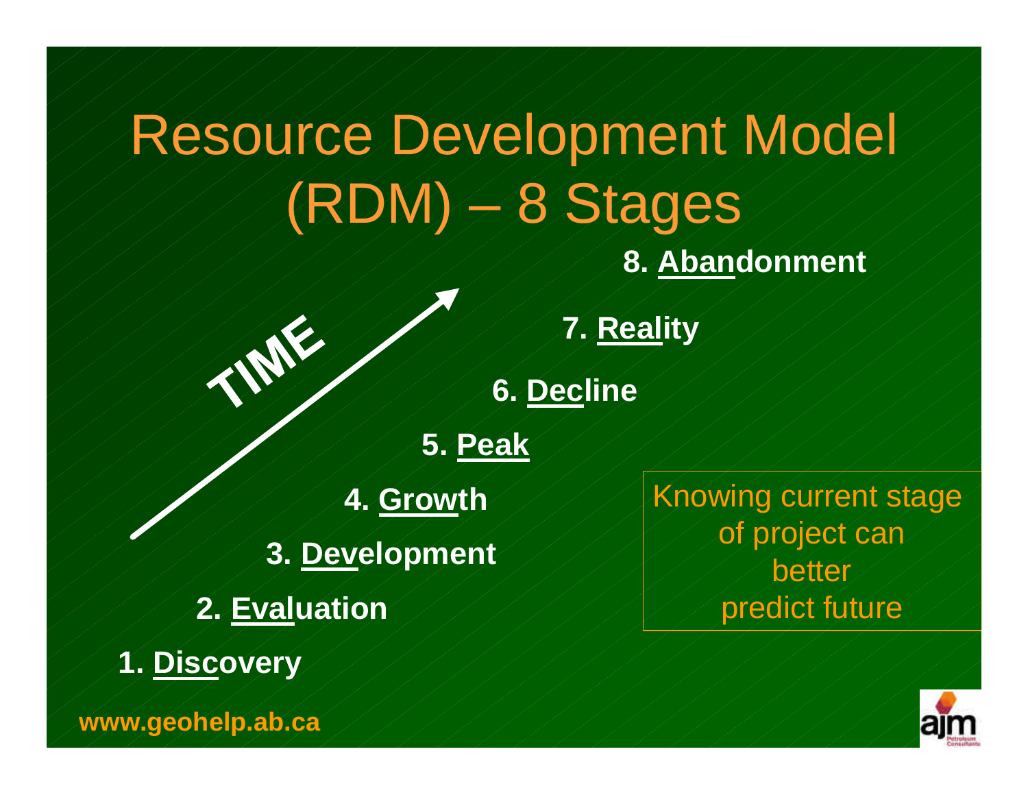# Resource Development Model (RDM) – 8 Stages

TIME

1. **Disc**overy
2. **Eval**uation
3. **Dev**elopment
4. **Grow**th
5. **Peak**
6. **Dec**line
7. **Real**ity
8. **Aban**donment

Knowing current stage of project can better predict future

**www.geohelp.ab.ca**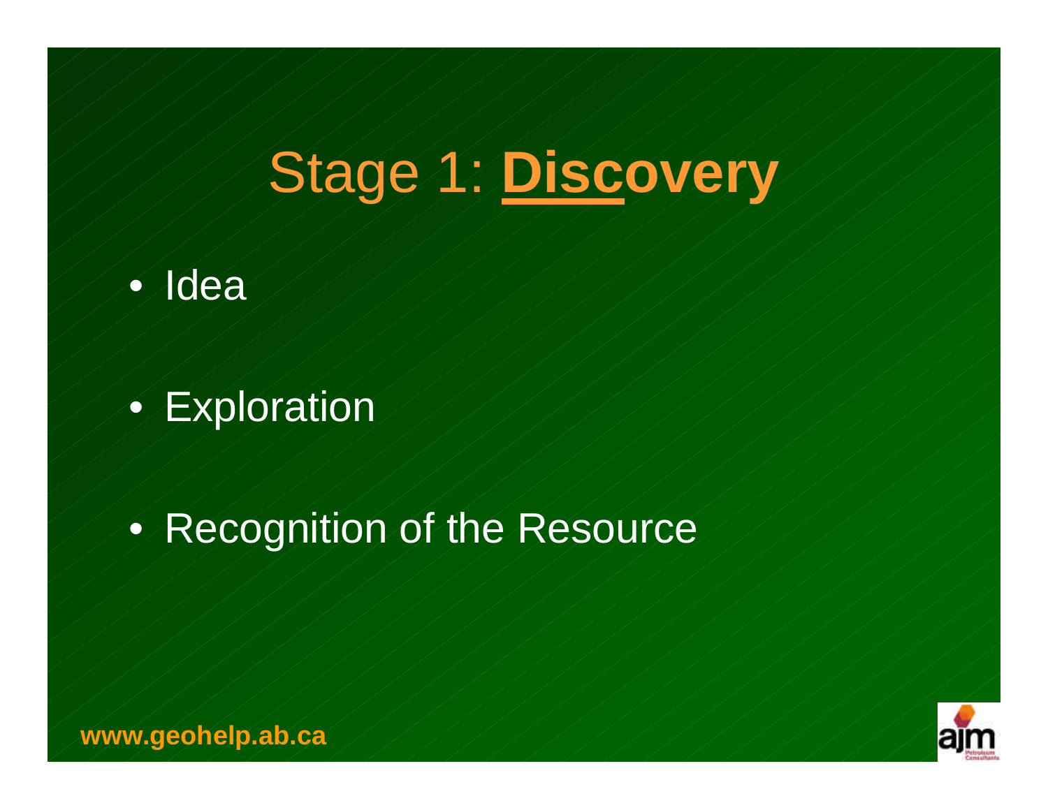# Stage 1: **Discovery**

- Idea
- Exploration
- Recognition of the Resource

**www.geohelp.ab.ca**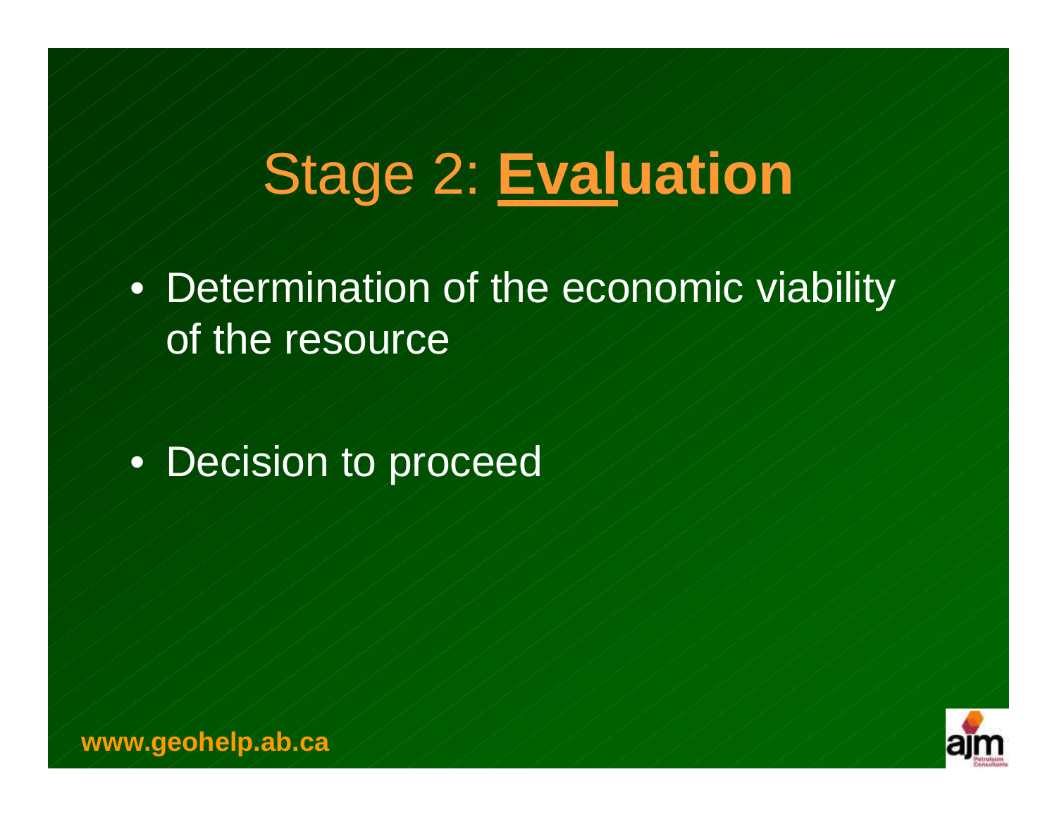# Stage 2: **Evaluation**

- Determination of the economic viability of the resource
- Decision to proceed

www.geohelp.ab.ca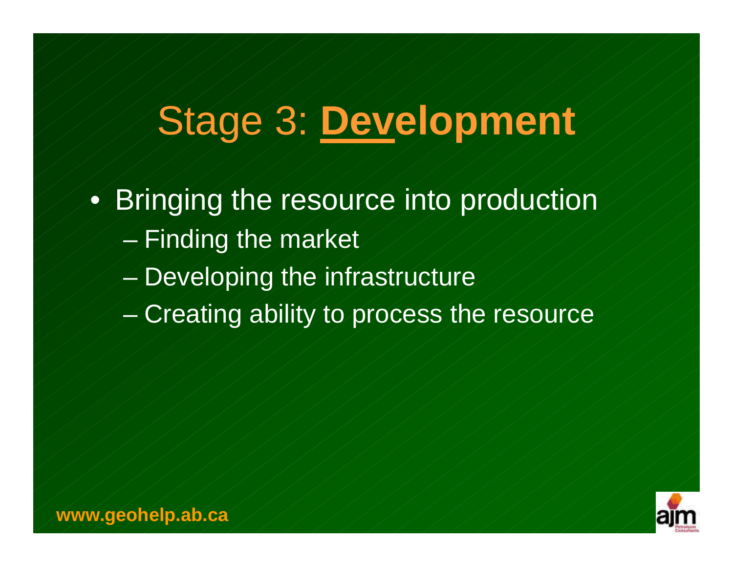# Stage 3: Development

- Bringing the resource into production
  - Finding the market
  - Developing the infrastructure
  - Creating ability to process the resource

www.geohelp.ab.ca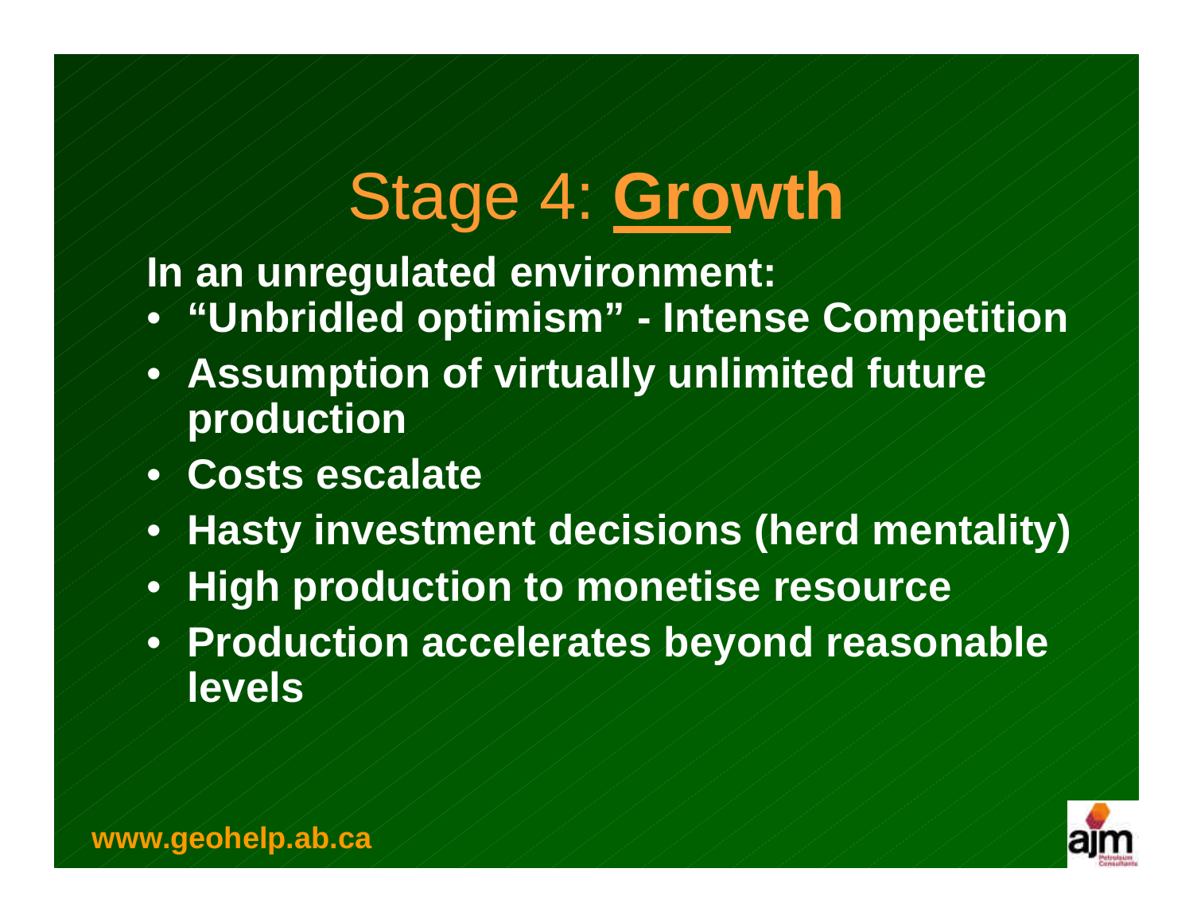# Stage 4: Growth

**In an unregulated environment:**

- **"Unbridled optimism" - Intense Competition**
- **Assumption of virtually unlimited future production**
- **Costs escalate**
- **Hasty investment decisions (herd mentality)**
- **High production to monetise resource**
- **Production accelerates beyond reasonable levels**

**www.geohelp.ab.ca**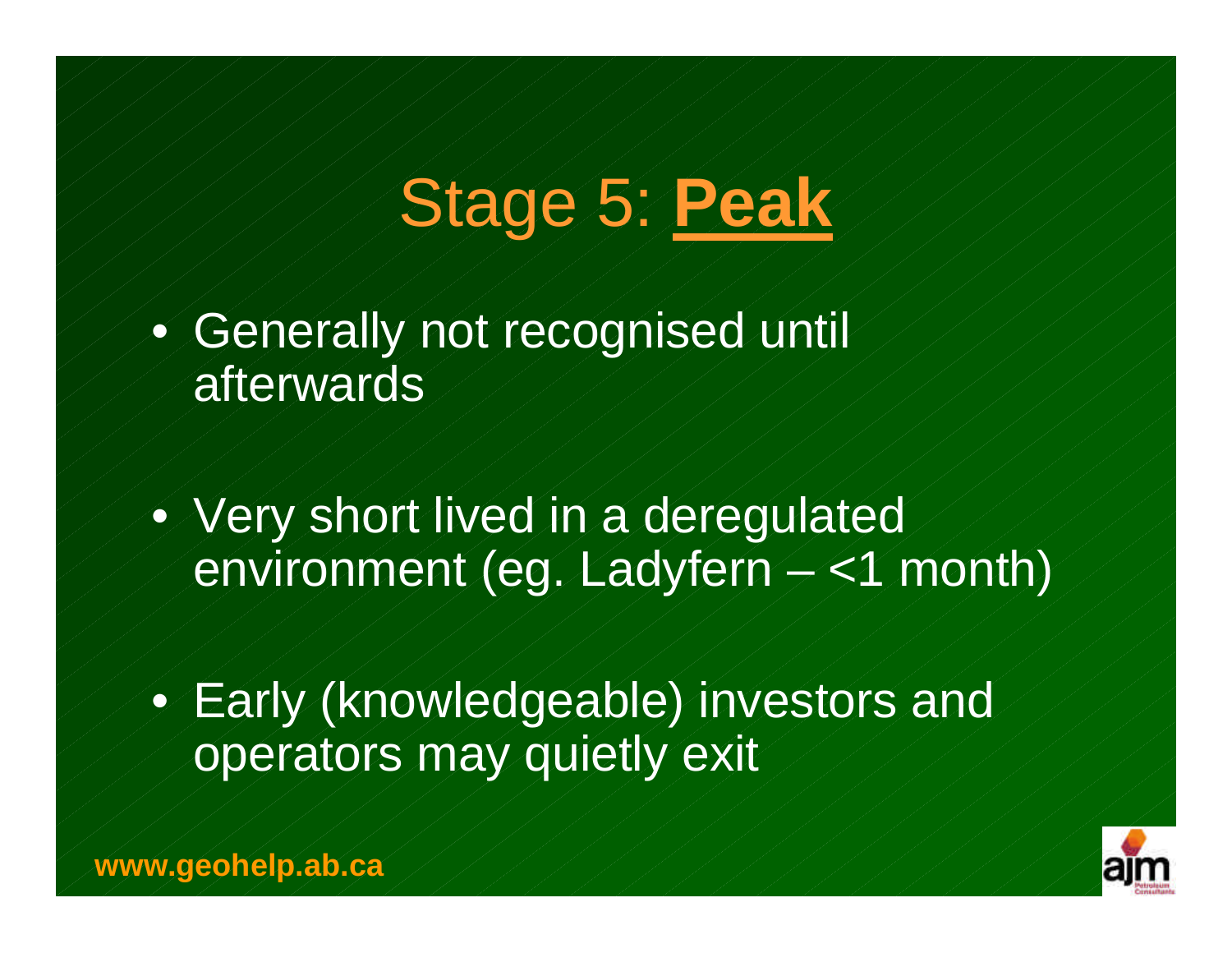# Stage 5: **Peak**

- Generally not recognised until afterwards
- Very short lived in a deregulated environment (eg. Ladyfern – <1 month)
- Early (knowledgeable) investors and operators may quietly exit

**www.geohelp.ab.ca**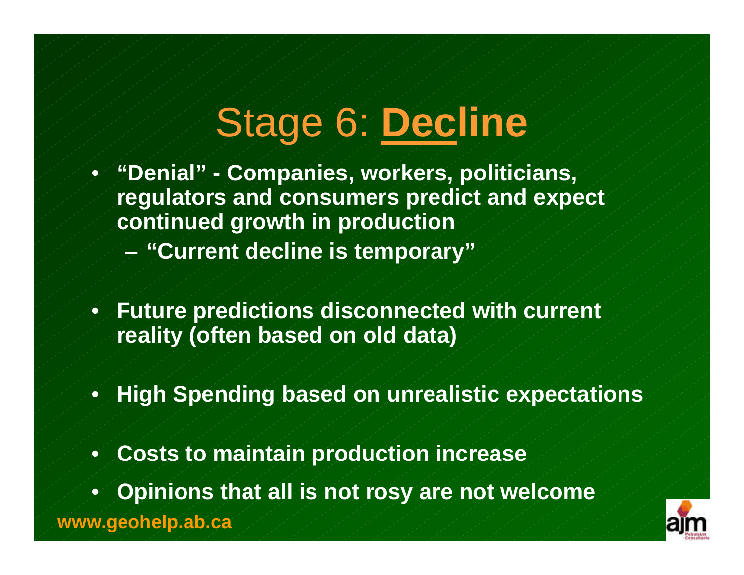# Stage 6: **Decline**

- **"Denial" - Companies, workers, politicians, regulators and consumers predict and expect continued growth in production**
  - **"Current decline is temporary"**
- **Future predictions disconnected with current reality (often based on old data)**
- **High Spending based on unrealistic expectations**
- **Costs to maintain production increase**
- **Opinions that all is not rosy are not welcome**

**www.geohelp.ab.ca**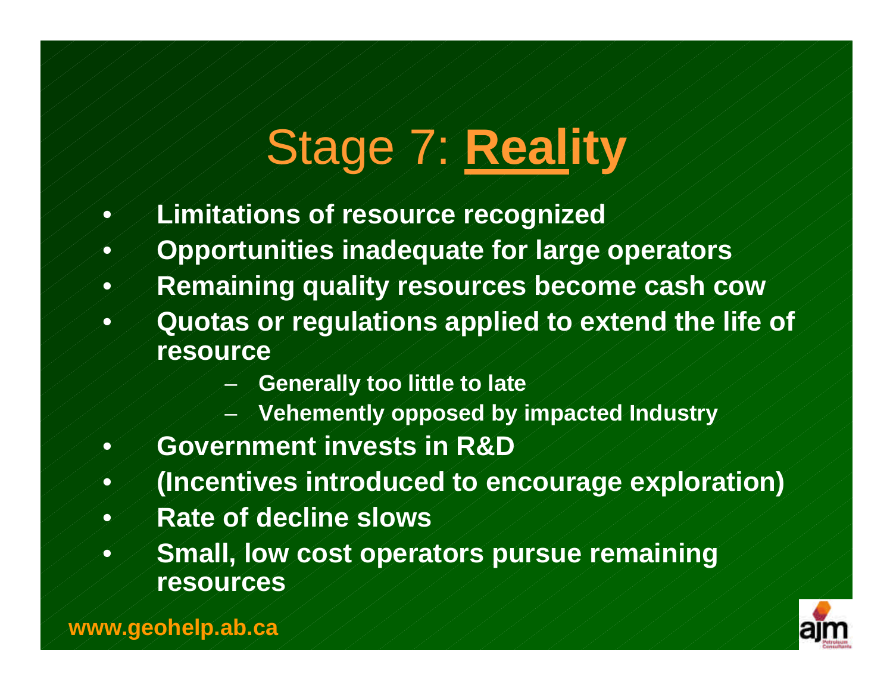# Stage 7: Reality

- Limitations of resource recognized
- Opportunities inadequate for large operators
- Remaining quality resources become cash cow
- Quotas or regulations applied to extend the life of resource
  - Generally too little to late
  - Vehemently opposed by impacted Industry
- Government invests in R&D
- (Incentives introduced to encourage exploration)
- Rate of decline slows
- Small, low cost operators pursue remaining resources

www.geohelp.ab.ca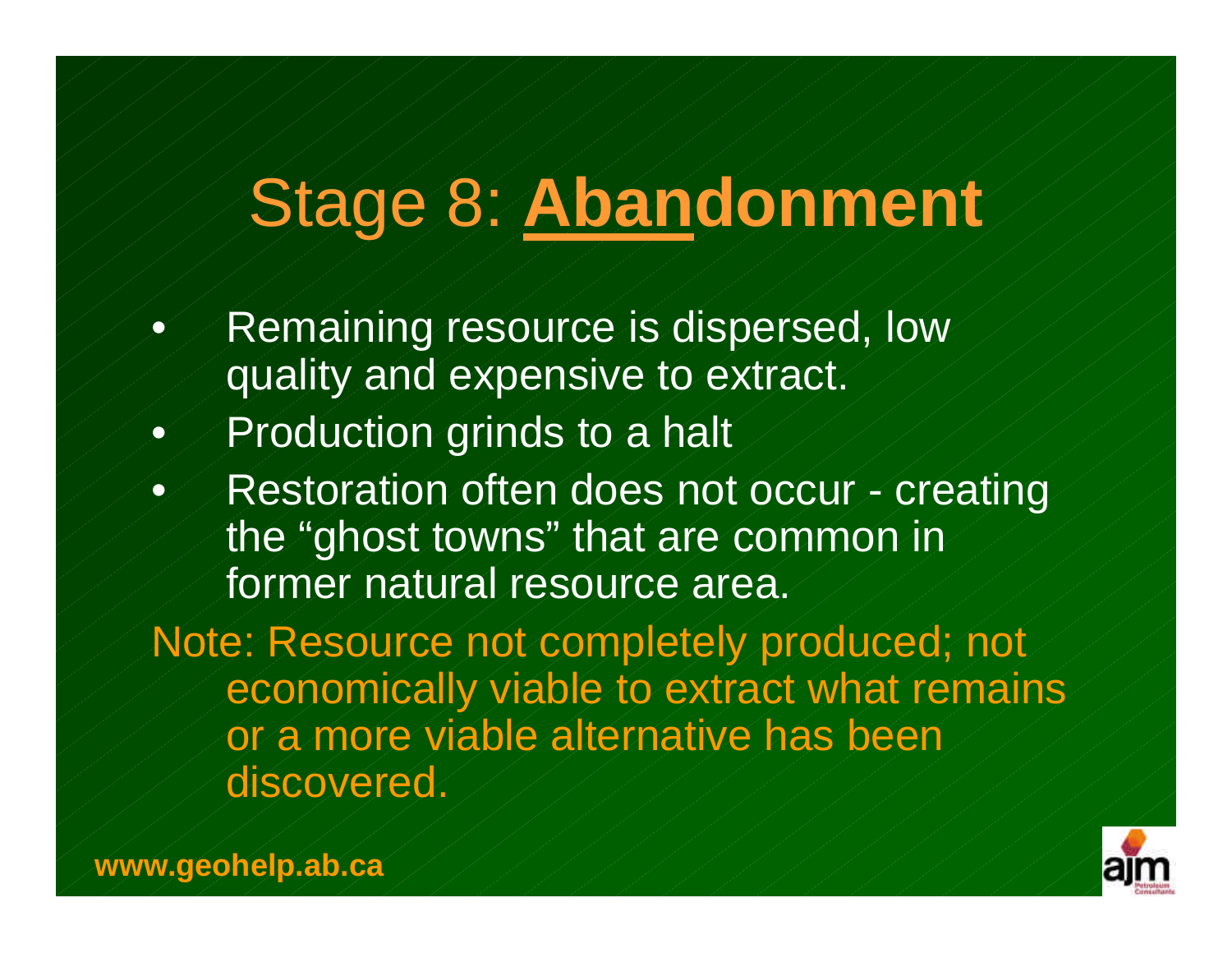# Stage 8: **Abandonment**

- Remaining resource is dispersed, low quality and expensive to extract.
- Production grinds to a halt
- Restoration often does not occur - creating the "ghost towns" that are common in former natural resource area.

Note: Resource not completely produced; not economically viable to extract what remains or a more viable alternative has been discovered.

**www.geohelp.ab.ca**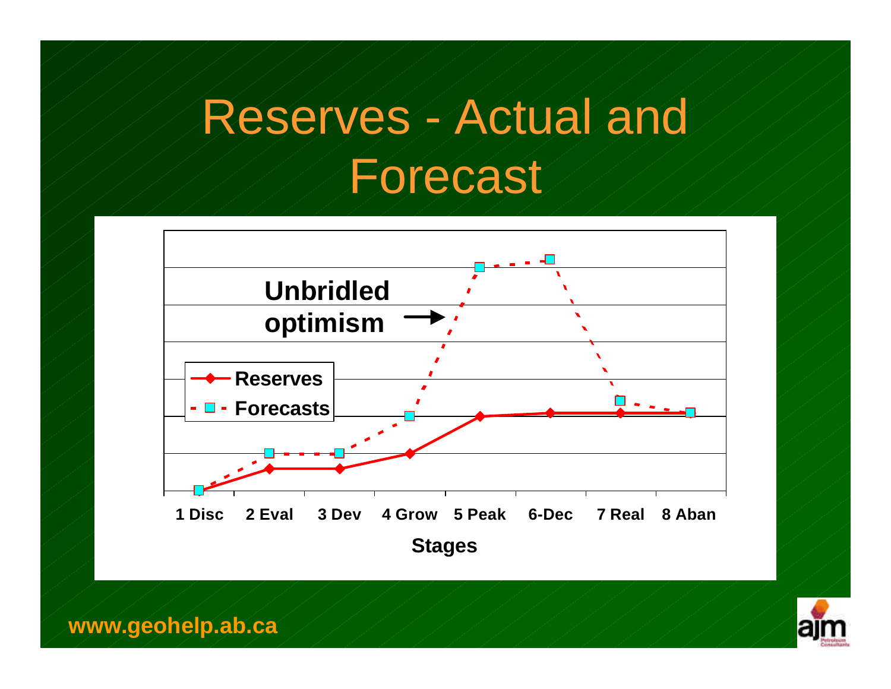# Reserves - Actual and Forecast

Unbridled optimism

- Reserves
- Forecasts

1 Disc | 2 Eval | 3 Dev | 4 Grow | 5 Peak | 6-Dec | 7 Real | 8 Aban

Stages

www.geohelp.ab.ca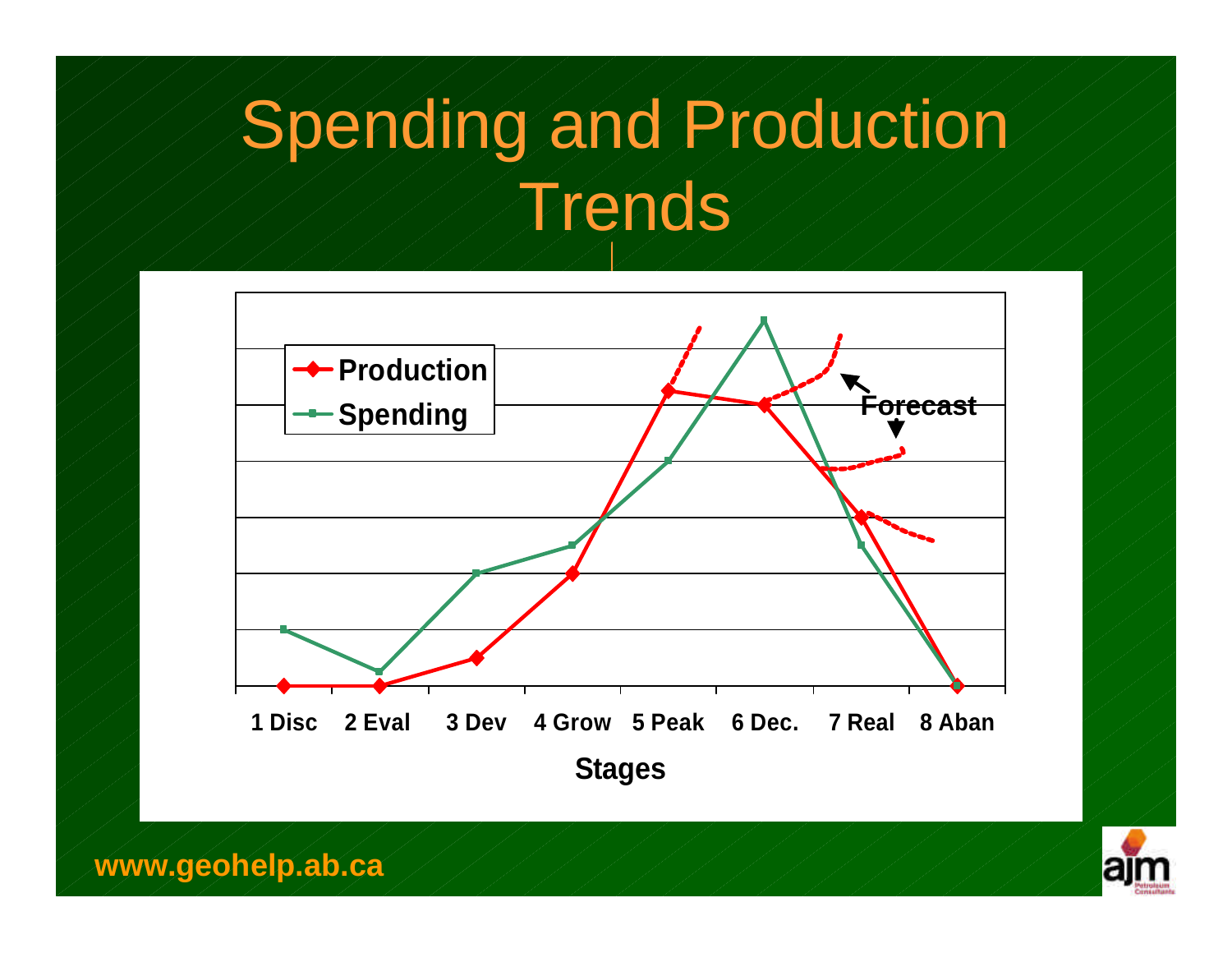# Spending and Production Trends

Production

Spending

Forecast

1 Disc 2 Eval 3 Dev 4 Grow 5 Peak 6 Dec. 7 Real 8 Aban

Stages

www.geohelp.ab.ca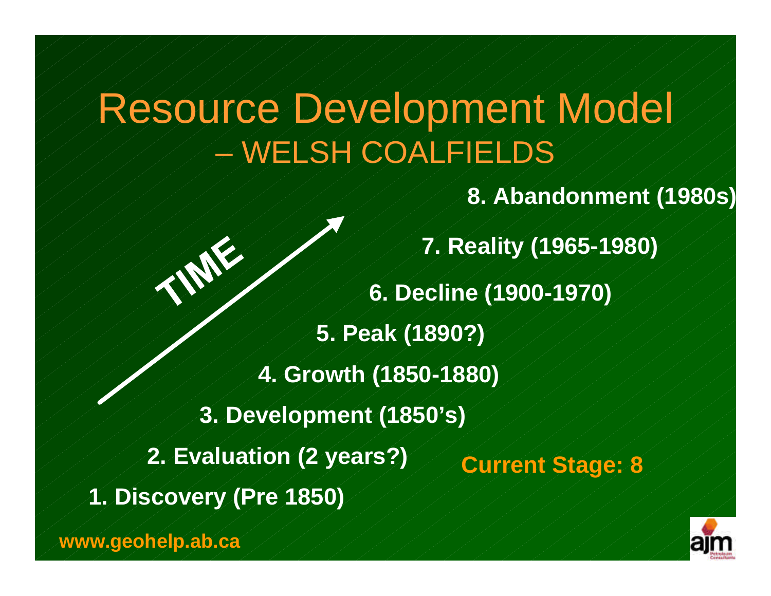# Resource Development Model – WELSH COALFIELDS

TIME

8. Abandonment (1980s)

7. Reality (1965-1980)

6. Decline (1900-1970)

5. Peak (1890?)

4. Growth (1850-1880)

3. Development (1850's)

2. Evaluation (2 years?)

1. Discovery (Pre 1850)

**Current Stage: 8**

www.geohelp.ab.ca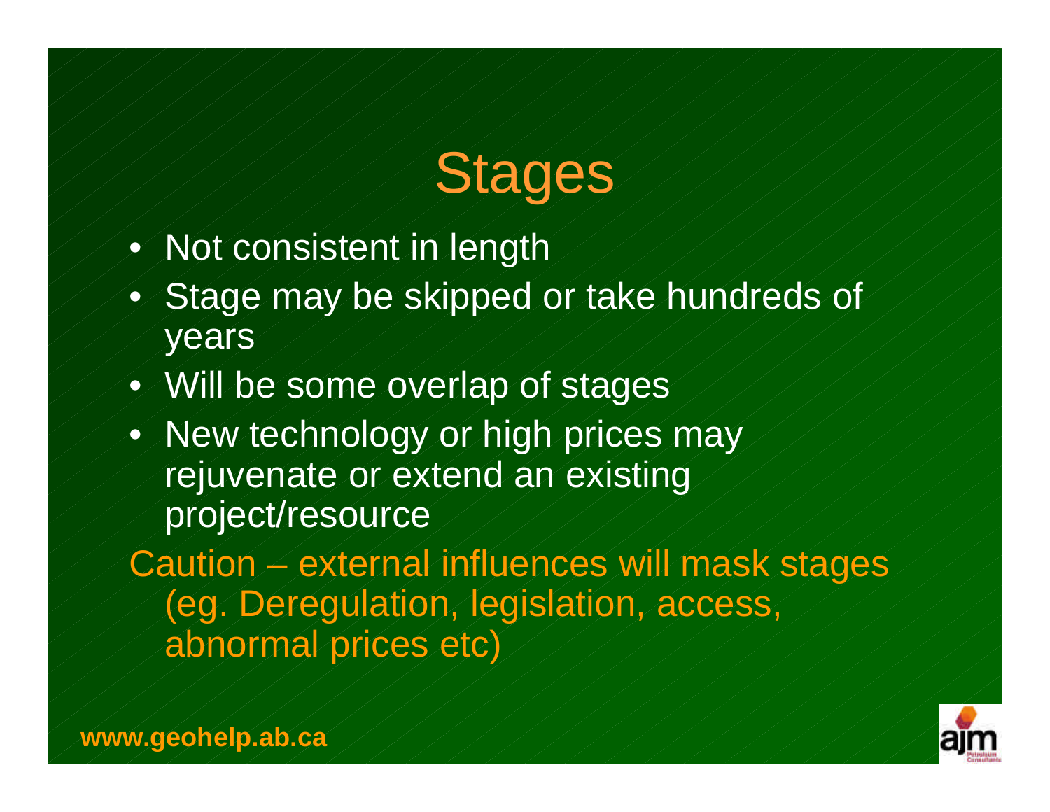# Stages

- Not consistent in length
- Stage may be skipped or take hundreds of years
- Will be some overlap of stages
- New technology or high prices may rejuvenate or extend an existing project/resource

Caution – external influences will mask stages (eg. Deregulation, legislation, access, abnormal prices etc)

**www.geohelp.ab.ca**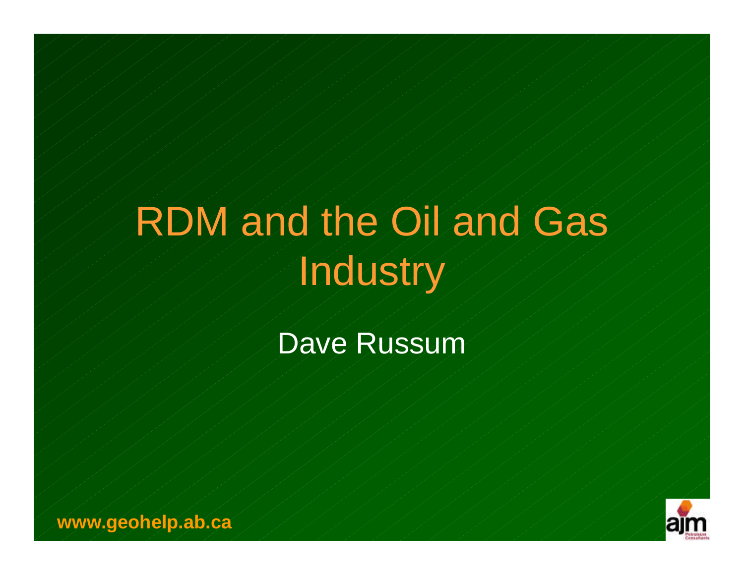# RDM and the Oil and Gas Industry

Dave Russum

**www.geohelp.ab.ca**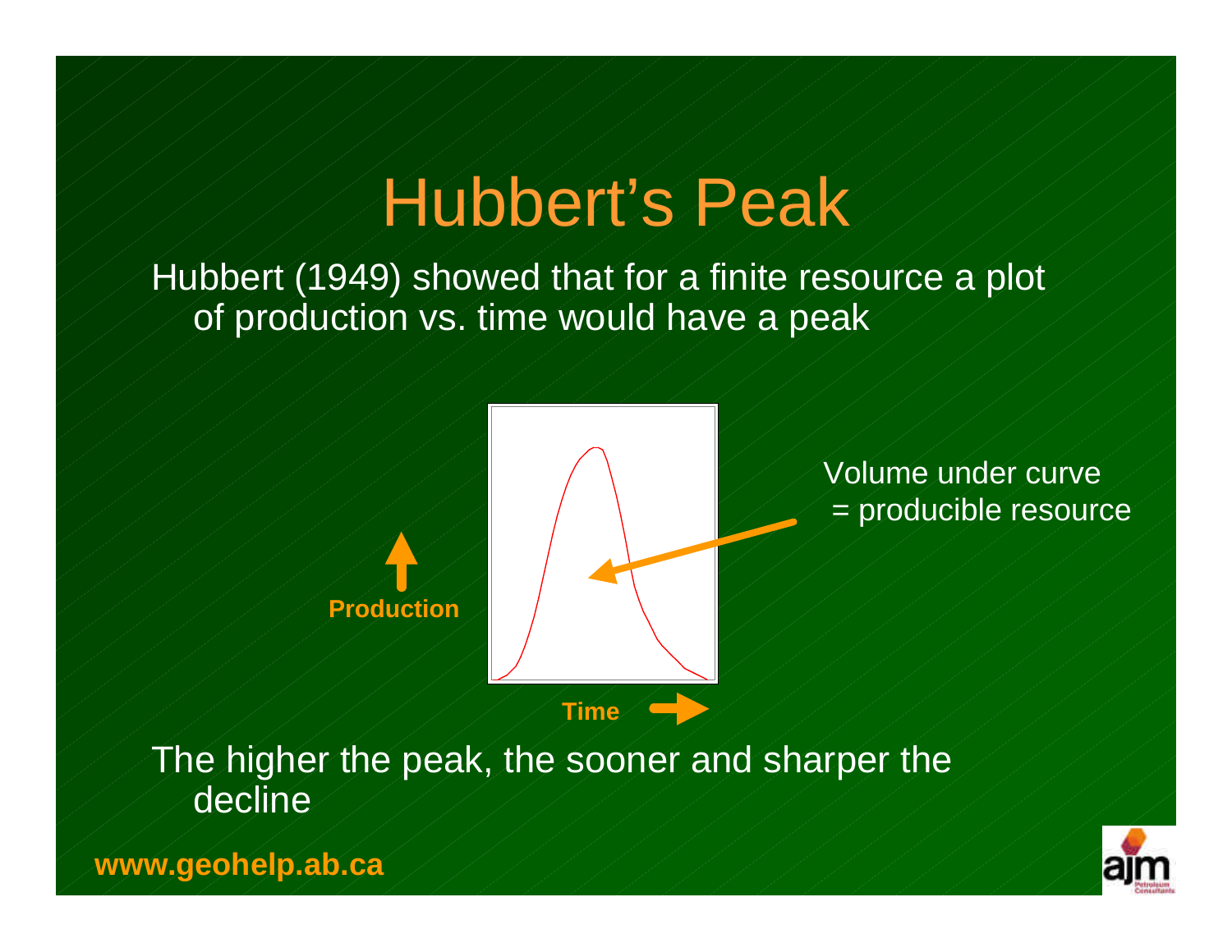# Hubbert's Peak

Hubbert (1949) showed that for a finite resource a plot of production vs. time would have a peak

Volume under curve = producible resource

Production

Time

The higher the peak, the sooner and sharper the decline

**www.geohelp.ab.ca**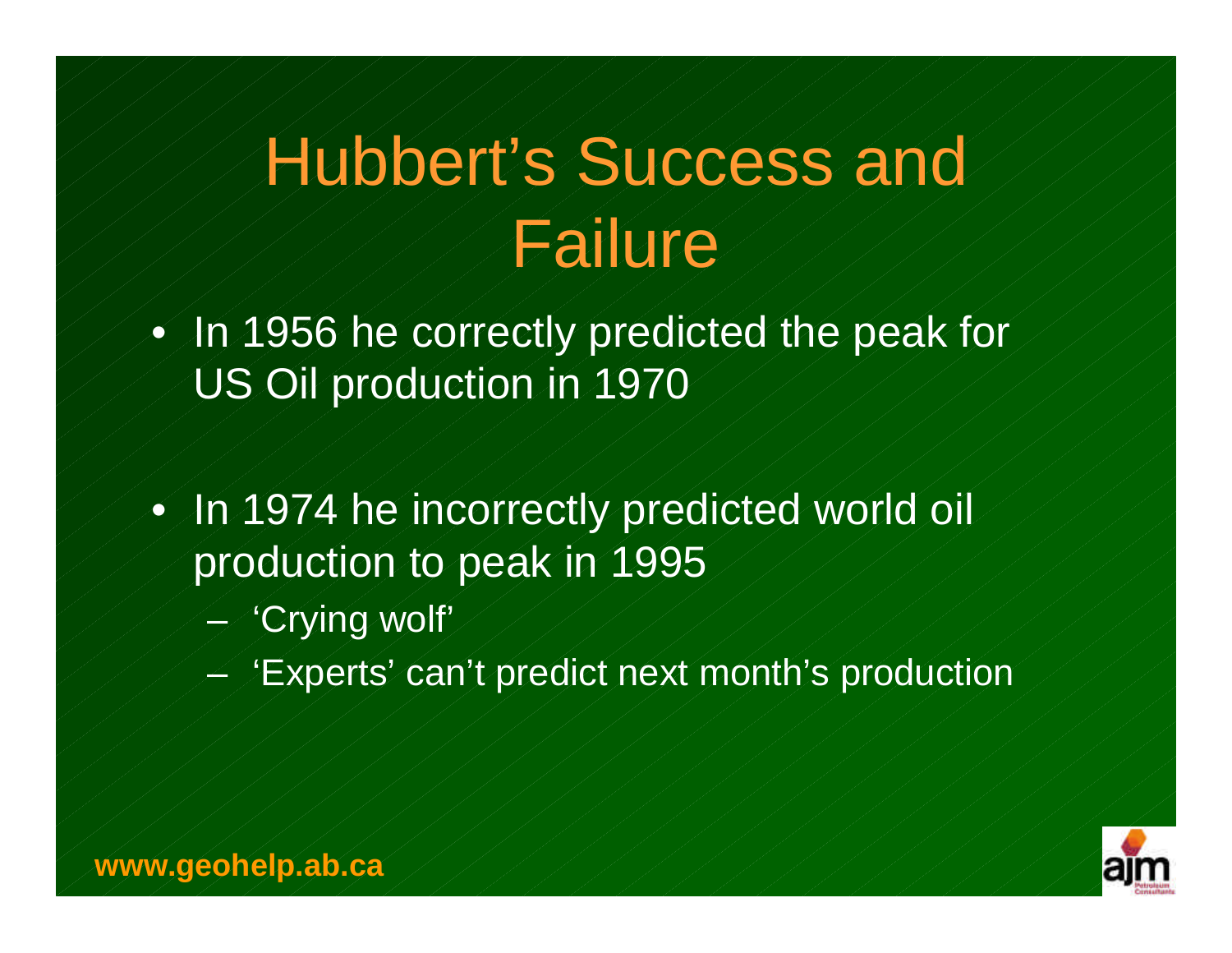# Hubbert's Success and Failure

- In 1956 he correctly predicted the peak for US Oil production in 1970
- In 1974 he incorrectly predicted world oil production to peak in 1995
  - 'Crying wolf'
  - 'Experts' can't predict next month's production

**www.geohelp.ab.ca**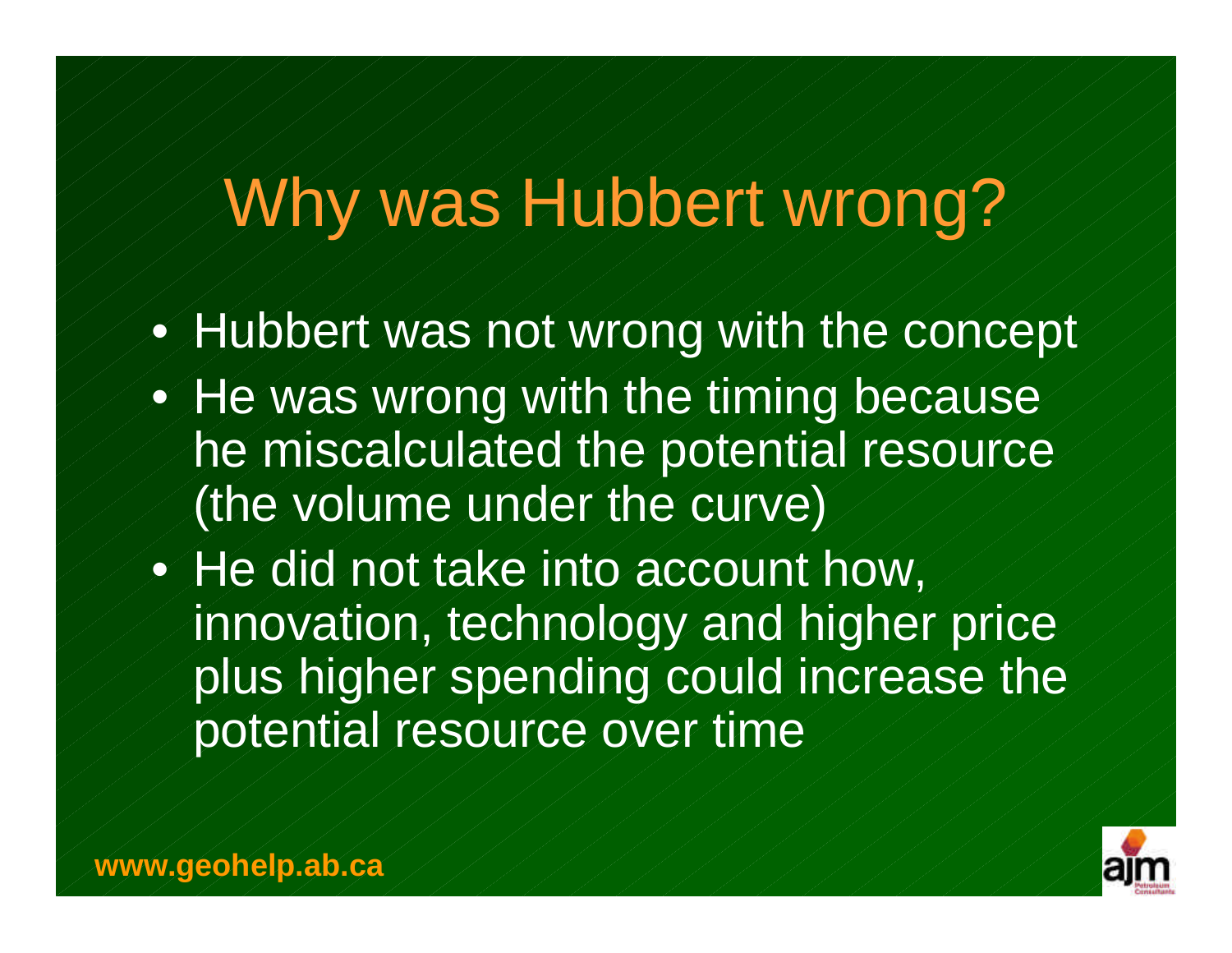# Why was Hubbert wrong?

- Hubbert was not wrong with the concept
- He was wrong with the timing because he miscalculated the potential resource (the volume under the curve)
- He did not take into account how, innovation, technology and higher price plus higher spending could increase the potential resource over time

**www.geohelp.ab.ca**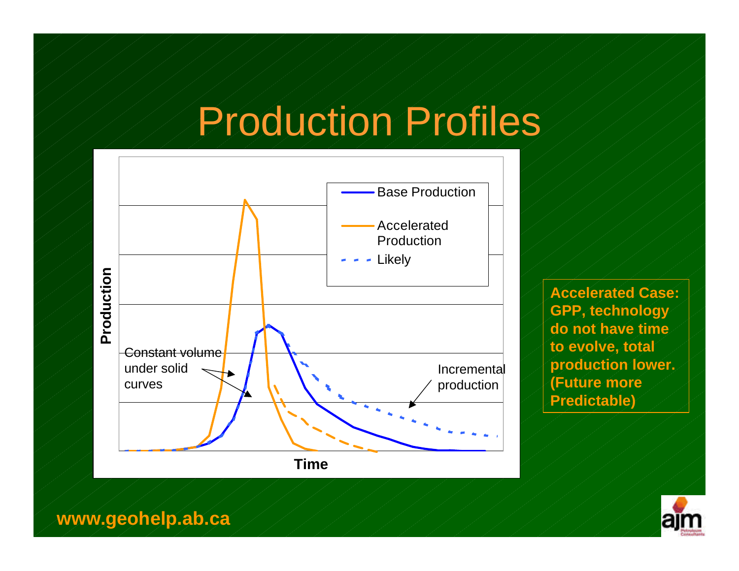# Production Profiles

Production

Base Production

Accelerated Production

Likely

Constant volume under solid curves

Incremental production

Time

**Accelerated Case: GPP, technology do not have time to evolve, total production lower. (Future more Predictable)**

**www.geohelp.ab.ca**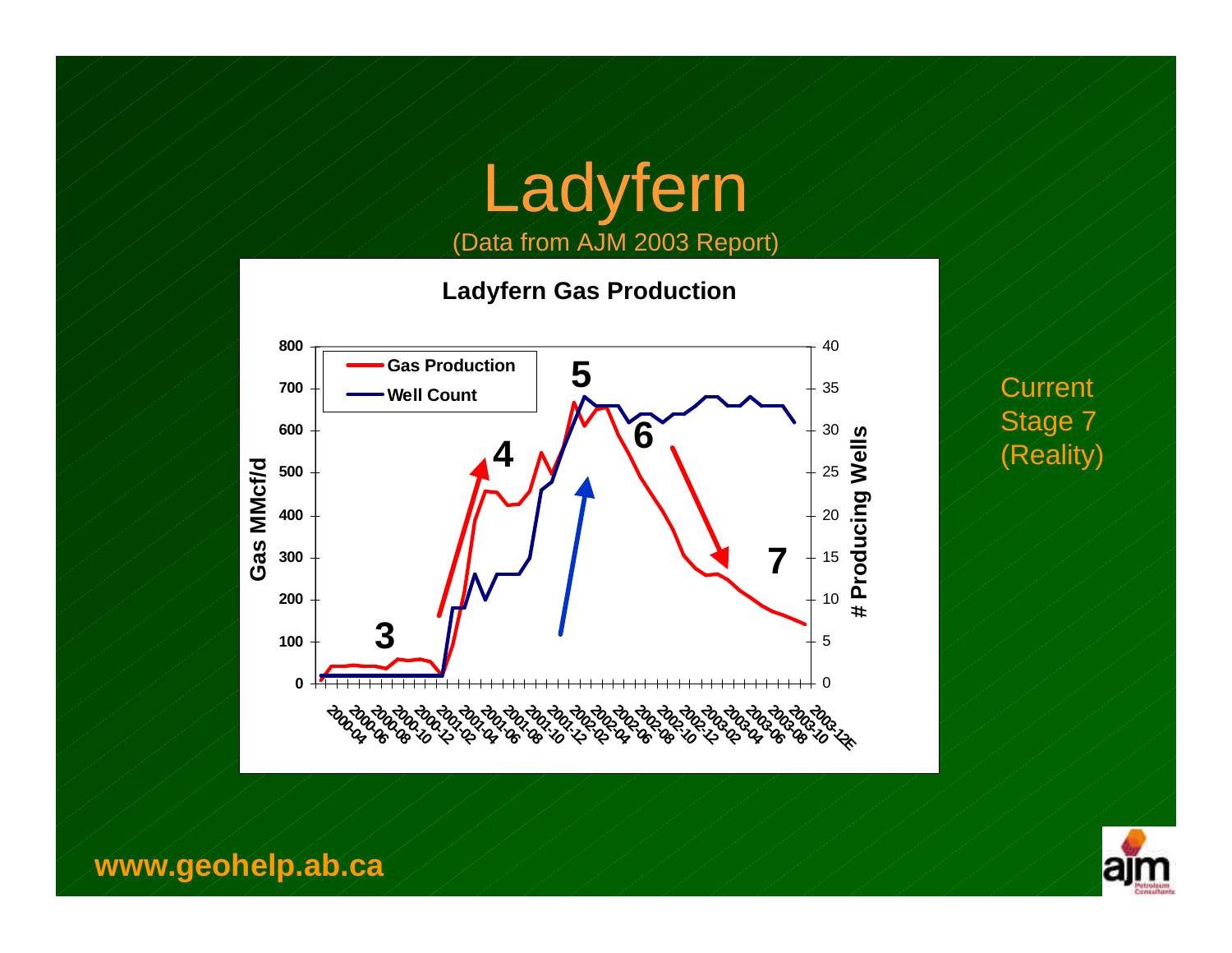# Ladyfern

(Data from AJM 2003 Report)

**Ladyfern Gas Production**

- Gas Production
- Well Count

Gas MMcf/d: 0, 100, 200, 300, 400, 500, 600, 700, 800

# Producing Wells: 0, 5, 10, 15, 20, 25, 30, 35, 40

2000-04, 2000-06, 2000-08, 2000-10, 2000-12, 2001-02, 2001-04, 2001-06, 2001-08, 2001-10, 2001-12, 2002-02, 2002-04, 2002-06, 2002-08, 2002-10, 2002-12, 2003-02, 2003-04, 2003-06, 2003-08, 2003-10, 2003-12E

3, 4, 5, 6, 7

Current Stage 7 (Reality)

**www.geohelp.ab.ca**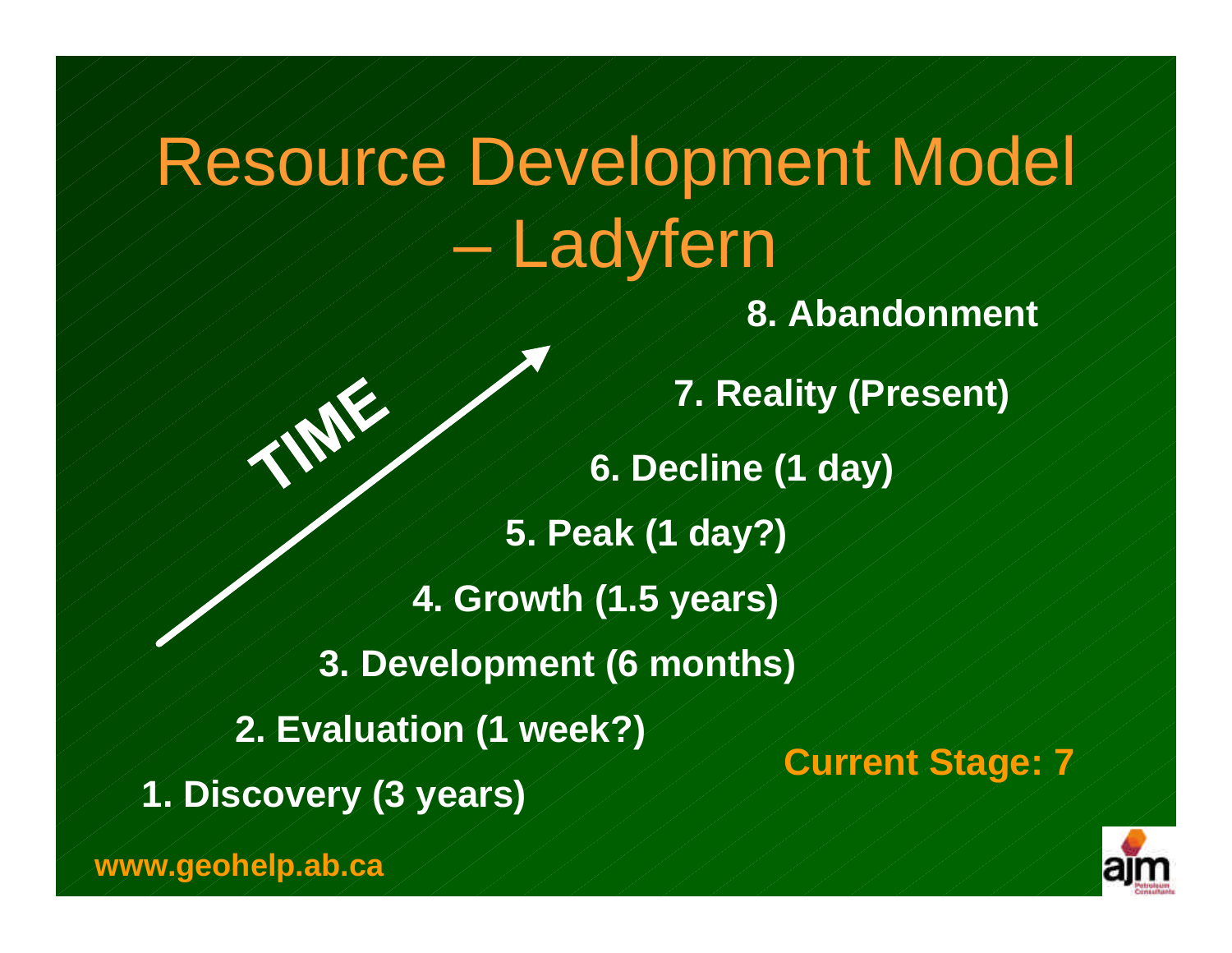# Resource Development Model – Ladyfern

TIME

8. Abandonment

7. Reality (Present)

6. Decline (1 day)

5. Peak (1 day?)

4. Growth (1.5 years)

3. Development (6 months)

2. Evaluation (1 week?)

1. Discovery (3 years)

**Current Stage: 7**

www.geohelp.ab.ca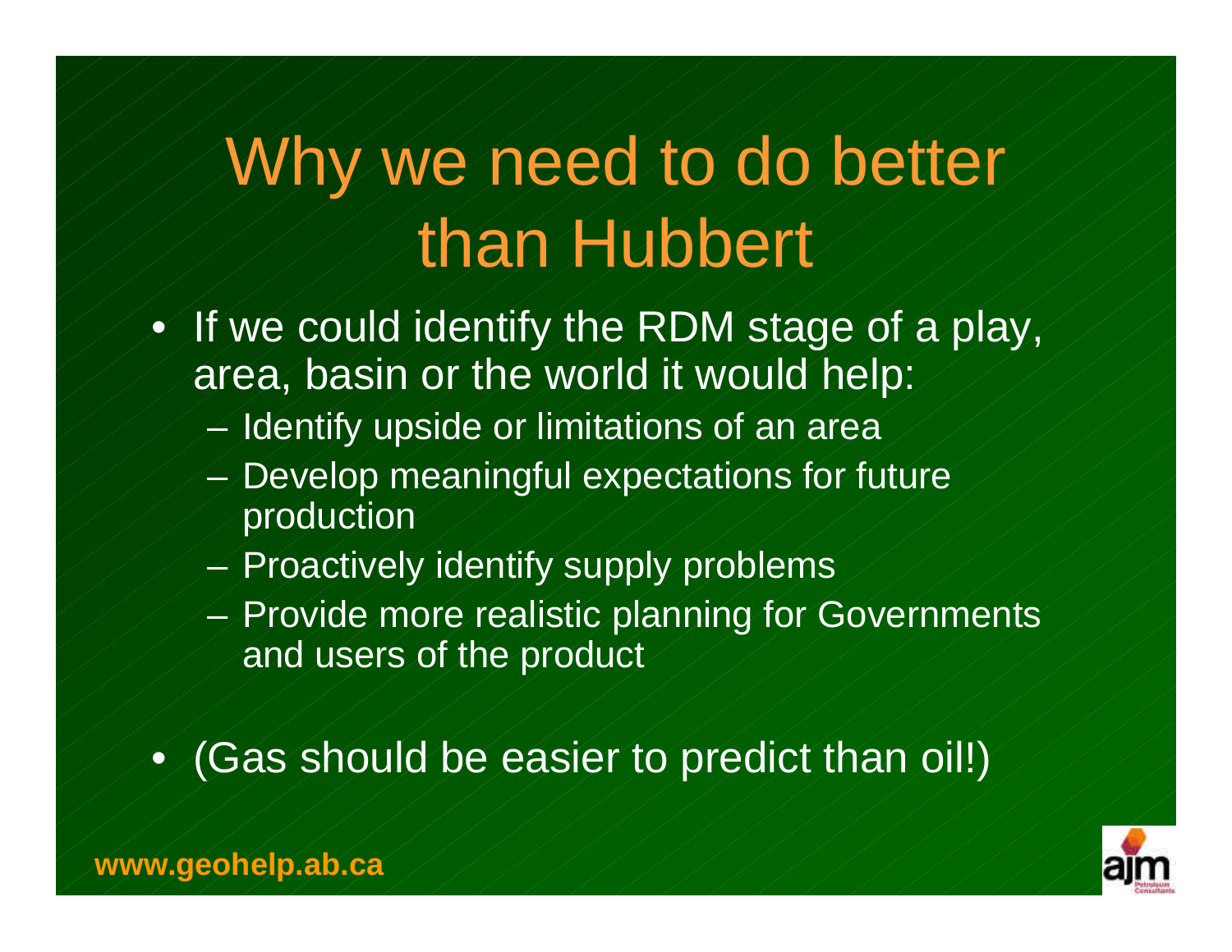# Why we need to do better than Hubbert

- If we could identify the RDM stage of a play, area, basin or the world it would help:
  - Identify upside or limitations of an area
  - Develop meaningful expectations for future production
  - Proactively identify supply problems
  - Provide more realistic planning for Governments and users of the product

- (Gas should be easier to predict than oil!)

**www.geohelp.ab.ca**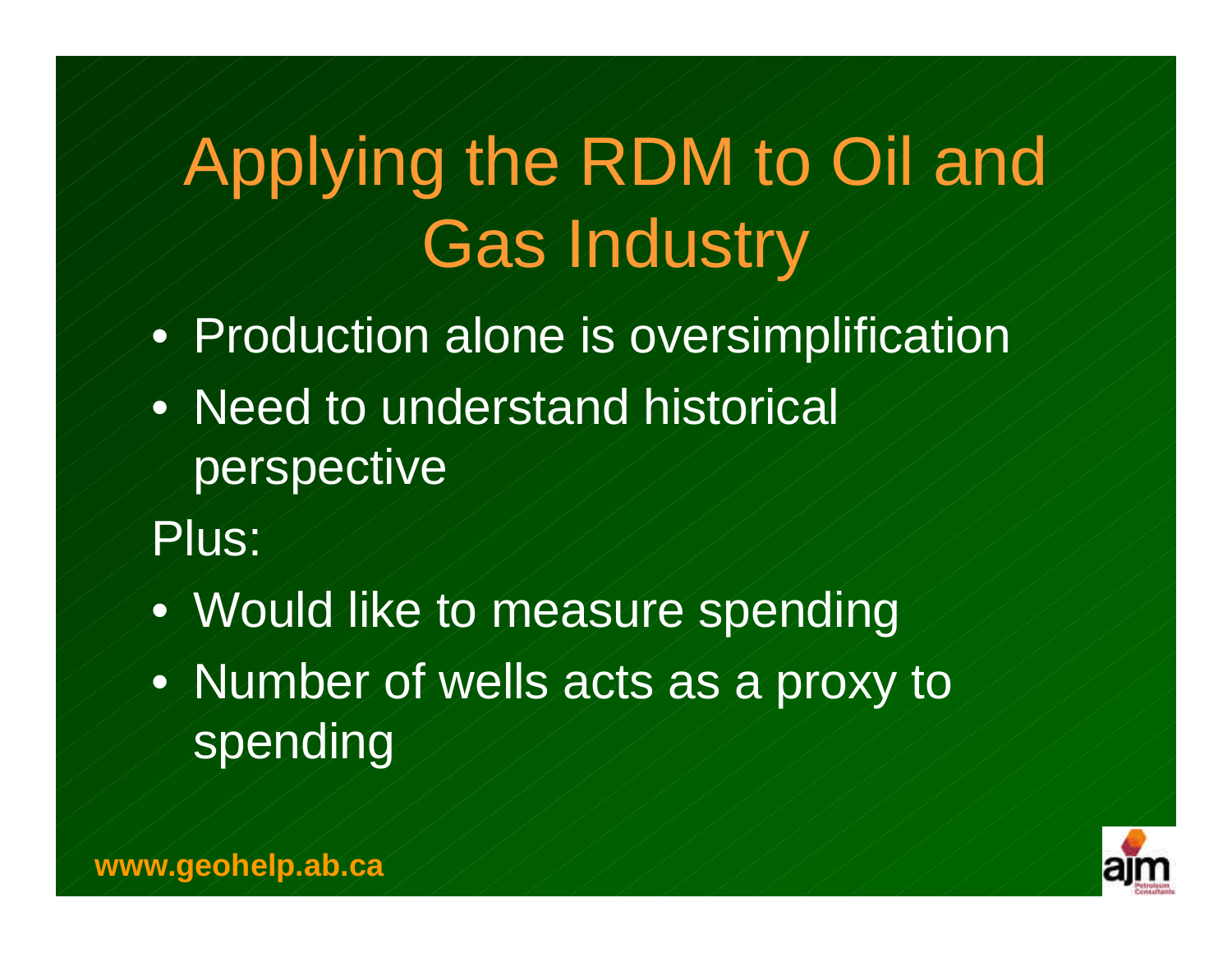# Applying the RDM to Oil and Gas Industry

- Production alone is oversimplification
- Need to understand historical perspective

Plus:

- Would like to measure spending
- Number of wells acts as a proxy to spending

www.geohelp.ab.ca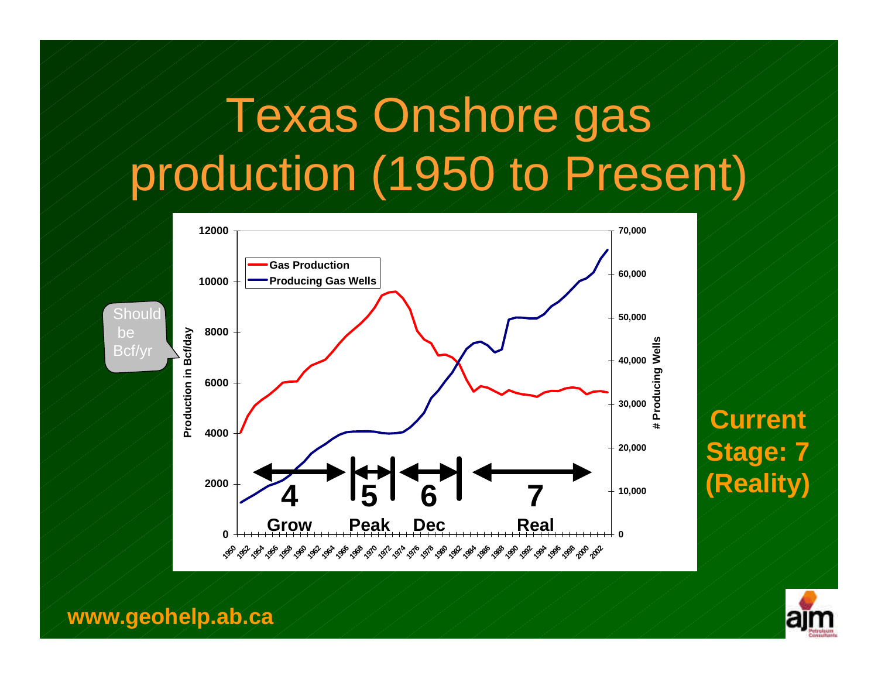# Texas Onshore gas production (1950 to Present)

Should be Bcf/yr

Gas Production

Producing Gas Wells

Production in Bcf/day

# Producing Wells

4 Grow

5 Peak

6 Dec

7 Real

**Current Stage: 7 (Reality)**

**www.geohelp.ab.ca**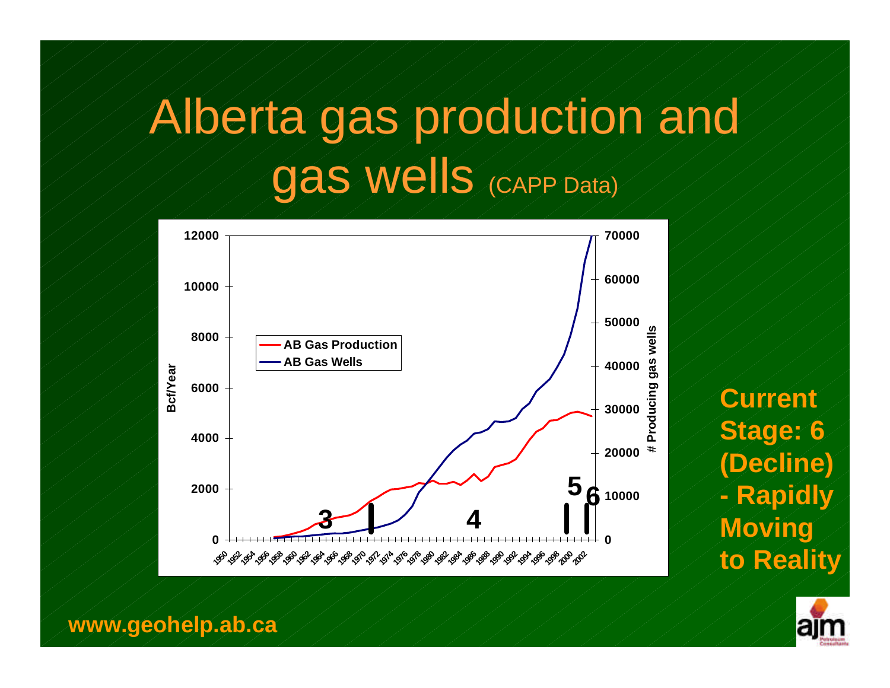# Alberta gas production and gas wells (CAPP Data)

AB Gas Production

AB Gas Wells

Bcf/Year

# Producing gas wells

3

4

5

6

**Current Stage: 6 (Decline) - Rapidly Moving to Reality**

**www.geohelp.ab.ca**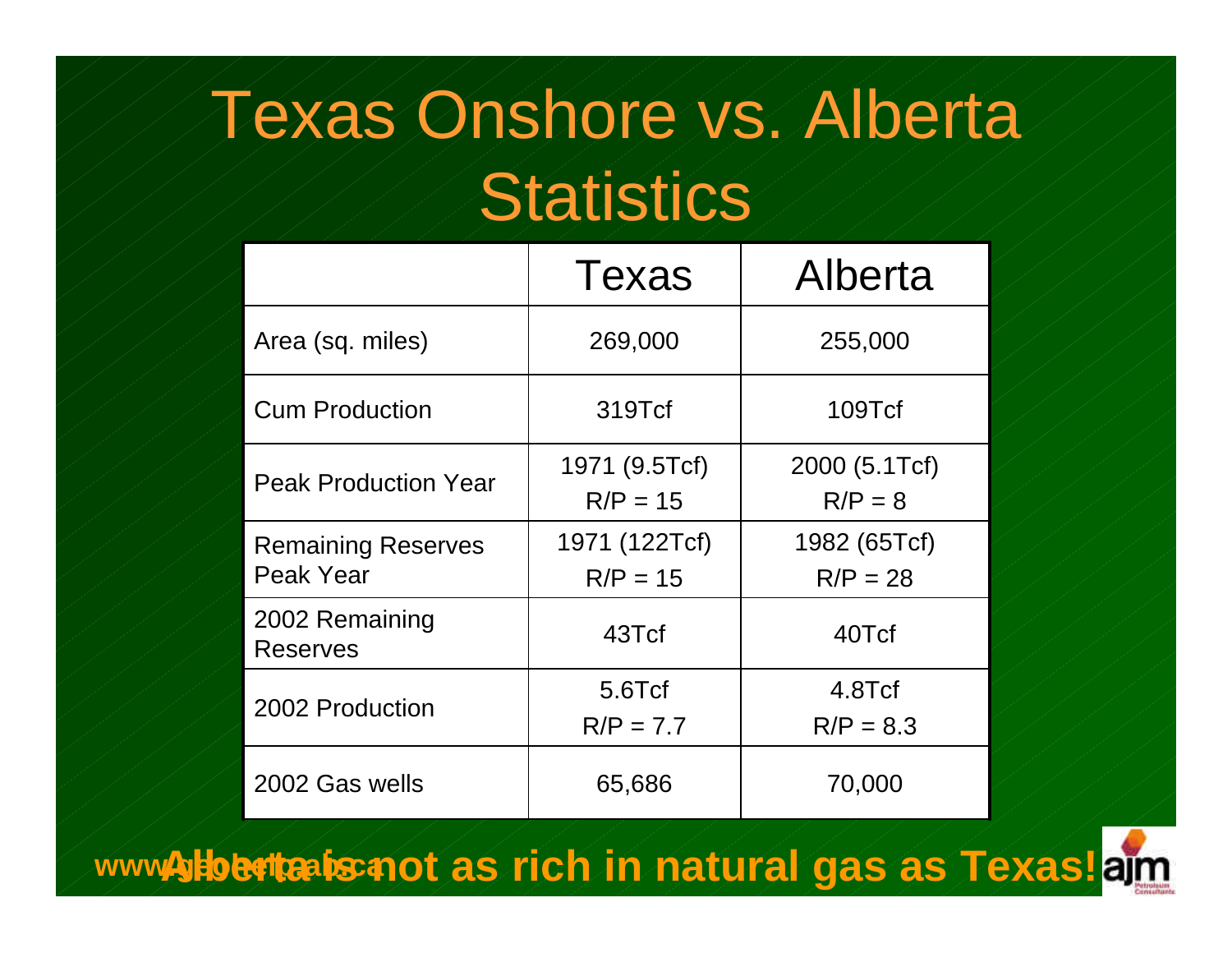# Texas Onshore vs. Alberta Statistics

| | Texas | Alberta |
|---|---|---|
| Area (sq. miles) | 269,000 | 255,000 |
| Cum Production | 319Tcf | 109Tcf |
| Peak Production Year | 1971 (9.5Tcf) R/P = 15 | 2000 (5.1Tcf) R/P = 8 |
| Remaining Reserves Peak Year | 1971 (122Tcf) R/P = 15 | 1982 (65Tcf) R/P = 28 |
| 2002 Remaining Reserves | 43Tcf | 40Tcf |
| 2002 Production | 5.6Tcf R/P = 7.7 | 4.8Tcf R/P = 8.3 |
| 2002 Gas wells | 65,686 | 70,000 |

**Alberta is not as rich in natural gas as Texas!**

www.ajmpetroleum.ca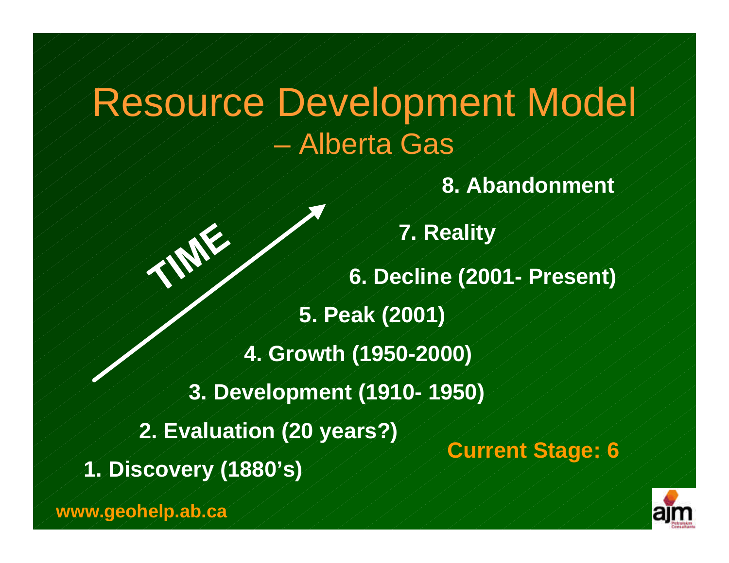# Resource Development Model – Alberta Gas

TIME

8. Abandonment

7. Reality

6. Decline (2001- Present)

5. Peak (2001)

4. Growth (1950-2000)

3. Development (1910- 1950)

2. Evaluation (20 years?)

1. Discovery (1880's)

**Current Stage: 6**

www.geohelp.ab.ca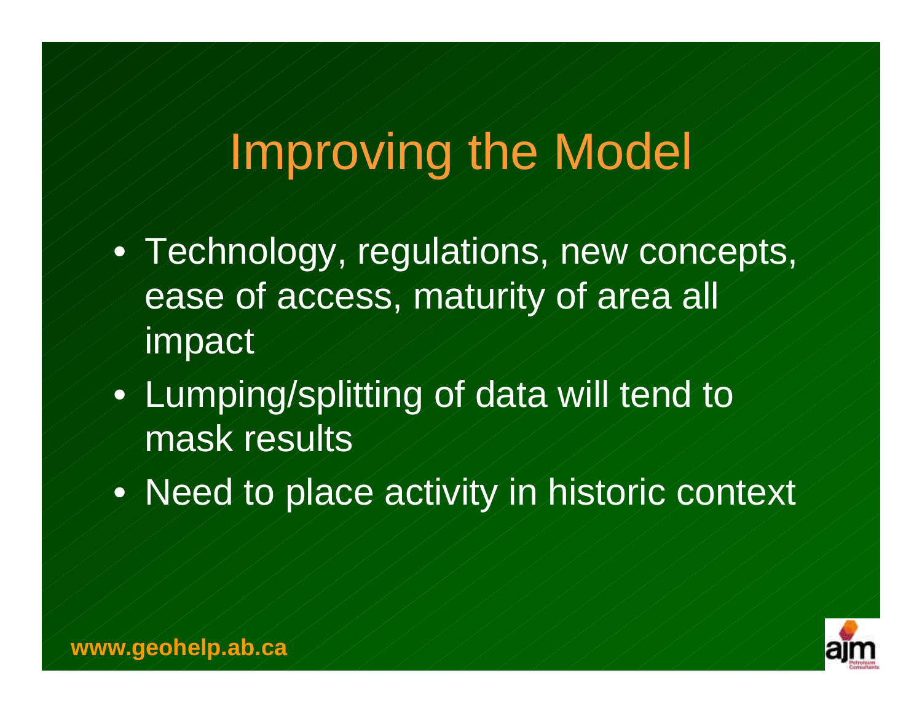# Improving the Model

- Technology, regulations, new concepts, ease of access, maturity of area all impact
- Lumping/splitting of data will tend to mask results
- Need to place activity in historic context

**www.geohelp.ab.ca**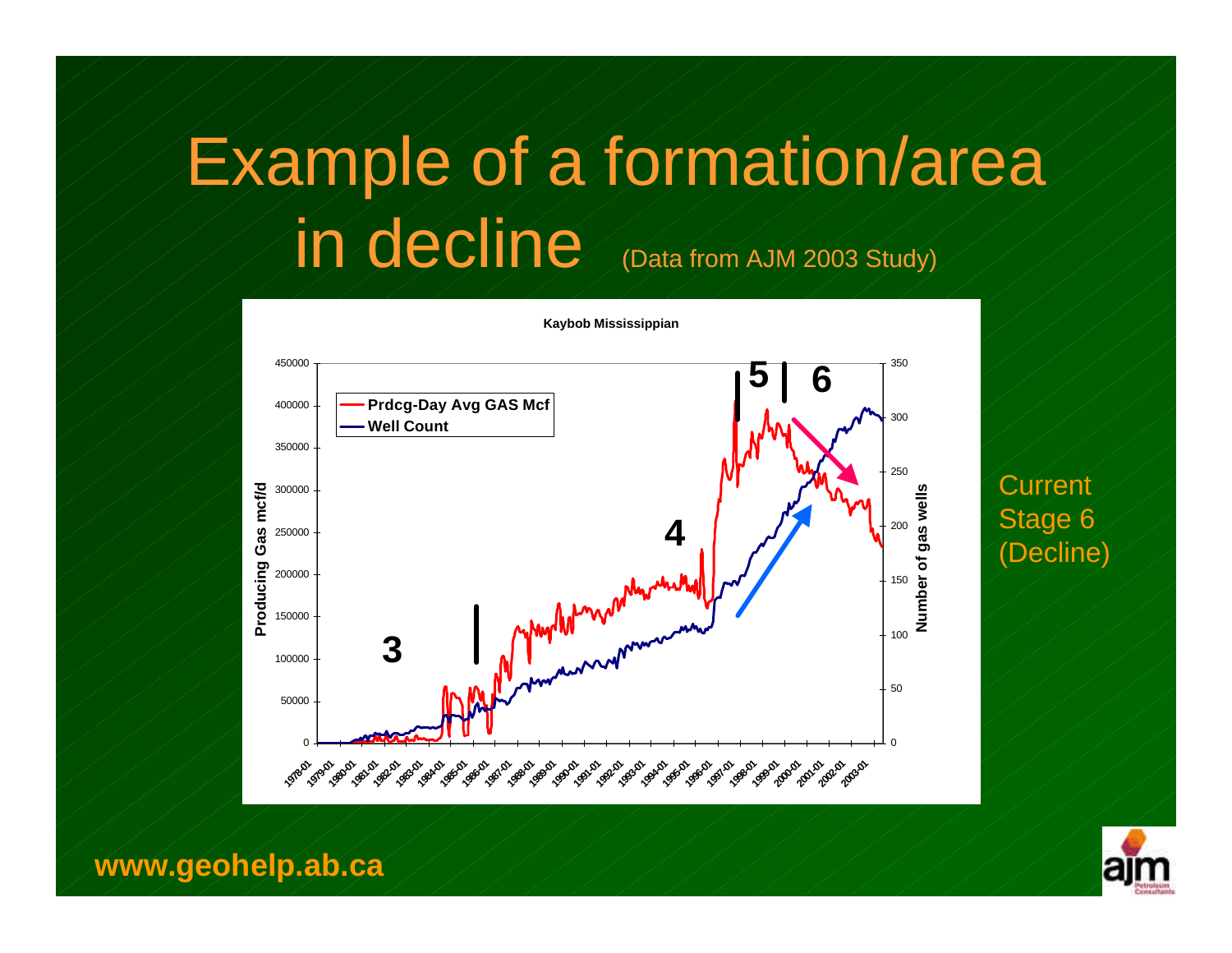# Example of a formation/area in decline (Data from AJM 2003 Study)

**Kaybob Mississippian**

- Prdcg-Day Avg GAS Mcf
- Well Count

Producing Gas mcf/d

Number of gas wells

3

4

5

6

Current Stage 6 (Decline)

**www.geohelp.ab.ca**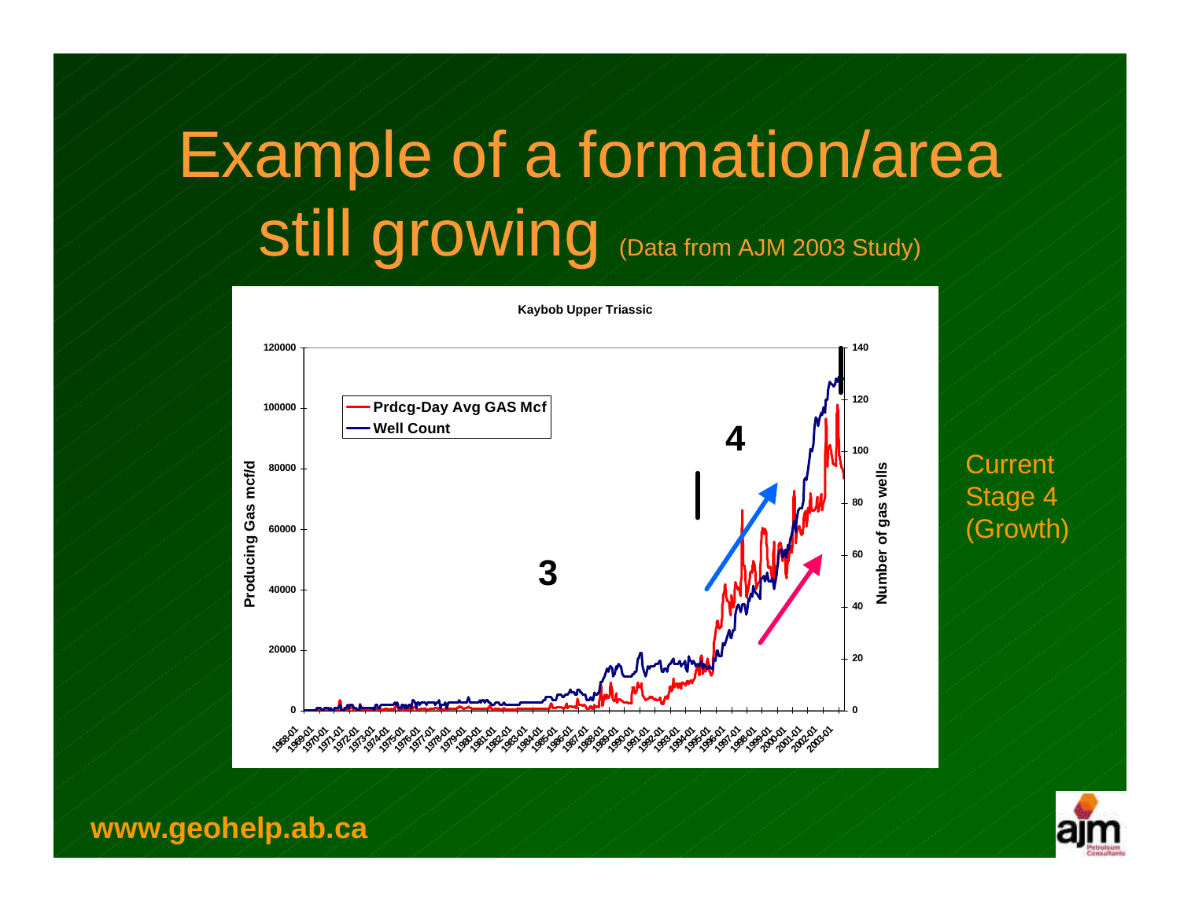# Example of a formation/area still growing (Data from AJM 2003 Study)

**Kaybob Upper Triassic**

- Producing Gas mcf/d (left axis: 0–120000)
- Number of gas wells (right axis: 0–140)
- Prdcg-Day Avg GAS Mcf
- Well Count
- 1968-01 to 2003-01

3

4

Current Stage 4 (Growth)

**www.geohelp.ab.ca**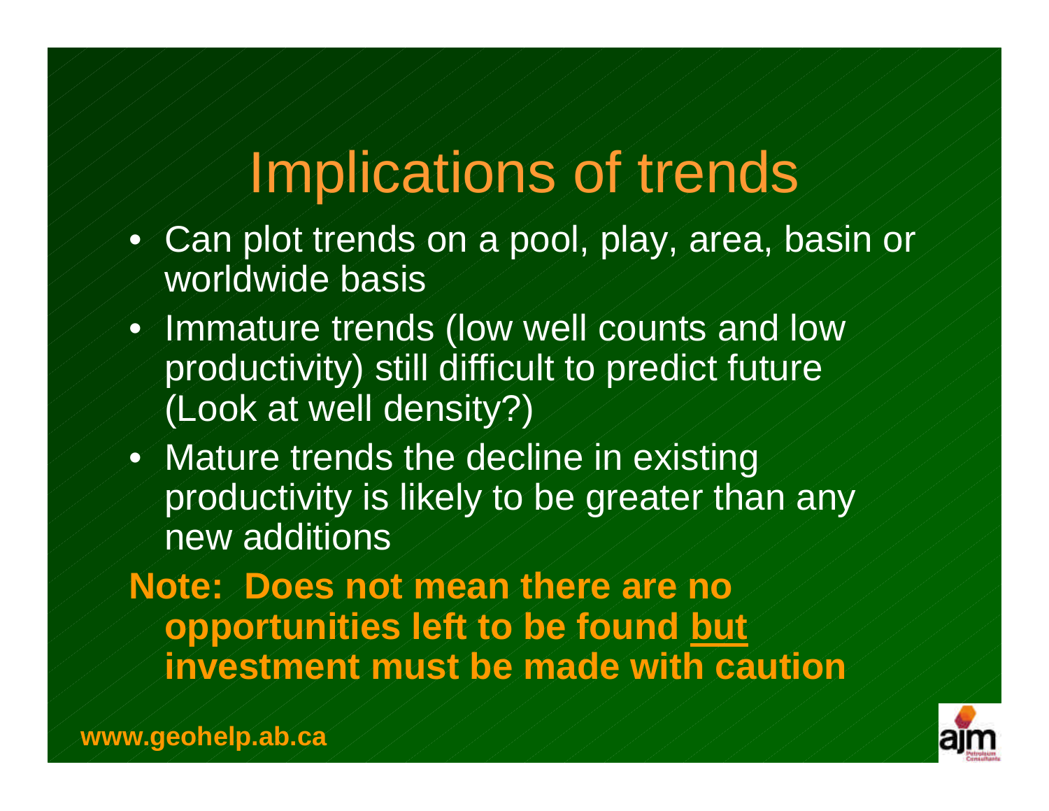# Implications of trends

- Can plot trends on a pool, play, area, basin or worldwide basis
- Immature trends (low well counts and low productivity) still difficult to predict future (Look at well density?)
- Mature trends the decline in existing productivity is likely to be greater than any new additions

**Note: Does not mean there are no opportunities left to be found <u>but</u> investment must be made with caution**

**www.geohelp.ab.ca**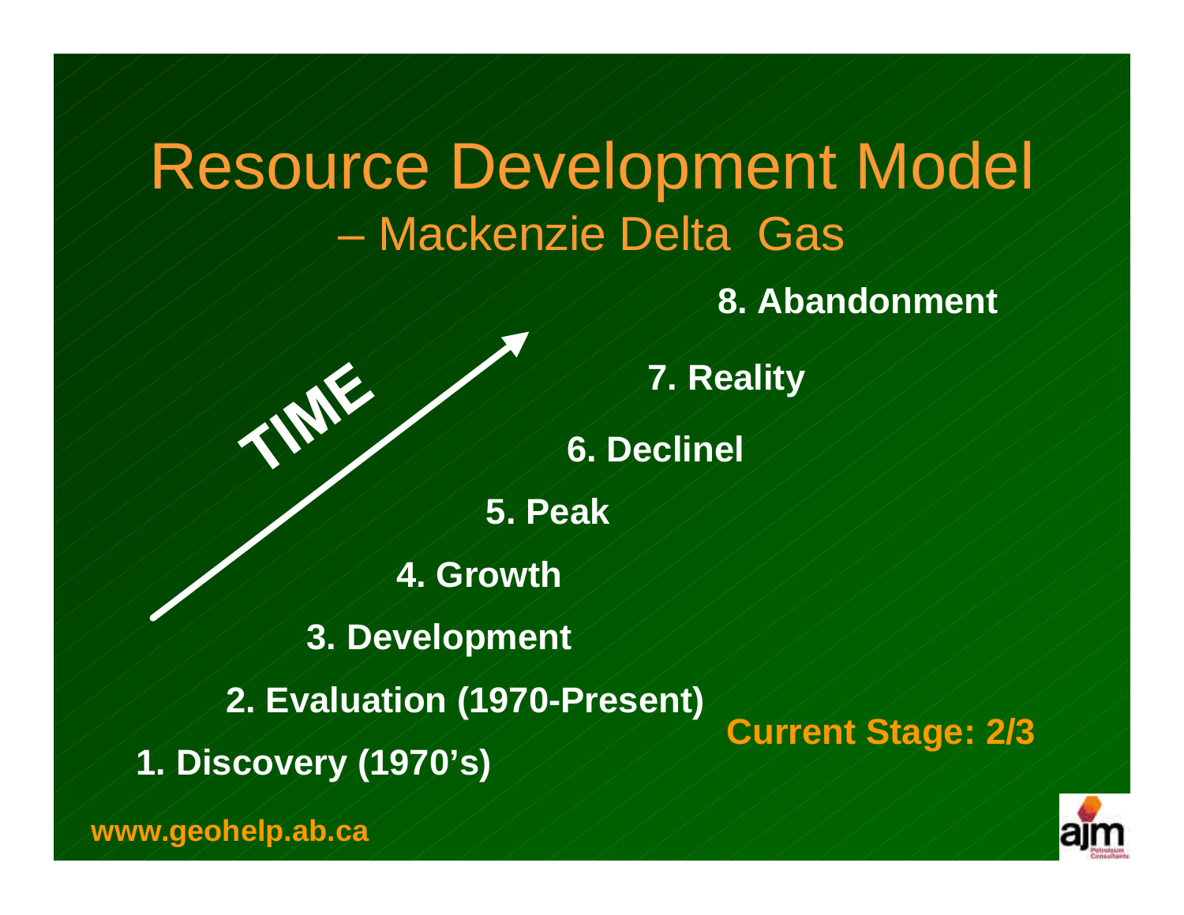# Resource Development Model – Mackenzie Delta Gas

8. Abandonment

7. Reality

6. Declinel

5. Peak

4. Growth

3. Development

2. Evaluation (1970-Present)

1. Discovery (1970's)

TIME

**Current Stage: 2/3**

www.geohelp.ab.ca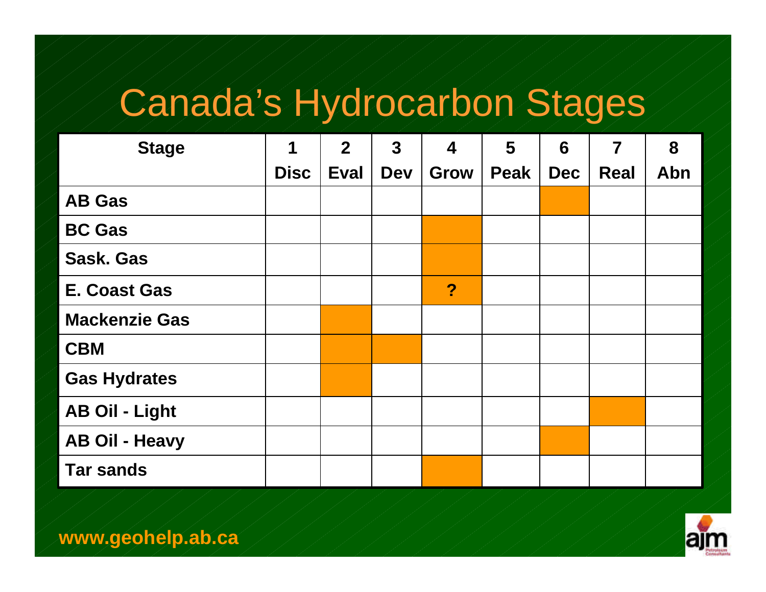# Canada's Hydrocarbon Stages

| Stage | 1 Disc | 2 Eval | 3 Dev | 4 Grow | 5 Peak | 6 Dec | 7 Real | 8 Abn |
|---|---|---|---|---|---|---|---|---|
| **AB Gas** | | | | | | ■ | | |
| **BC Gas** | | | | ■ | | | | |
| **Sask. Gas** | | | | ■ | | | | |
| **E. Coast Gas** | | | | ? | | | | |
| **Mackenzie Gas** | | ■ | | | | | | |
| **CBM** | | ■ | ■ | | | | | |
| **Gas Hydrates** | | ■ | | | | | | |
| **AB Oil - Light** | | | | | | | ■ | |
| **AB Oil - Heavy** | | | | | | ■ | | |
| **Tar sands** | | | | ■ | | | | |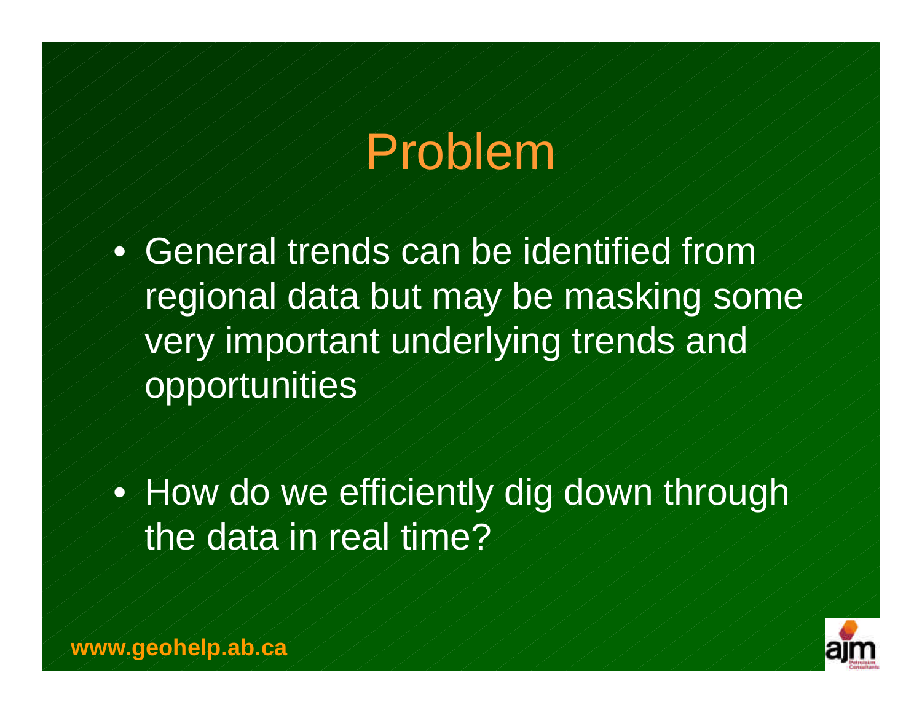# Problem

- General trends can be identified from regional data but may be masking some very important underlying trends and opportunities
- How do we efficiently dig down through the data in real time?

www.geohelp.ab.ca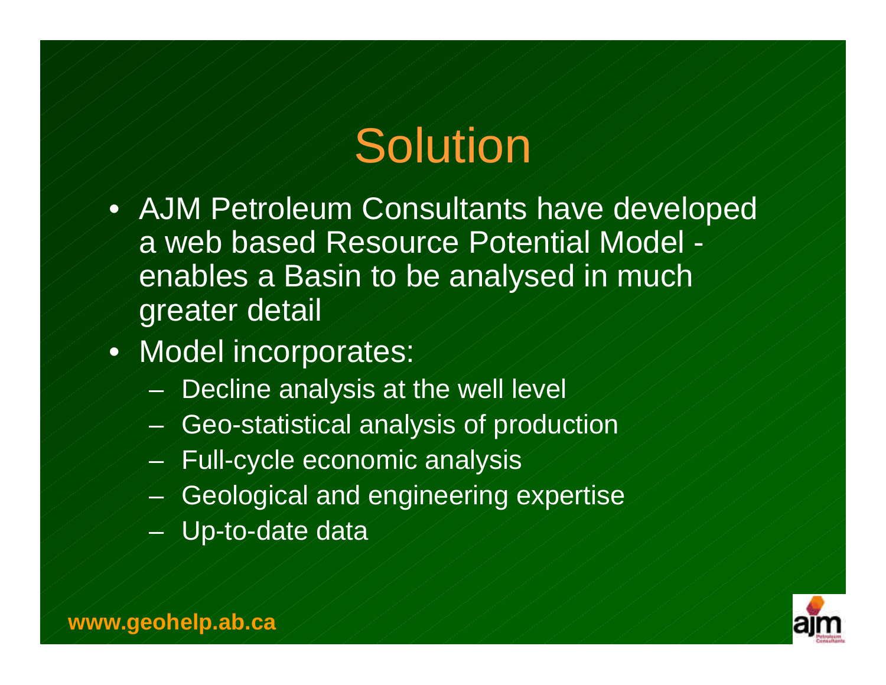# Solution

- AJM Petroleum Consultants have developed a web based Resource Potential Model - enables a Basin to be analysed in much greater detail
- Model incorporates:
  - Decline analysis at the well level
  - Geo-statistical analysis of production
  - Full-cycle economic analysis
  - Geological and engineering expertise
  - Up-to-date data

**www.geohelp.ab.ca**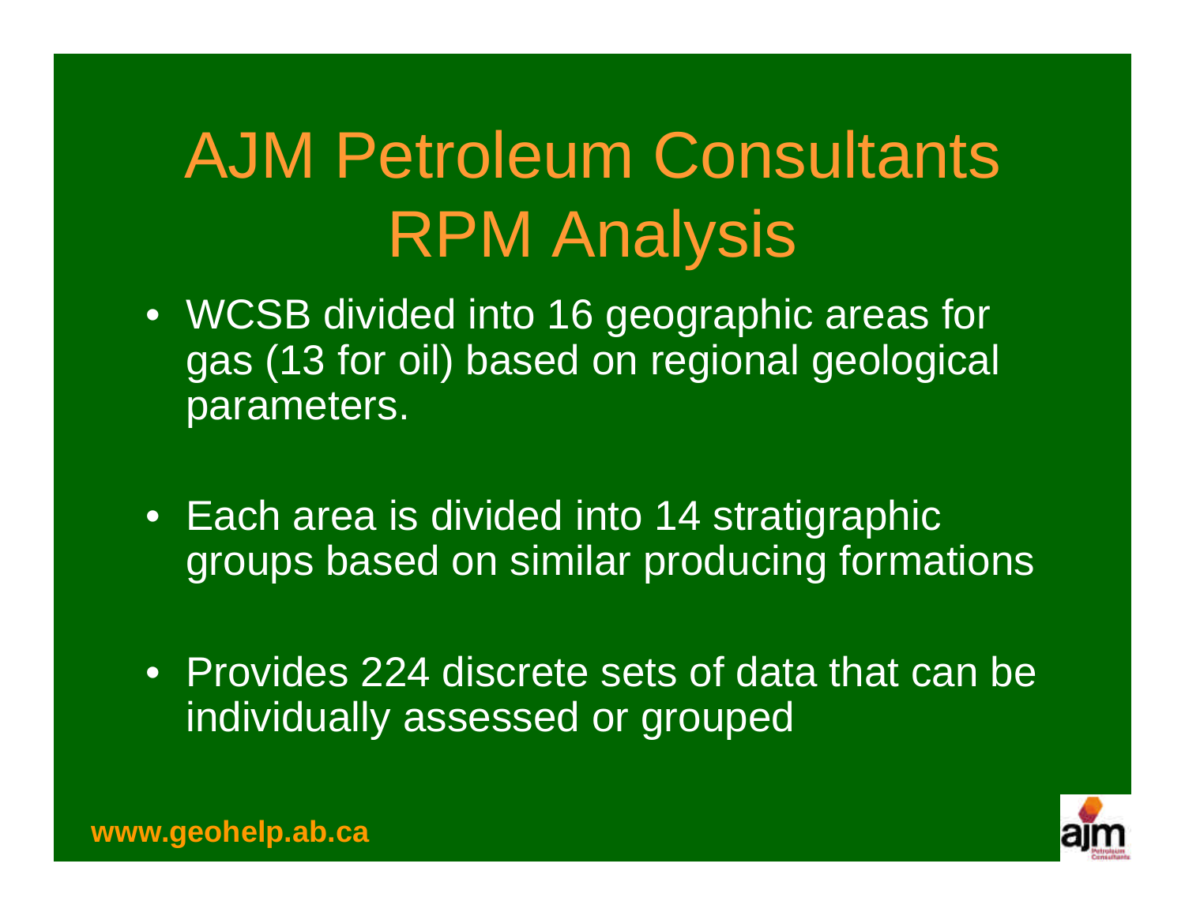# AJM Petroleum Consultants RPM Analysis

- WCSB divided into 16 geographic areas for gas (13 for oil) based on regional geological parameters.
- Each area is divided into 14 stratigraphic groups based on similar producing formations
- Provides 224 discrete sets of data that can be individually assessed or grouped

www.geohelp.ab.ca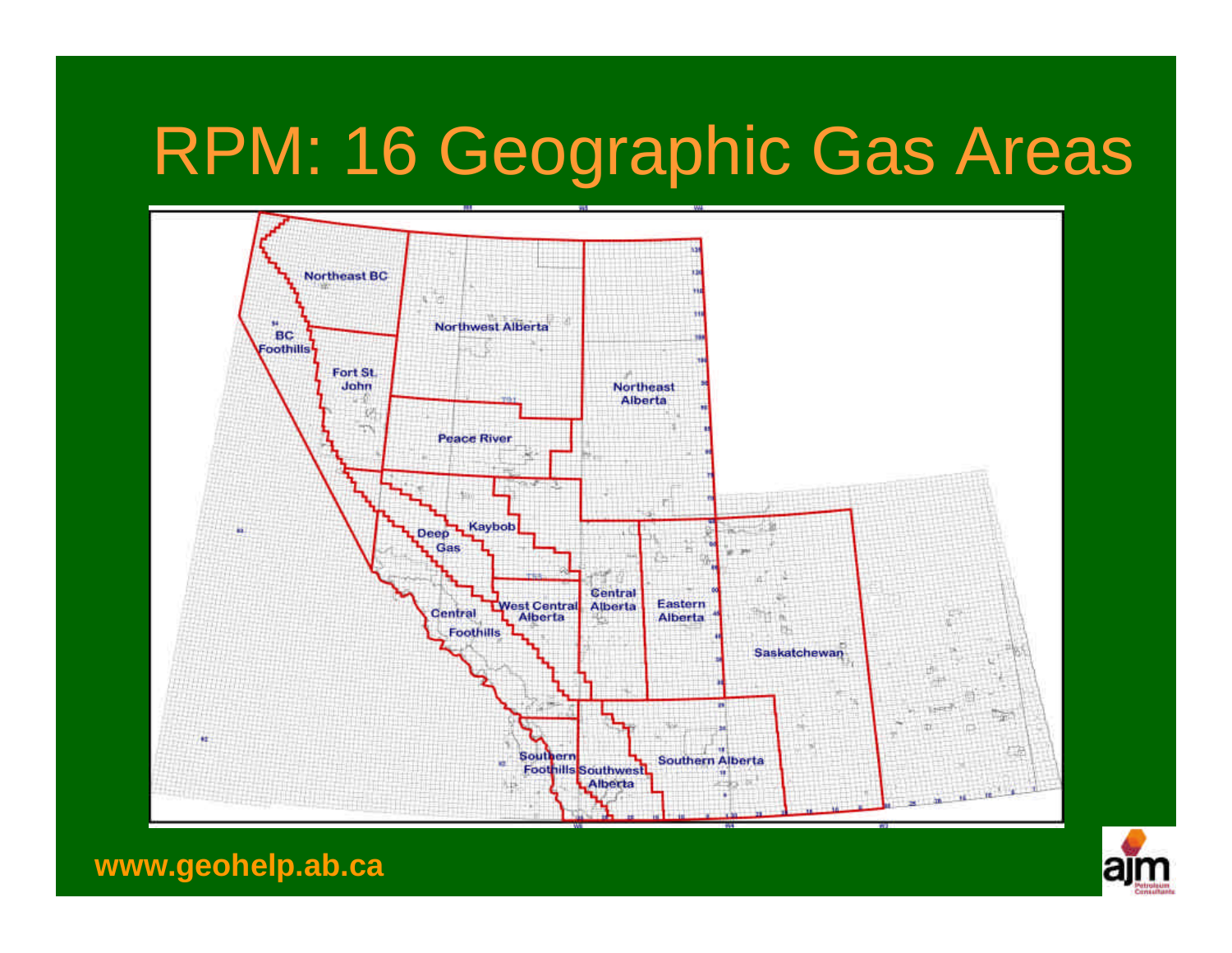# RPM: 16 Geographic Gas Areas

Northeast BC

BC Foothills

Fort St. John

Northwest Alberta

Northeast Alberta

Peace River

Kaybob

Deep Gas

Central Foothills

West Central Alberta

Central Alberta

Eastern Alberta

Saskatchewan

Southern Foothills

Southwest Alberta

Southern Alberta

www.geohelp.ab.ca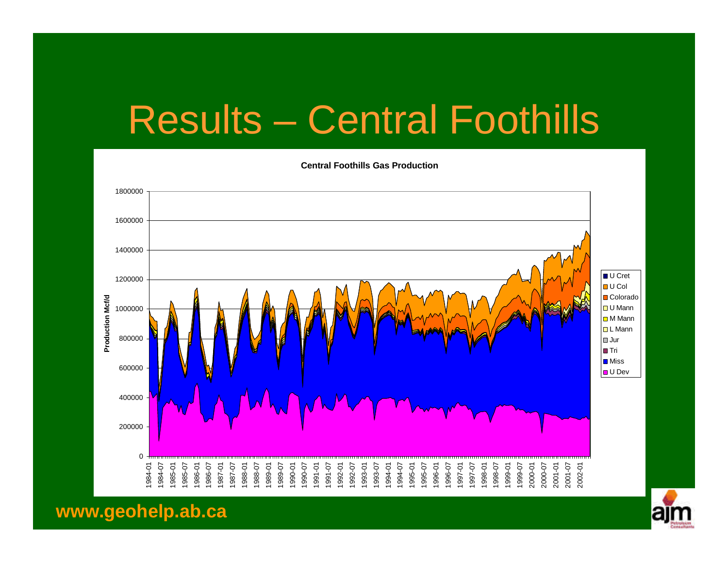# Results – Central Foothills

**Central Foothills Gas Production**

Production Mcf/d

Legend: U Cret, U Col, Colorado, U Mann, M Mann, L Mann, Jur, Tri, Miss, U Dev

www.geohelp.ab.ca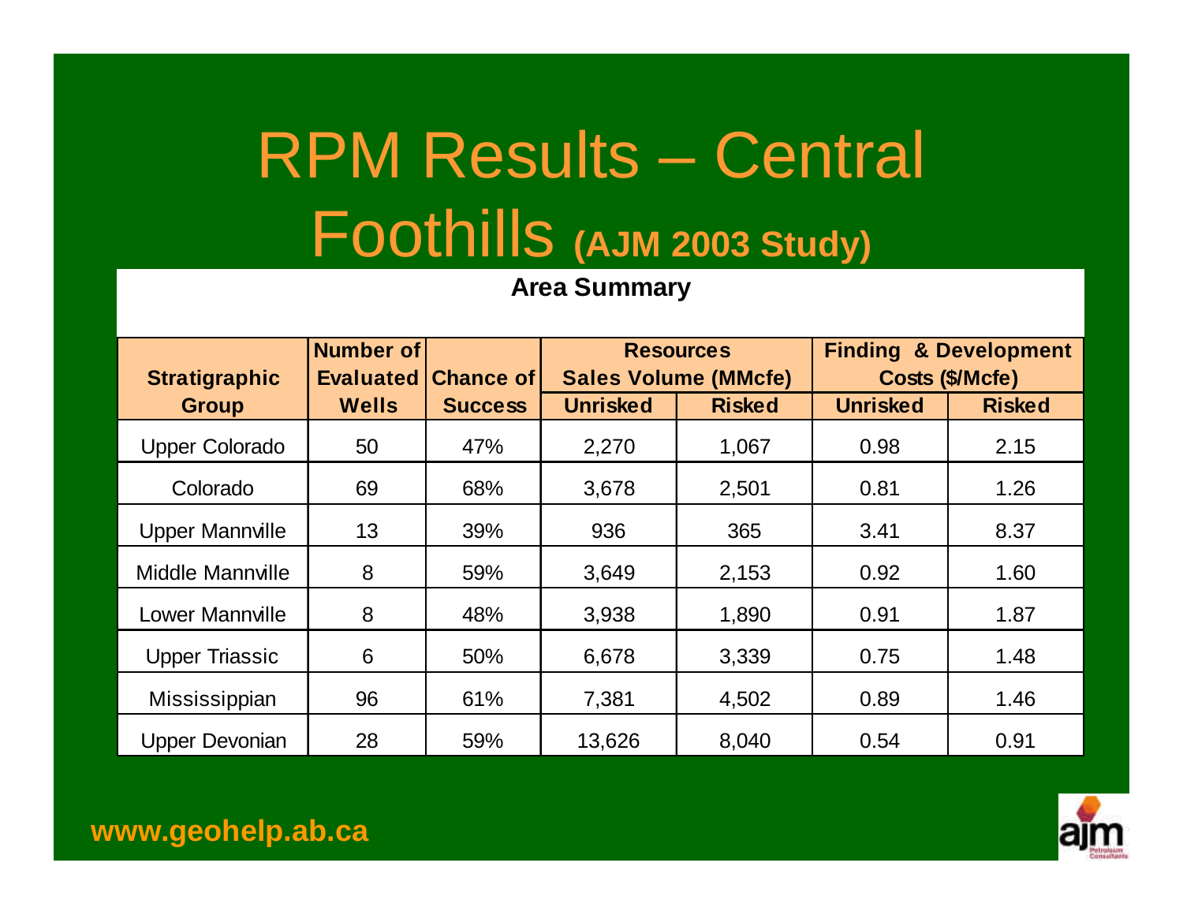# RPM Results – Central Foothills (AJM 2003 Study)

**Area Summary**

| Stratigraphic Group | Number of Evaluated Wells | Chance of Success | Resources Sales Volume (MMcfe) | | Finding & Development Costs ($/Mcfe) | |
|---|---|---|---|---|---|---|
| | | | Unrisked | Risked | Unrisked | Risked |
| Upper Colorado | 50 | 47% | 2,270 | 1,067 | 0.98 | 2.15 |
| Colorado | 69 | 68% | 3,678 | 2,501 | 0.81 | 1.26 |
| Upper Mannville | 13 | 39% | 936 | 365 | 3.41 | 8.37 |
| Middle Mannville | 8 | 59% | 3,649 | 2,153 | 0.92 | 1.60 |
| Lower Mannville | 8 | 48% | 3,938 | 1,890 | 0.91 | 1.87 |
| Upper Triassic | 6 | 50% | 6,678 | 3,339 | 0.75 | 1.48 |
| Mississippian | 96 | 61% | 7,381 | 4,502 | 0.89 | 1.46 |
| Upper Devonian | 28 | 59% | 13,626 | 8,040 | 0.54 | 0.91 |

www.geohelp.ab.ca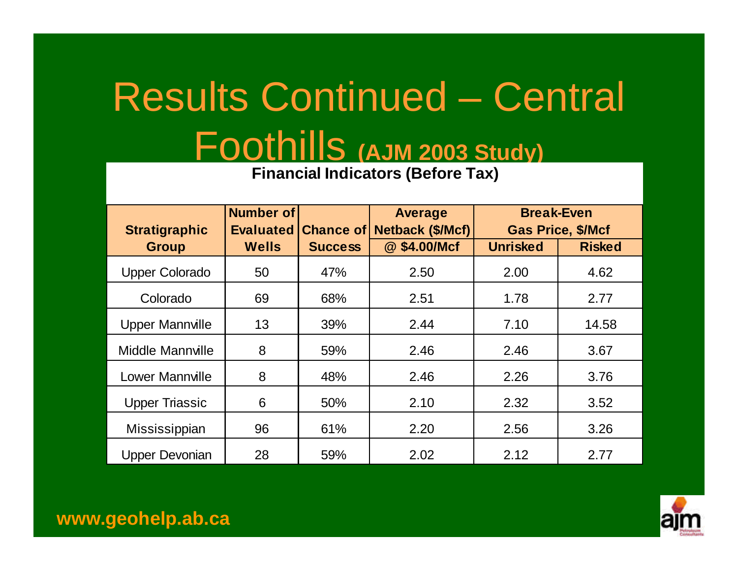# Results Continued – Central Foothills (AJM 2003 Study)

**Financial Indicators (Before Tax)**

| Stratigraphic Group | Number of Evaluated Wells | Chance of Success | Average Netback ($/Mcf) @ $4.00/Mcf | Break-Even Gas Price, $/Mcf | |
|---|---|---|---|---|---|
| | | | | Unrisked | Risked |
| Upper Colorado | 50 | 47% | 2.50 | 2.00 | 4.62 |
| Colorado | 69 | 68% | 2.51 | 1.78 | 2.77 |
| Upper Mannville | 13 | 39% | 2.44 | 7.10 | 14.58 |
| Middle Mannville | 8 | 59% | 2.46 | 2.46 | 3.67 |
| Lower Mannville | 8 | 48% | 2.46 | 2.26 | 3.76 |
| Upper Triassic | 6 | 50% | 2.10 | 2.32 | 3.52 |
| Mississippian | 96 | 61% | 2.20 | 2.56 | 3.26 |
| Upper Devonian | 28 | 59% | 2.02 | 2.12 | 2.77 |

www.geohelp.ab.ca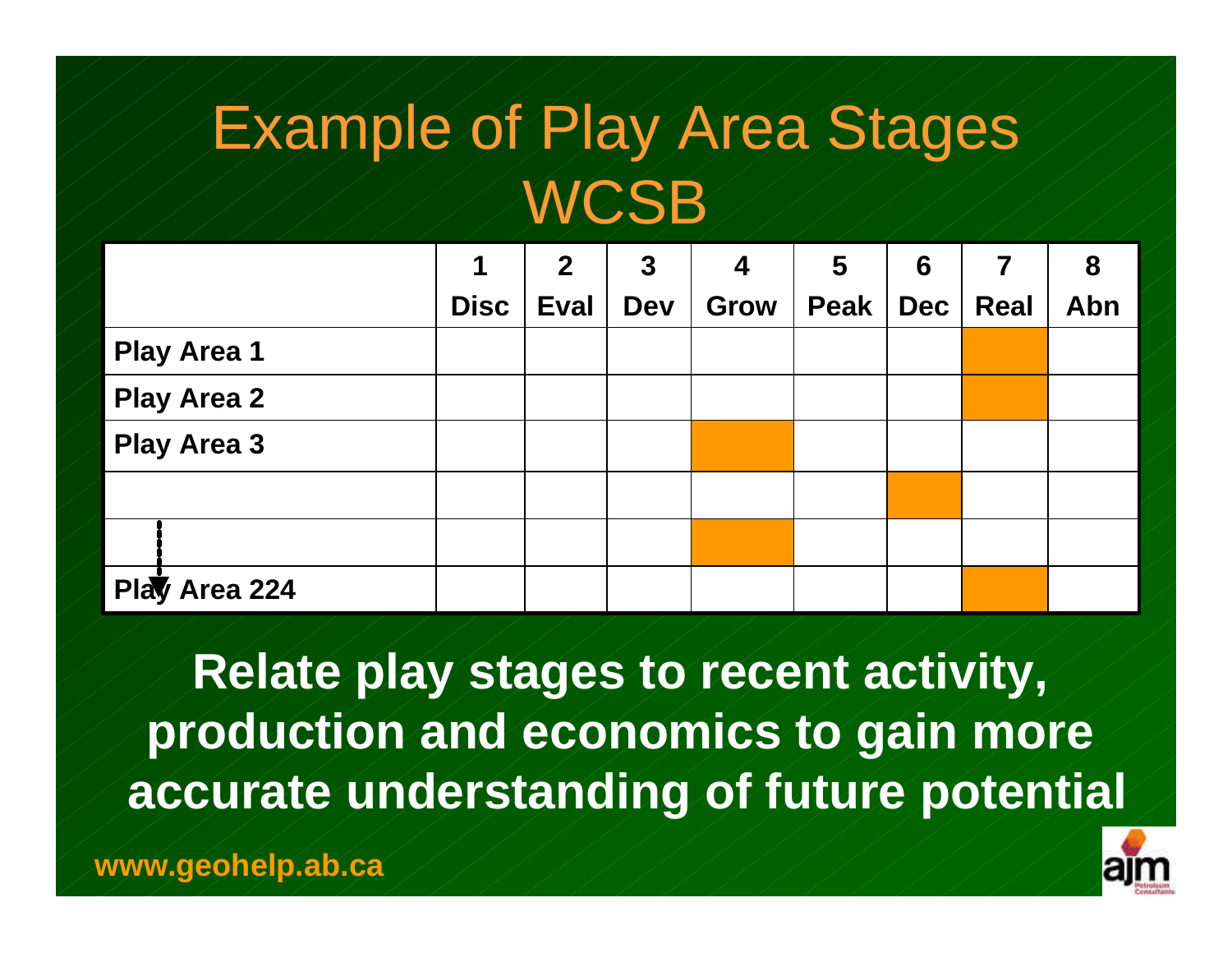# Example of Play Area Stages WCSB

| | 1 Disc | 2 Eval | 3 Dev | 4 Grow | 5 Peak | 6 Dec | 7 Real | 8 Abn |
|---|---|---|---|---|---|---|---|---|
| **Play Area 1** | | | | | | | ■ | |
| **Play Area 2** | | | | | | | ■ | |
| **Play Area 3** | | | | ■ | | | | |
| | | | | | | ■ | | |
| ⋮ | | | | ■ | | | | |
| **Play Area 224** | | | | | | | ■ | |

**Relate play stages to recent activity, production and economics to gain more accurate understanding of future potential**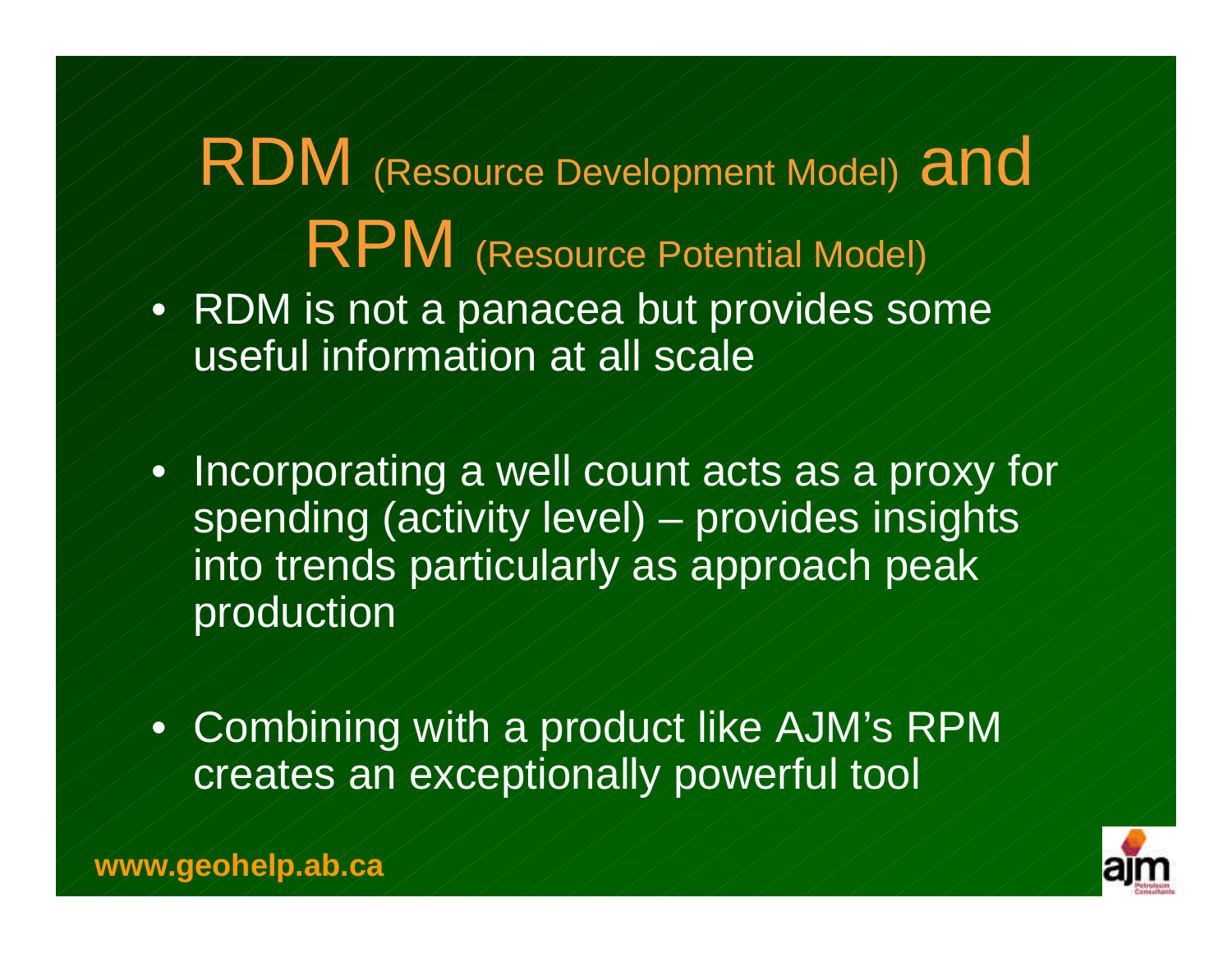# RDM (Resource Development Model) and RPM (Resource Potential Model)

- RDM is not a panacea but provides some useful information at all scale
- Incorporating a well count acts as a proxy for spending (activity level) – provides insights into trends particularly as approach peak production
- Combining with a product like AJM's RPM creates an exceptionally powerful tool

**www.geohelp.ab.ca**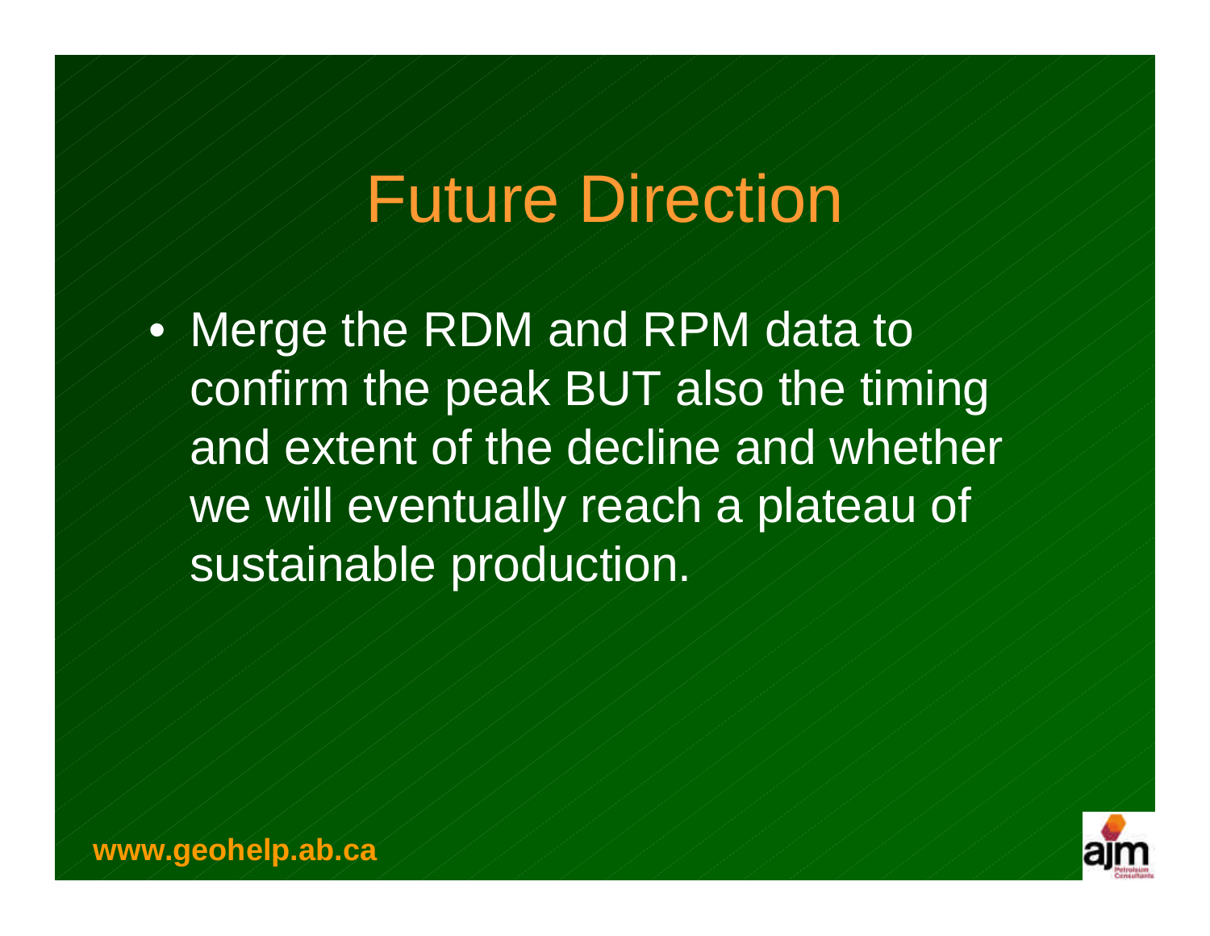# Future Direction

- Merge the RDM and RPM data to confirm the peak BUT also the timing and extent of the decline and whether we will eventually reach a plateau of sustainable production.

**www.geohelp.ab.ca**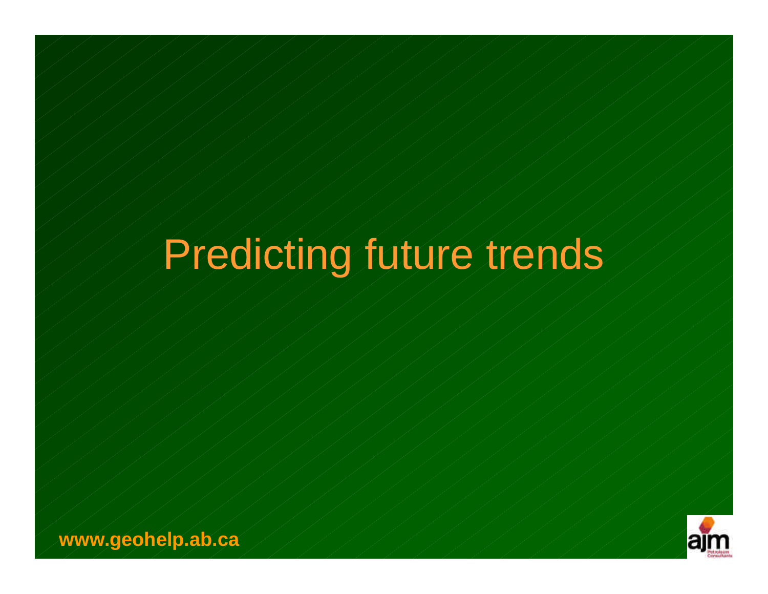# Predicting future trends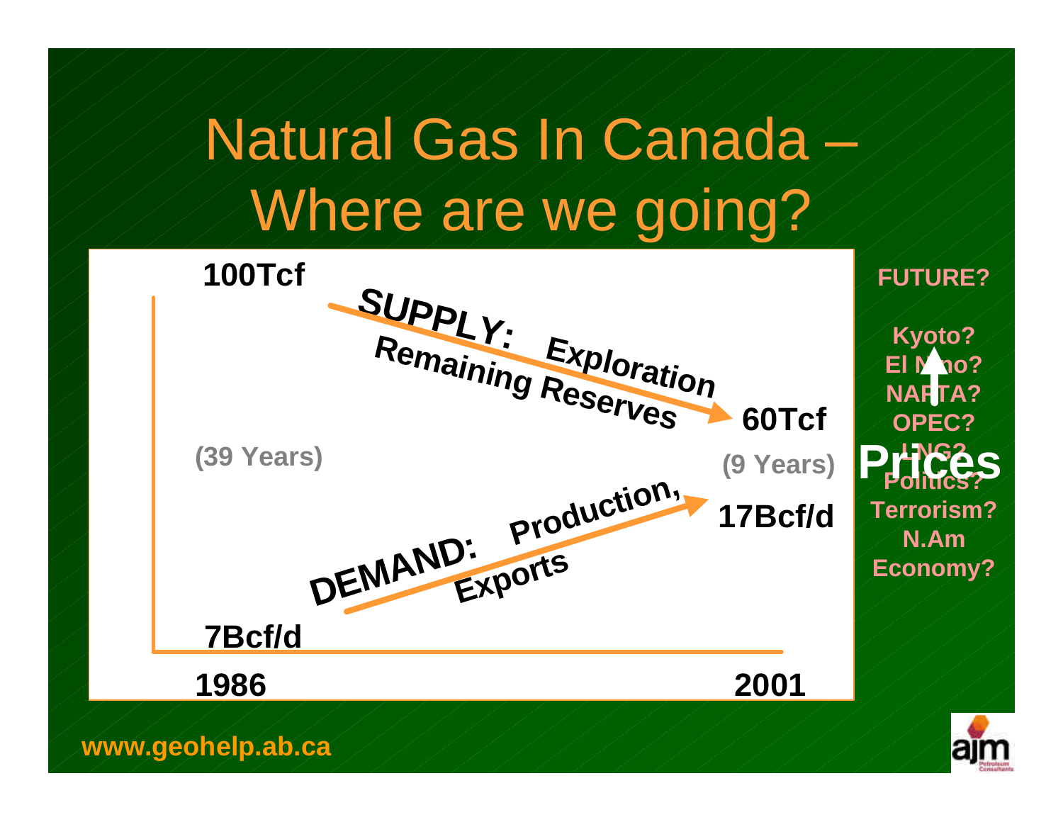# Natural Gas In Canada – Where are we going?

**100Tcf**

**SUPPLY: Exploration**
**Remaining Reserves**

**60Tcf**

**(39 Years)**

**(9 Years)**

**DEMAND: Production, Exports**

**17Bcf/d**

**7Bcf/d**

**1986**

**2001**

**FUTURE?**

**Kyoto?**
**El Nino?**
**NAFTA?**
**OPEC?**
**LNG?**
**Politics?**
**Terrorism?**
**N.Am Economy?**

**Prices**

**www.geohelp.ab.ca**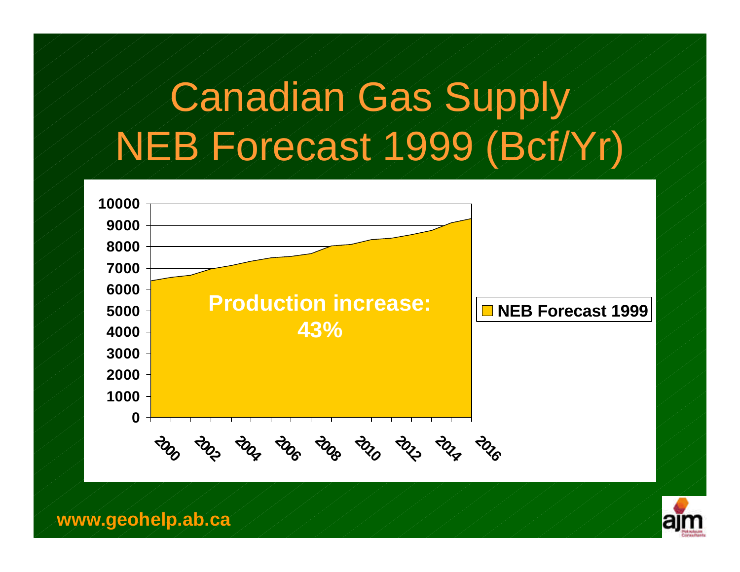# Canadian Gas Supply NEB Forecast 1999 (Bcf/Yr)

Production increase: 43%

NEB Forecast 1999

www.geohelp.ab.ca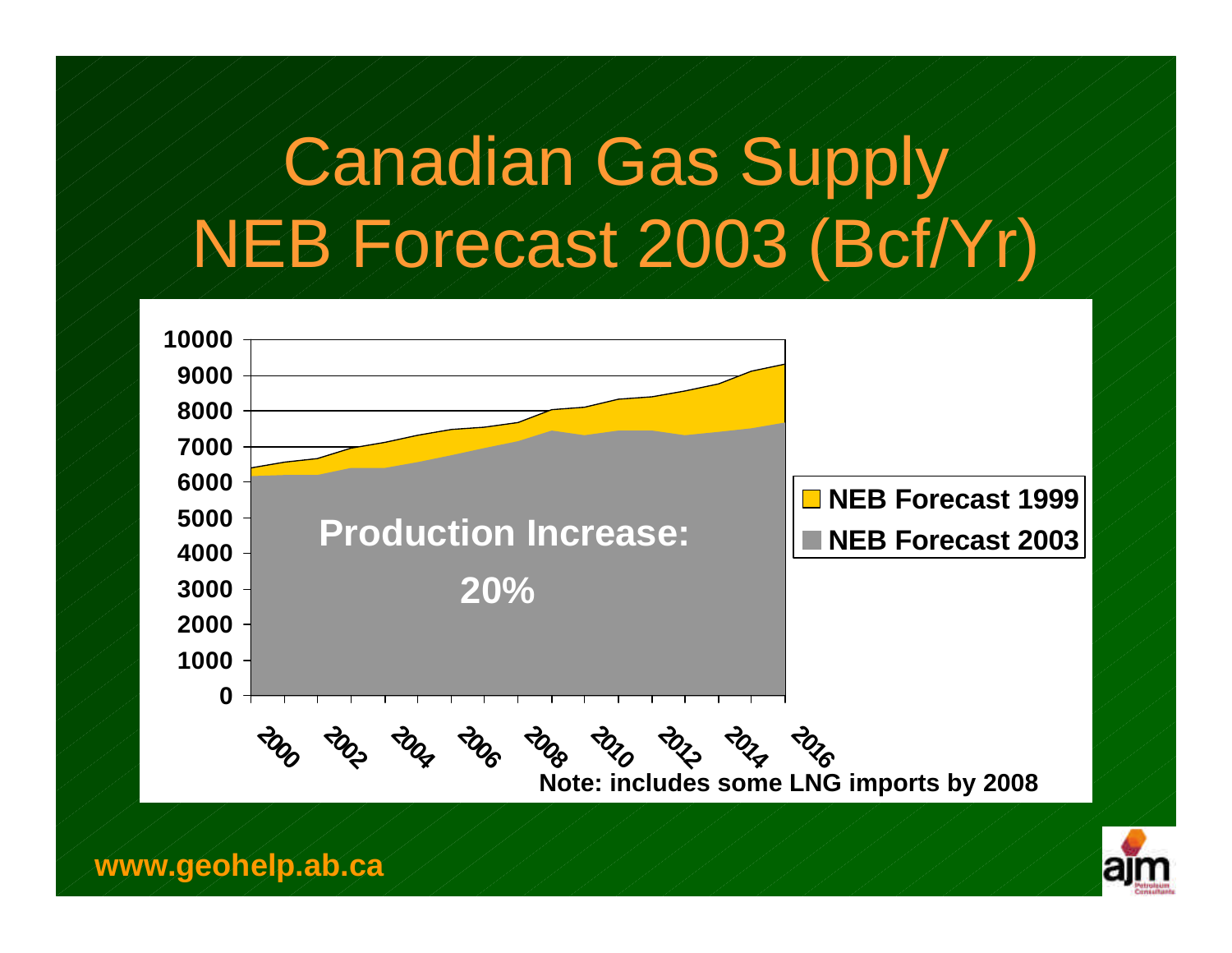# Canadian Gas Supply NEB Forecast 2003 (Bcf/Yr)

Production Increase: 20%

- NEB Forecast 1999
- NEB Forecast 2003

Note: includes some LNG imports by 2008

www.geohelp.ab.ca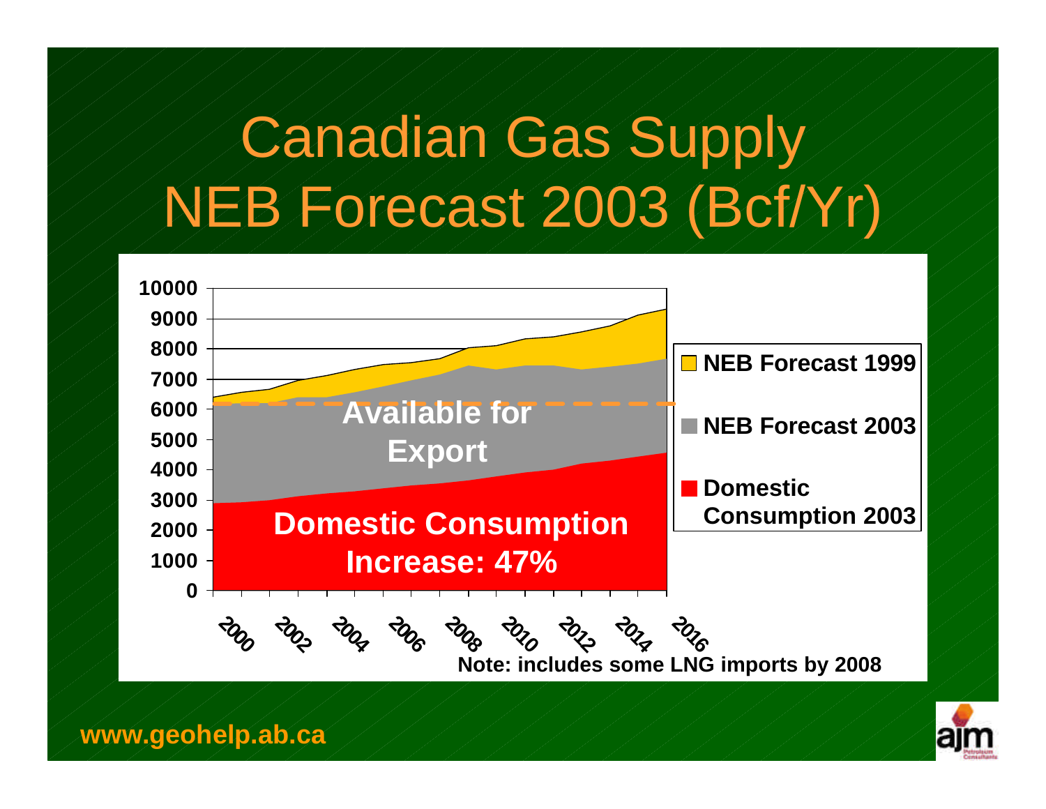# Canadian Gas Supply NEB Forecast 2003 (Bcf/Yr)

**Available for Export**

**Domestic Consumption Increase: 47%**

- **NEB Forecast 1999**
- **NEB Forecast 2003**
- **Domestic Consumption 2003**

**Note: includes some LNG imports by 2008**

**www.geohelp.ab.ca**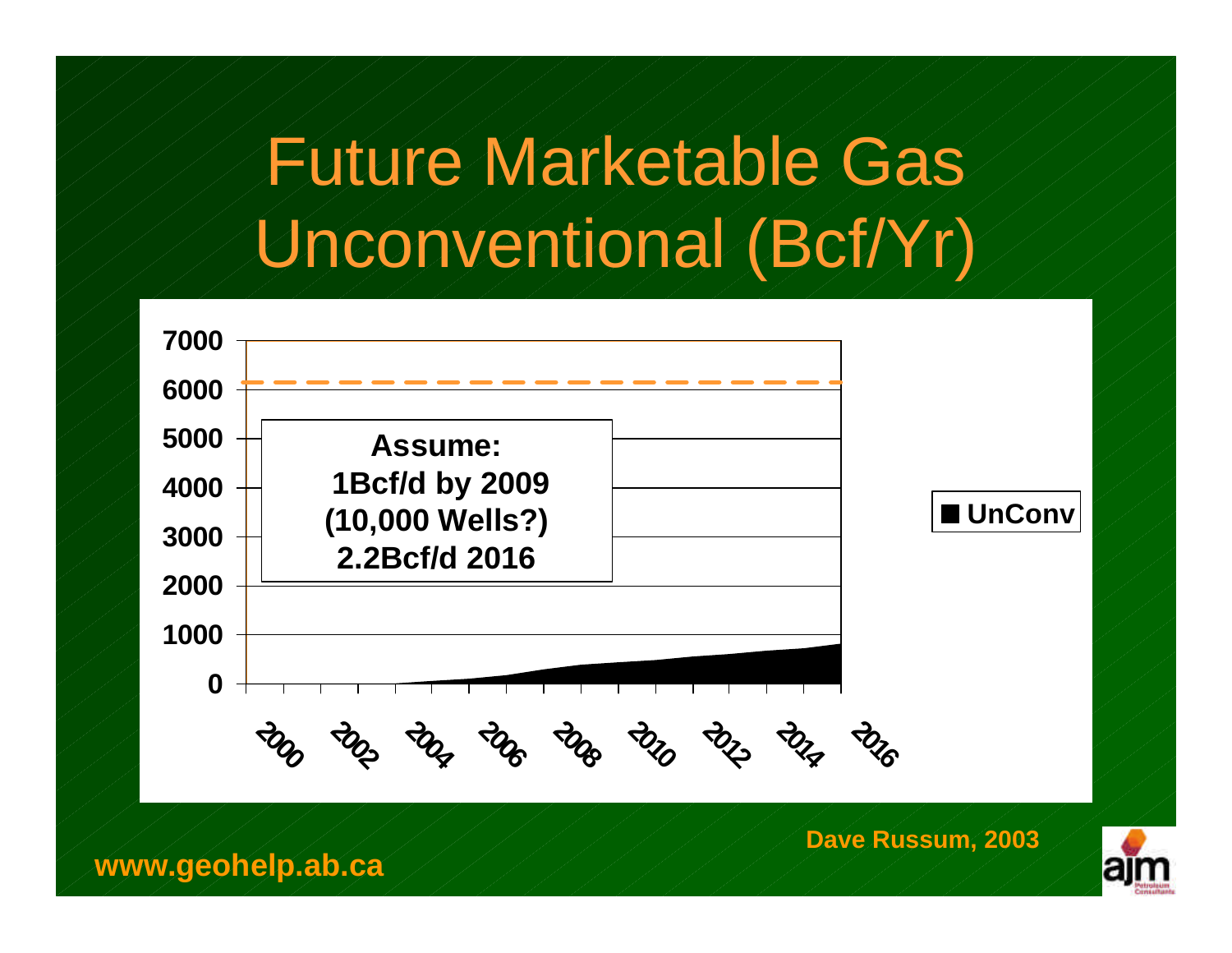# Future Marketable Gas Unconventional (Bcf/Yr)

**Assume:**
**1Bcf/d by 2009**
**(10,000 Wells?)**
**2.2Bcf/d 2016**

**UnConv**

Y-axis: 0, 1000, 2000, 3000, 4000, 5000, 6000, 7000

X-axis: 2000, 2002, 2004, 2006, 2008, 2010, 2012, 2014, 2016

**Dave Russum, 2003**

**www.geohelp.ab.ca**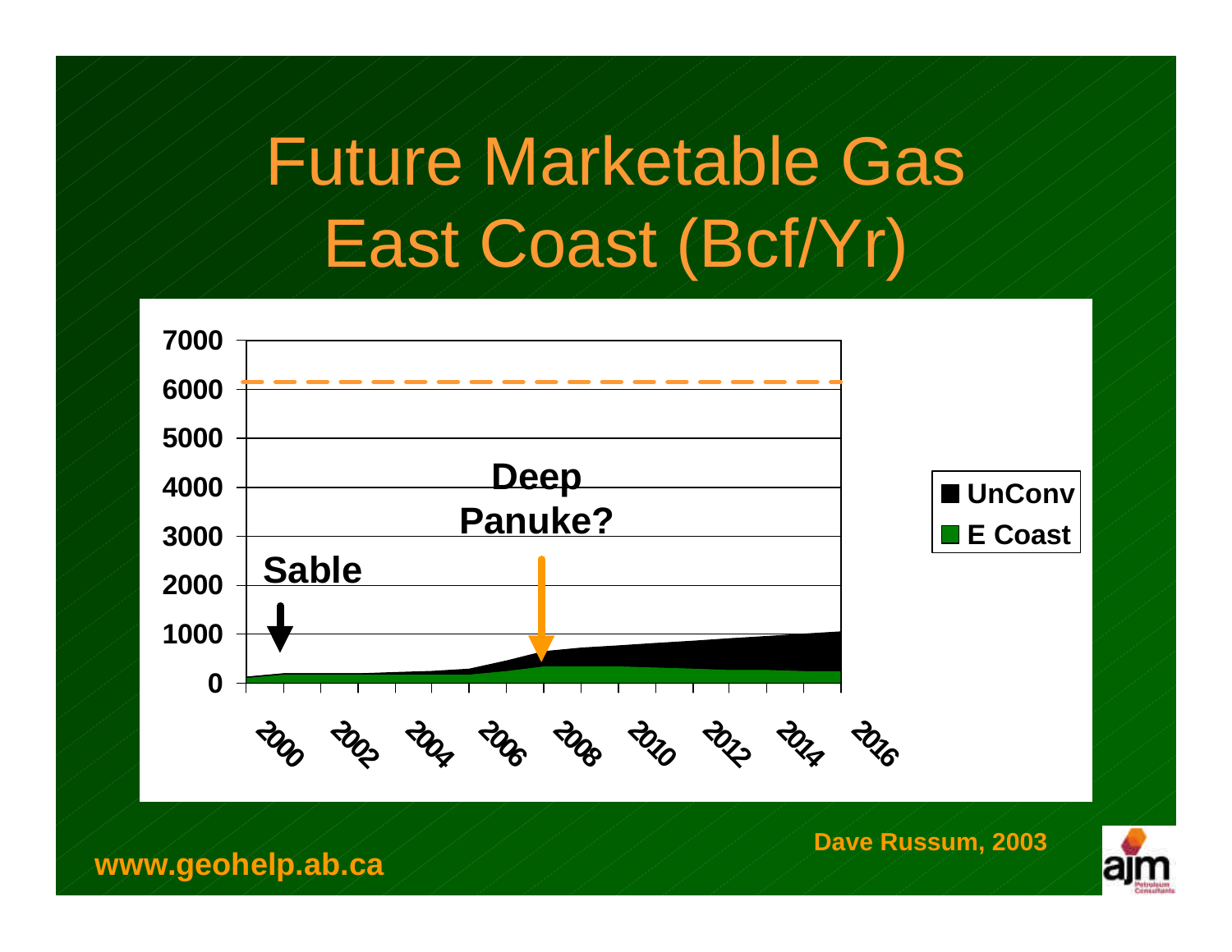# Future Marketable Gas East Coast (Bcf/Yr)

Dave Russum, 2003

www.geohelp.ab.ca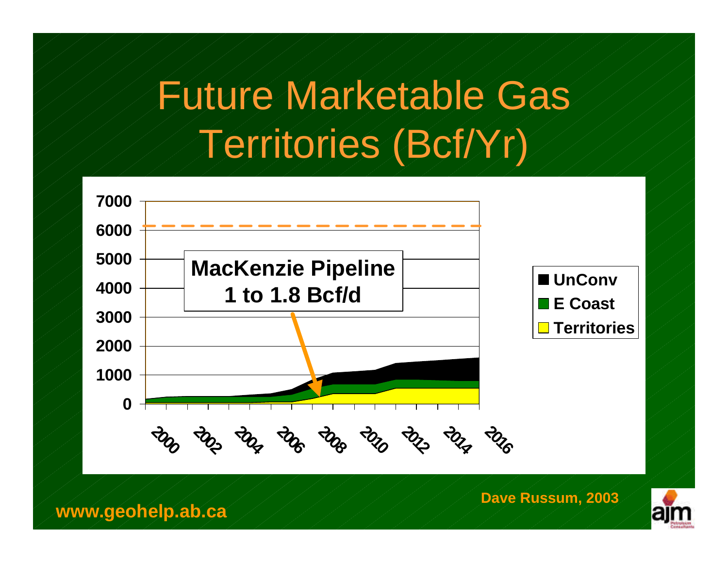# Future Marketable Gas Territories (Bcf/Yr)

MacKenzie Pipeline
1 to 1.8 Bcf/d

UnConv
E Coast
Territories

7000
6000
5000
4000
3000
2000
1000
0

2000 2002 2004 2006 2008 2010 2012 2014 2016

Dave Russum, 2003

www.geohelp.ab.ca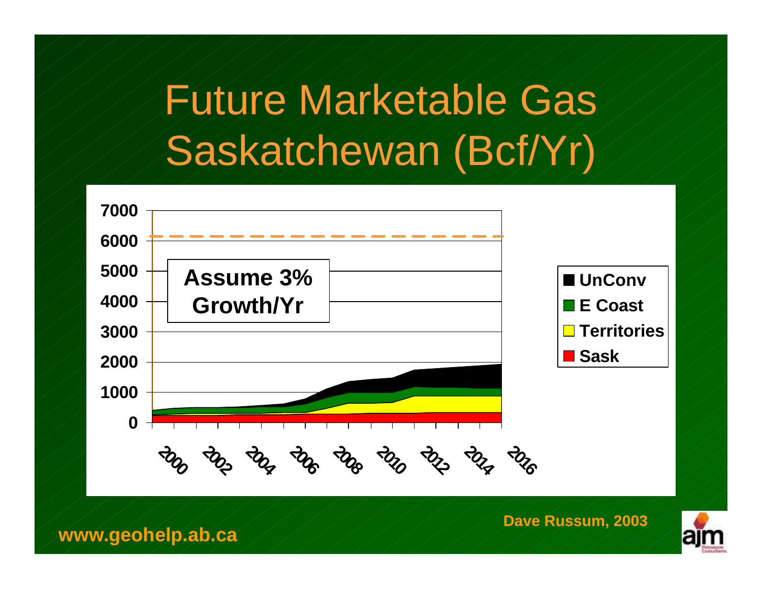# Future Marketable Gas Saskatchewan (Bcf/Yr)

Assume 3% Growth/Yr

UnConv
E Coast
Territories
Sask

7000
6000
5000
4000
3000
2000
1000
0

2000 2002 2004 2006 2008 2010 2012 2014 2016

Dave Russum, 2003

www.geohelp.ab.ca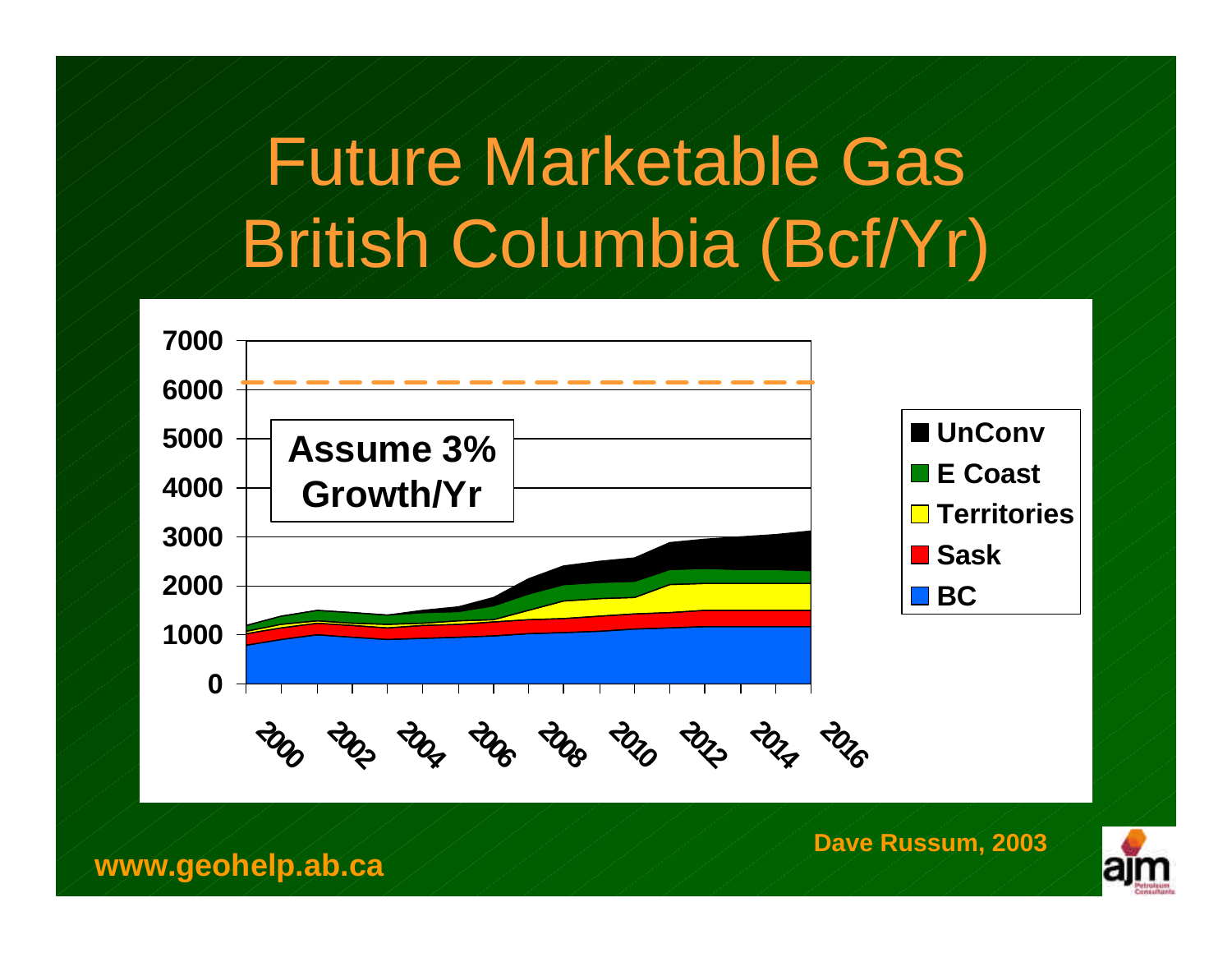# Future Marketable Gas British Columbia (Bcf/Yr)

Assume 3% Growth/Yr

7000
6000
5000
4000
3000
2000
1000
0

2000 2002 2004 2006 2008 2010 2012 2014 2016

UnConv
E Coast
Territories
Sask
BC

Dave Russum, 2003

www.geohelp.ab.ca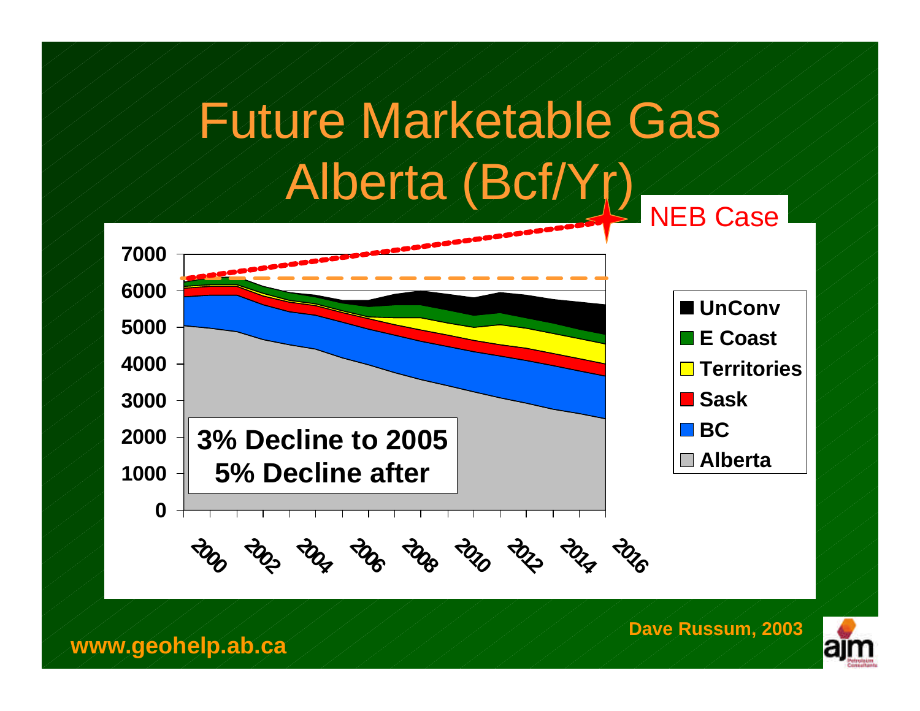# Future Marketable Gas Alberta (Bcf/Yr)

NEB Case

7000
6000
5000
4000
3000
2000
1000
0

2000 2002 2004 2006 2008 2010 2012 2014 2016

**3% Decline to 2005**
**5% Decline after**

- **UnConv**
- **E Coast**
- **Territories**
- **Sask**
- **BC**
- **Alberta**

**Dave Russum, 2003**

**www.geohelp.ab.ca**

ajm Petroleum Consultants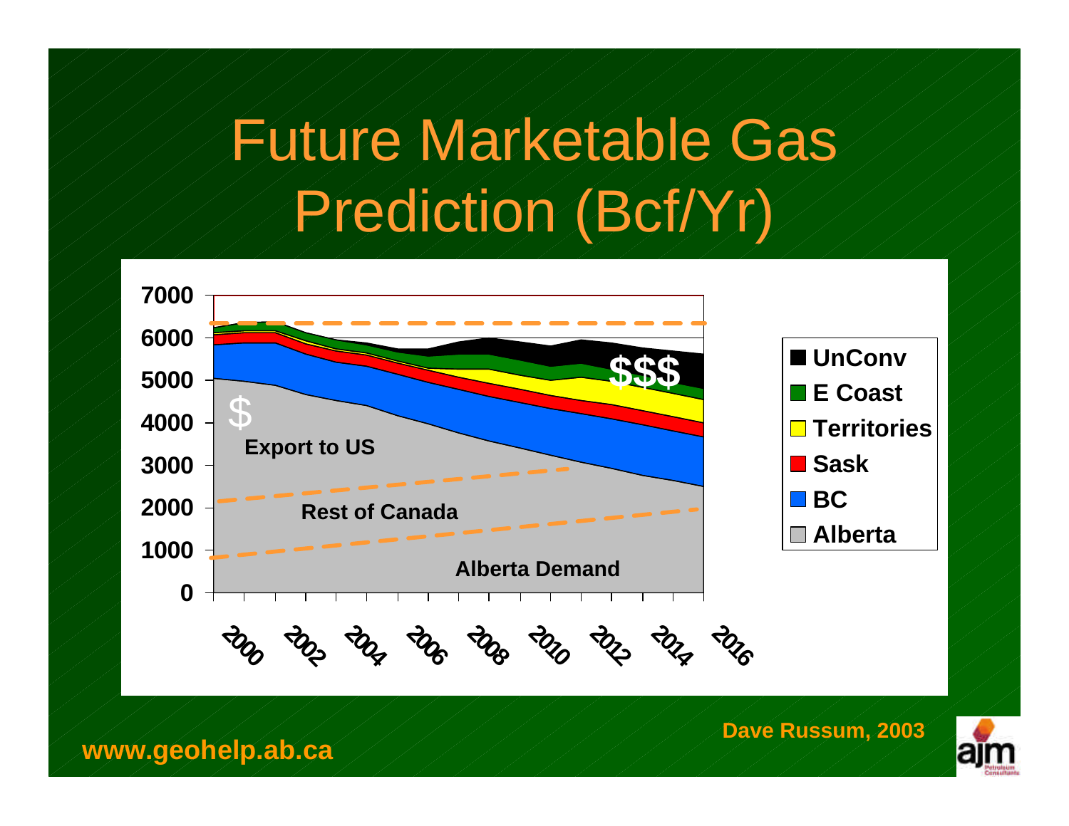# Future Marketable Gas Prediction (Bcf/Yr)

7000
6000
5000
4000
3000
2000
1000
0

2000 2002 2004 2006 2008 2010 2012 2014 2016

$

$$$

Export to US

Rest of Canada

Alberta Demand

- UnConv
- E Coast
- Territories
- Sask
- BC
- Alberta

Dave Russum, 2003

www.geohelp.ab.ca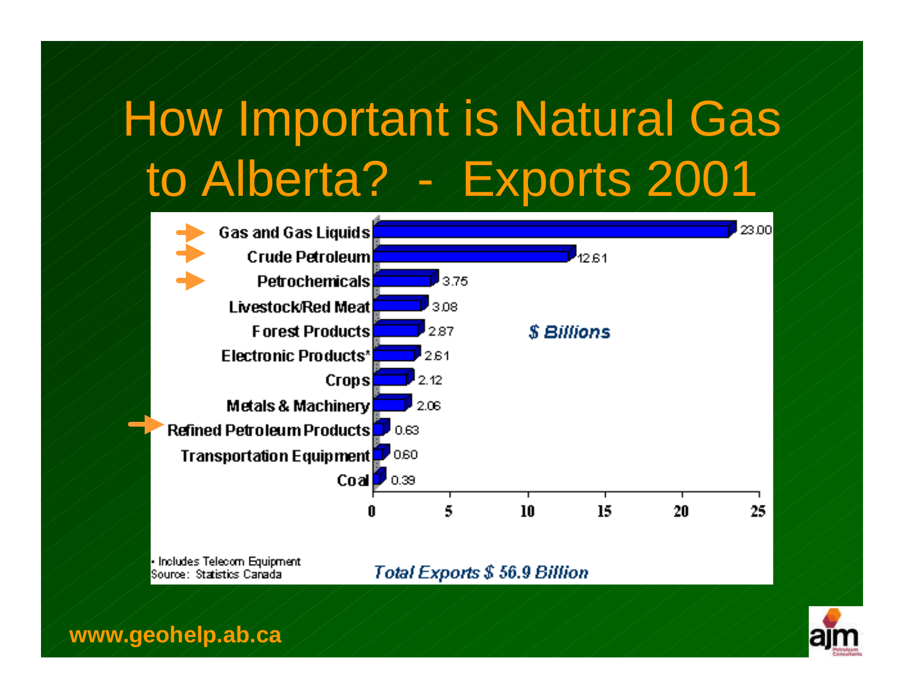# How Important is Natural Gas to Alberta? - Exports 2001

| Export | $ Billions |
| --- | --- |
| Gas and Gas Liquids | 23.00 |
| Crude Petroleum | 12.61 |
| Petrochemicals | 3.75 |
| Livestock/Red Meat | 3.08 |
| Forest Products | 2.87 |
| Electronic Products* | 2.61 |
| Crops | 2.12 |
| Metals & Machinery | 2.06 |
| Refined Petroleum Products | 0.63 |
| Transportation Equipment | 0.60 |
| Coal | 0.39 |

*Total Exports $ 56.9 Billion*

* Includes Telecom Equipment

Source: Statistics Canada

**www.geohelp.ab.ca**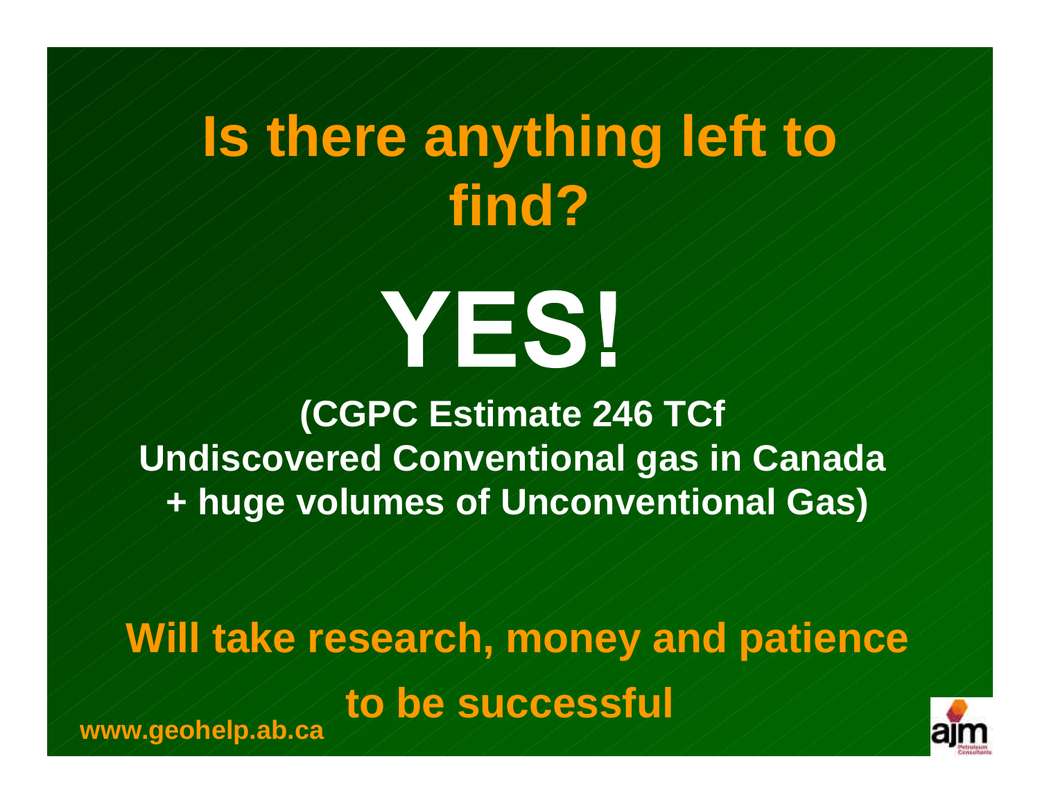# Is there anything left to find?

# YES!

**(CGPC Estimate 246 TCf**
**Undiscovered Conventional gas in Canada**
**+ huge volumes of Unconventional Gas)**

**Will take research, money and patience to be successful**

**www.geohelp.ab.ca**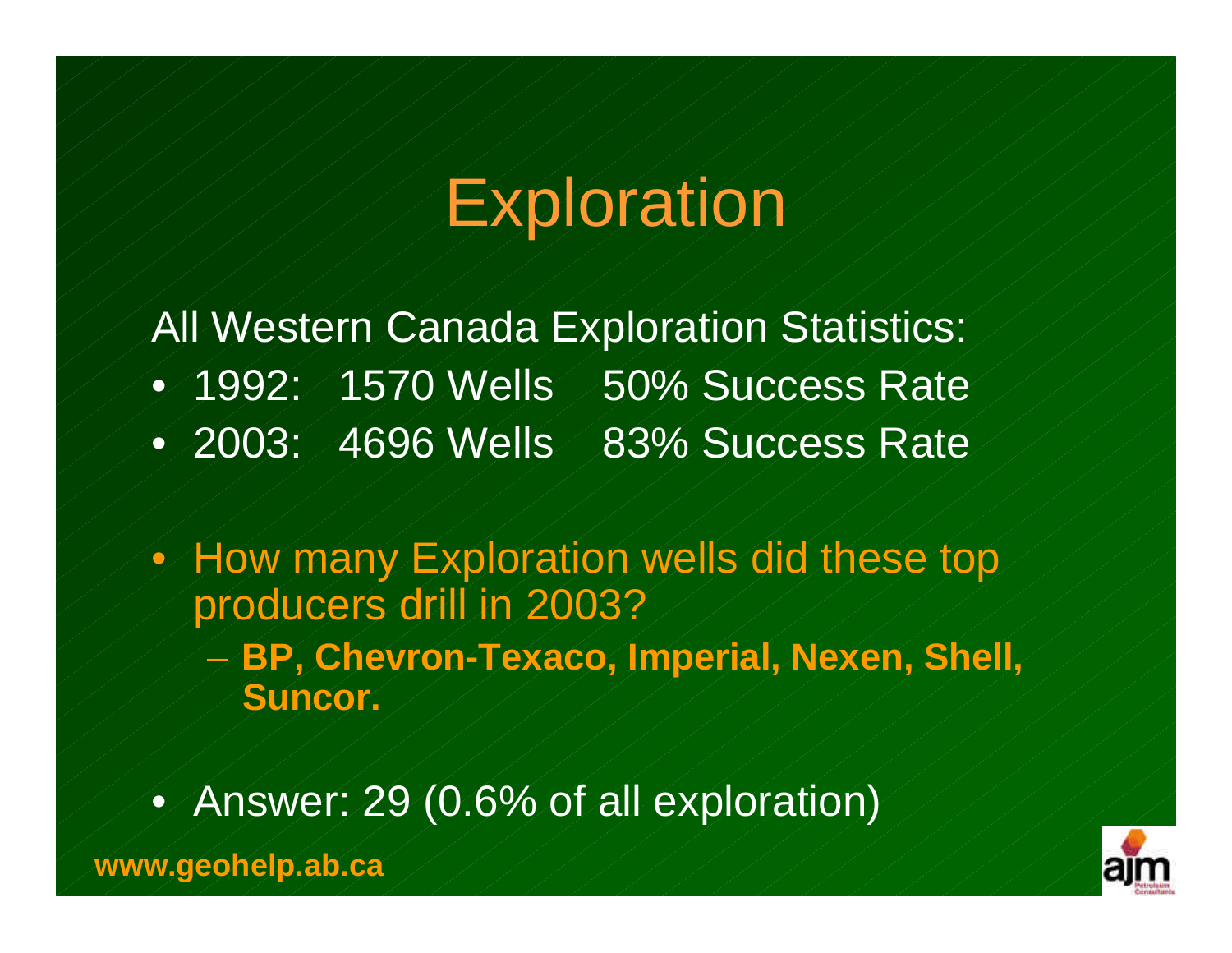# Exploration

All Western Canada Exploration Statistics:

- 1992: 1570 Wells 50% Success Rate
- 2003: 4696 Wells 83% Success Rate

- How many Exploration wells did these top producers drill in 2003?
  - **BP, Chevron-Texaco, Imperial, Nexen, Shell, Suncor.**

- Answer: 29 (0.6% of all exploration)

**www.geohelp.ab.ca**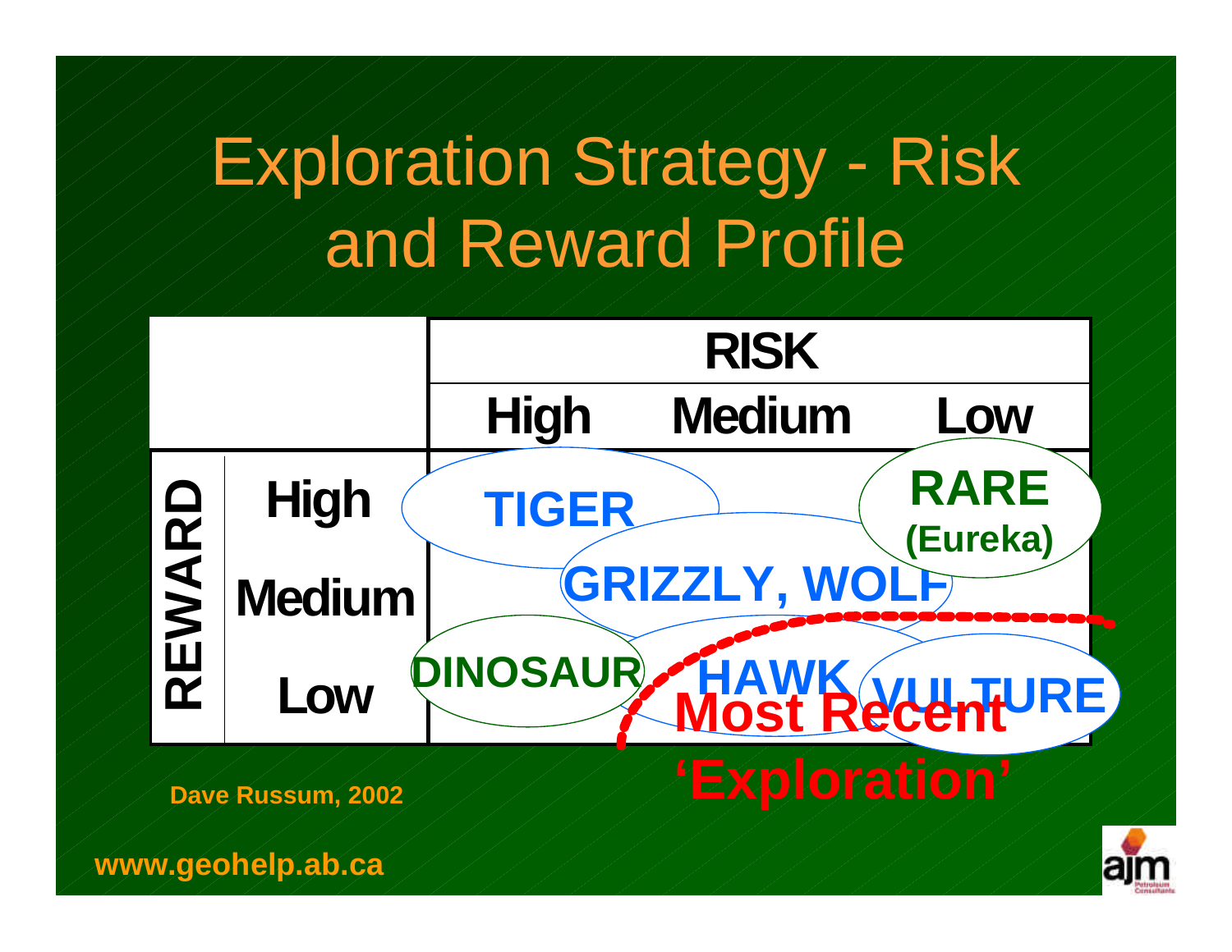# Exploration Strategy - Risk and Reward Profile

| | | RISK | | |
|---|---|---|---|---|
| | | High | Medium | Low |
| REWARD | High | TIGER | | RARE (Eureka) |
| | Medium | | GRIZZLY, WOLF | |
| | Low | DINOSAUR | HAWK | VULTURE |

Most Recent 'Exploration'

Dave Russum, 2002

www.geohelp.ab.ca

ajm Petroleum Consultants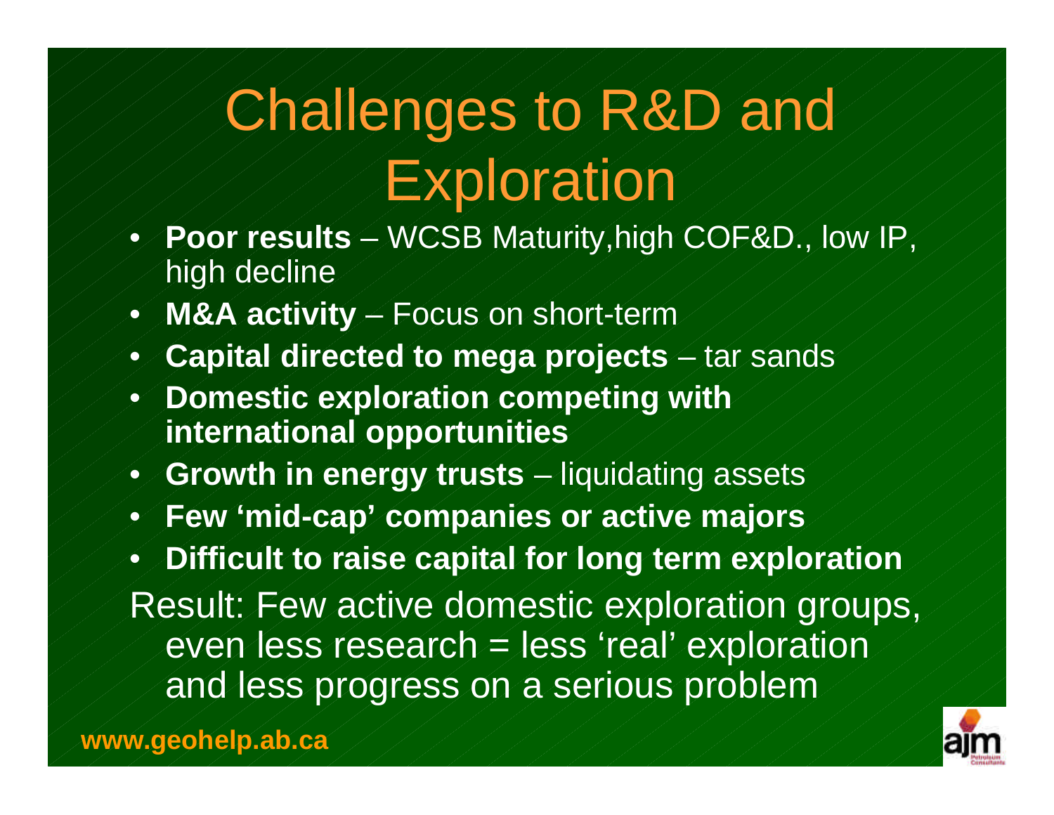# Challenges to R&D and Exploration

- **Poor results** – WCSB Maturity,high COF&D., low IP, high decline
- **M&A activity** – Focus on short-term
- **Capital directed to mega projects** – tar sands
- **Domestic exploration competing with international opportunities**
- **Growth in energy trusts** – liquidating assets
- **Few 'mid-cap' companies or active majors**
- **Difficult to raise capital for long term exploration**

Result: Few active domestic exploration groups, even less research = less 'real' exploration and less progress on a serious problem

**www.geohelp.ab.ca**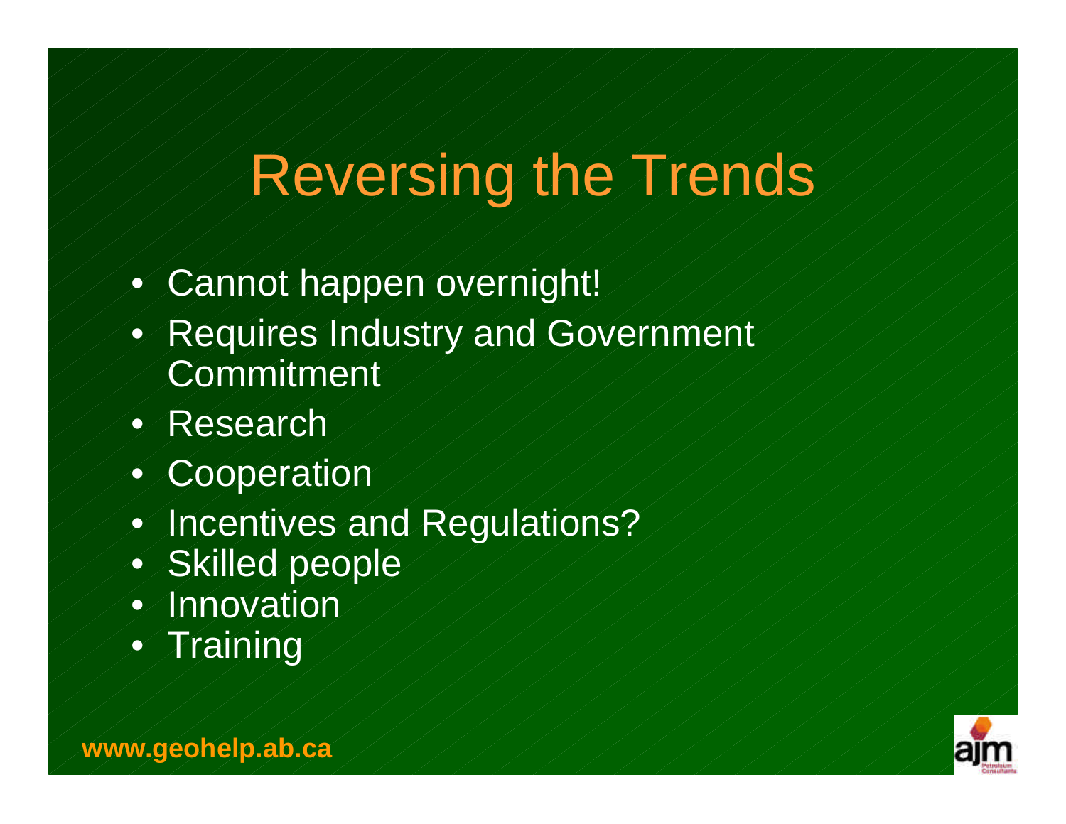# Reversing the Trends

- Cannot happen overnight!
- Requires Industry and Government Commitment
- Research
- Cooperation
- Incentives and Regulations?
- Skilled people
- Innovation
- Training

www.geohelp.ab.ca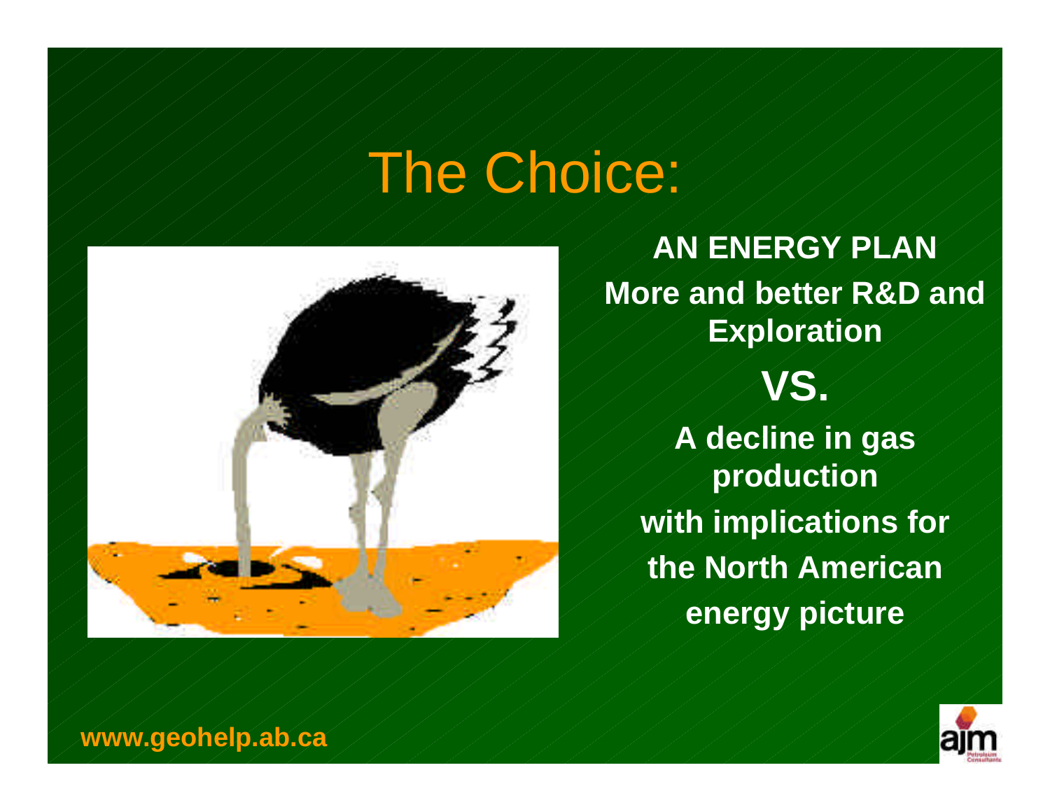# The Choice:

**AN ENERGY PLAN**

**More and better R&D and Exploration**

**VS.**

**A decline in gas production with implications for the North American energy picture**

**www.geohelp.ab.ca**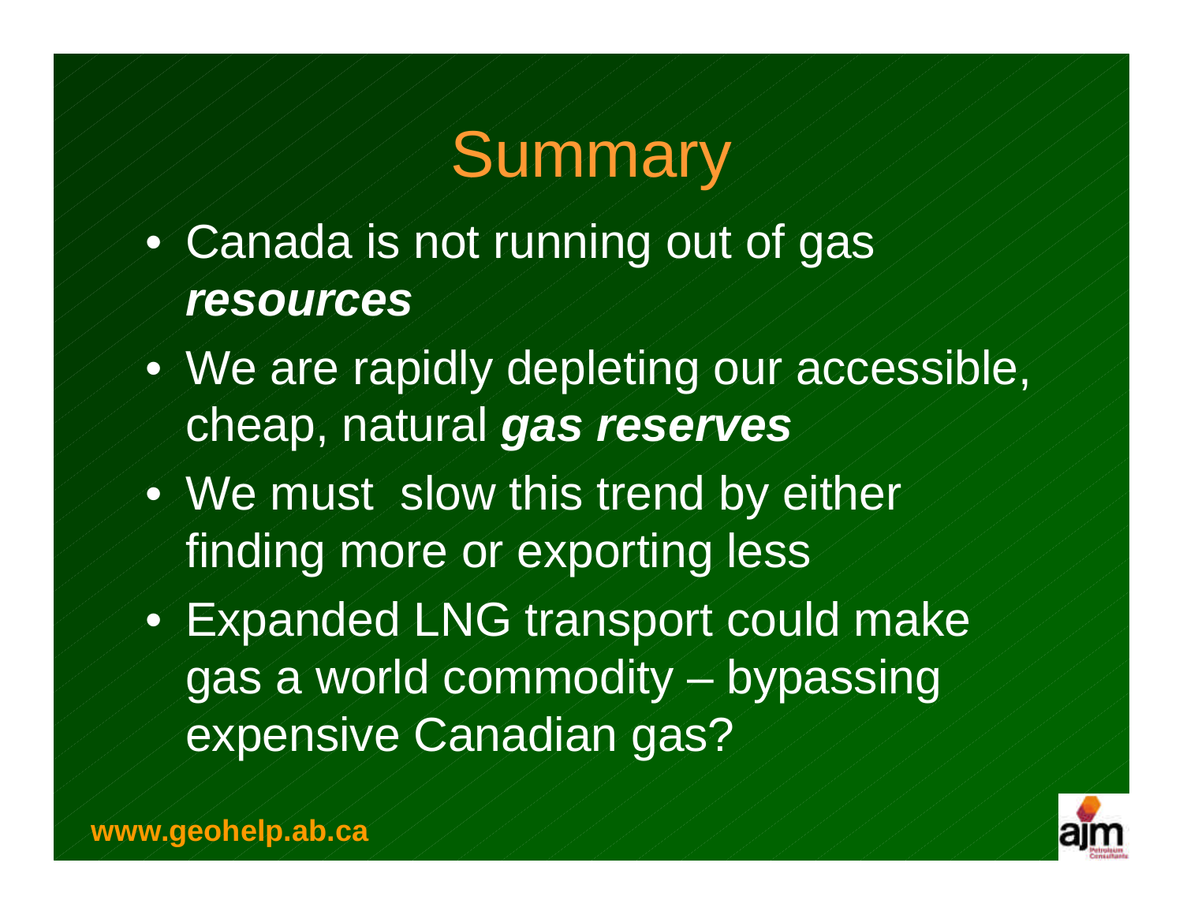# Summary

- Canada is not running out of gas ***resources***
- We are rapidly depleting our accessible, cheap, natural ***gas reserves***
- We must slow this trend by either finding more or exporting less
- Expanded LNG transport could make gas a world commodity – bypassing expensive Canadian gas?

**www.geohelp.ab.ca**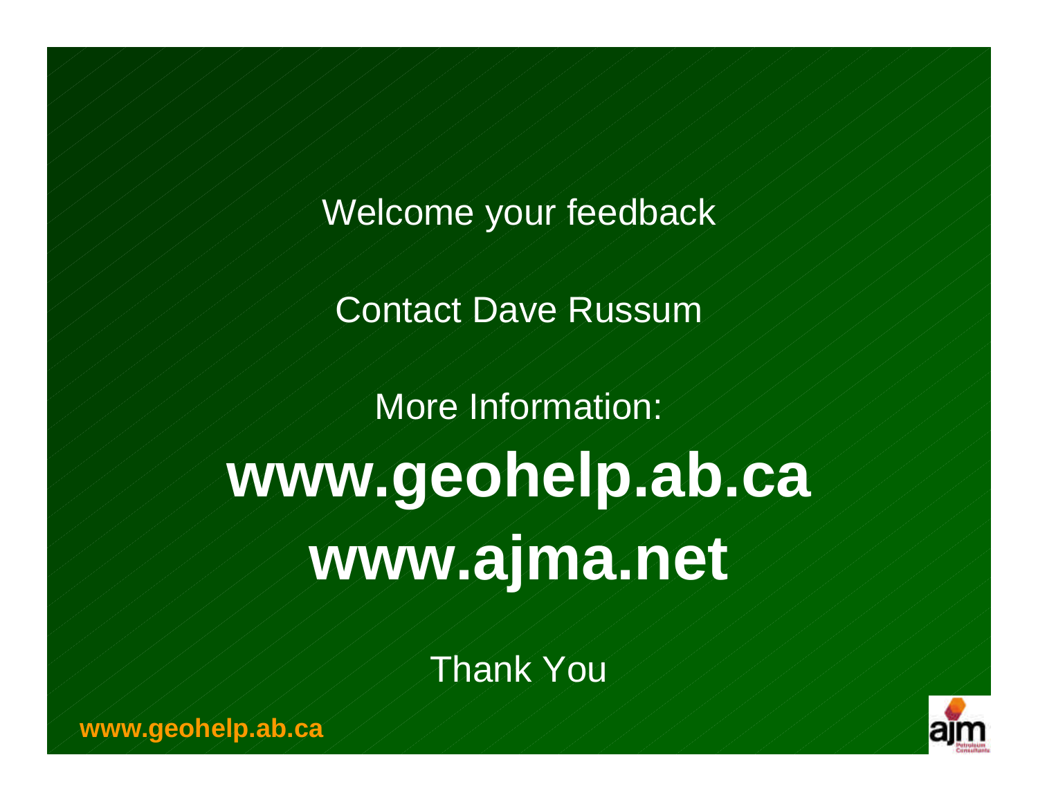Welcome your feedback

Contact Dave Russum

More Information:

**www.geohelp.ab.ca**

**www.ajma.net**

Thank You